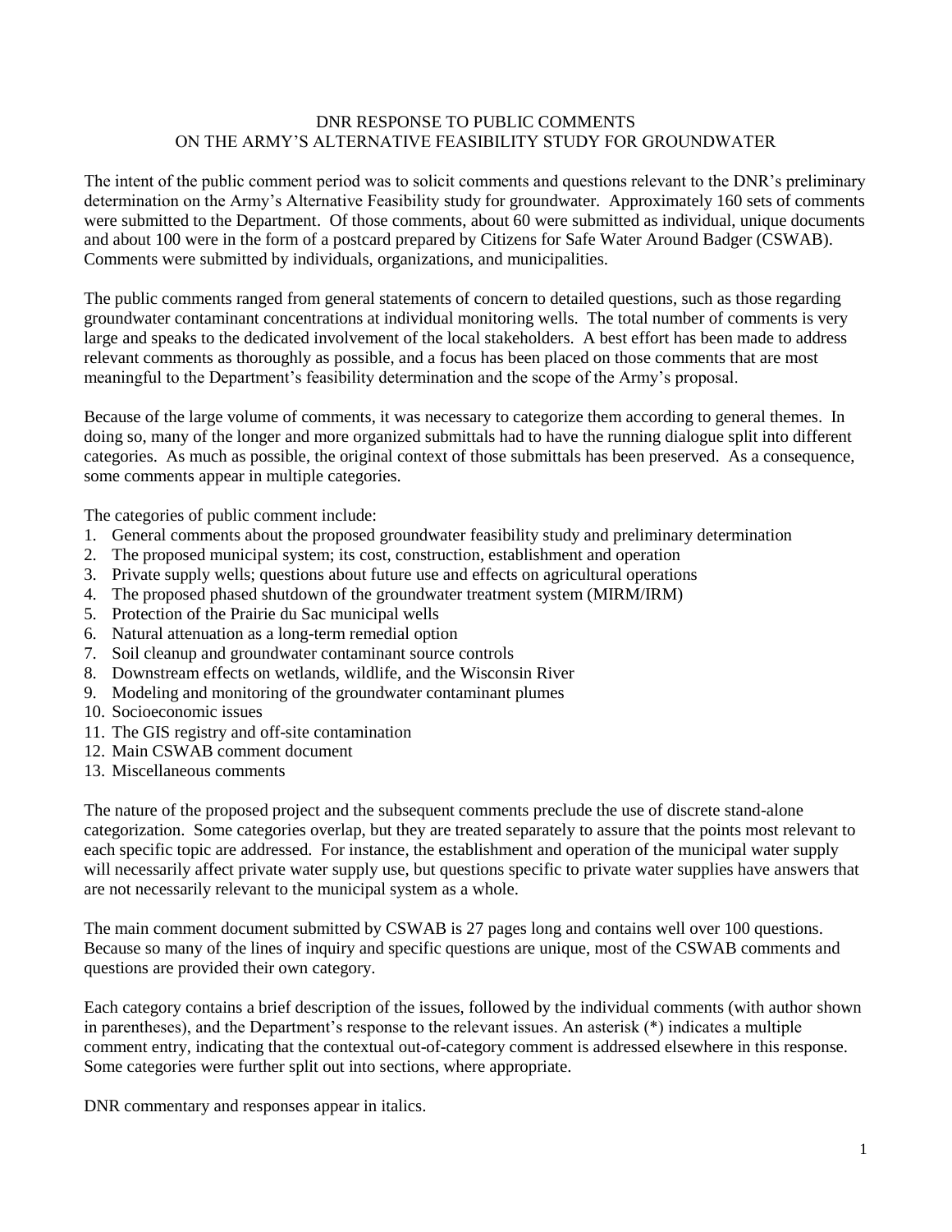# DNR RESPONSE TO PUBLIC COMMENTS ON THE ARMY'S ALTERNATIVE FEASIBILITY STUDY FOR GROUNDWATER

The intent of the public comment period was to solicit comments and questions relevant to the DNR's preliminary determination on the Army's Alternative Feasibility study for groundwater. Approximately 160 sets of comments were submitted to the Department. Of those comments, about 60 were submitted as individual, unique documents and about 100 were in the form of a postcard prepared by Citizens for Safe Water Around Badger (CSWAB). Comments were submitted by individuals, organizations, and municipalities.

The public comments ranged from general statements of concern to detailed questions, such as those regarding groundwater contaminant concentrations at individual monitoring wells. The total number of comments is very large and speaks to the dedicated involvement of the local stakeholders. A best effort has been made to address relevant comments as thoroughly as possible, and a focus has been placed on those comments that are most meaningful to the Department's feasibility determination and the scope of the Army's proposal.

Because of the large volume of comments, it was necessary to categorize them according to general themes. In doing so, many of the longer and more organized submittals had to have the running dialogue split into different categories. As much as possible, the original context of those submittals has been preserved. As a consequence, some comments appear in multiple categories.

The categories of public comment include:

1. General comments about the proposed groundwater feasibility study and preliminary determination
2. The proposed municipal system; its cost, construction, establishment and operation
3. Private supply wells; questions about future use and effects on agricultural operations
4. The proposed phased shutdown of the groundwater treatment system (MIRM/IRM)
5. Protection of the Prairie du Sac municipal wells
6. Natural attenuation as a long-term remedial option
7. Soil cleanup and groundwater contaminant source controls
8. Downstream effects on wetlands, wildlife, and the Wisconsin River
9. Modeling and monitoring of the groundwater contaminant plumes
10. Socioeconomic issues
11. The GIS registry and off-site contamination
12. Main CSWAB comment document
13. Miscellaneous comments

The nature of the proposed project and the subsequent comments preclude the use of discrete stand-alone categorization. Some categories overlap, but they are treated separately to assure that the points most relevant to each specific topic are addressed. For instance, the establishment and operation of the municipal water supply will necessarily affect private water supply use, but questions specific to private water supplies have answers that are not necessarily relevant to the municipal system as a whole.

The main comment document submitted by CSWAB is 27 pages long and contains well over 100 questions. Because so many of the lines of inquiry and specific questions are unique, most of the CSWAB comments and questions are provided their own category.

Each category contains a brief description of the issues, followed by the individual comments (with author shown in parentheses), and the Department's response to the relevant issues. An asterisk (*) indicates a multiple comment entry, indicating that the contextual out-of-category comment is addressed elsewhere in this response. Some categories were further split out into sections, where appropriate.

DNR commentary and responses appear in italics.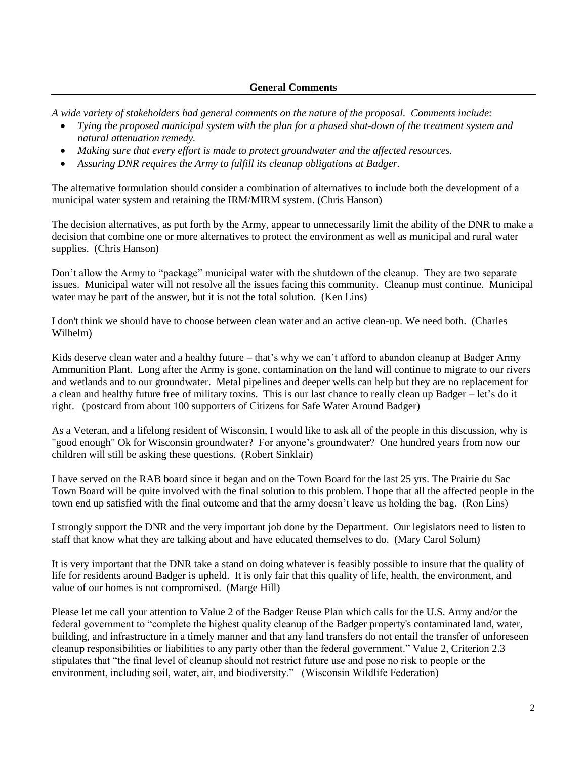## General Comments

*A wide variety of stakeholders had general comments on the nature of the proposal. Comments include:*

- *Tying the proposed municipal system with the plan for a phased shut-down of the treatment system and natural attenuation remedy.*
- *Making sure that every effort is made to protect groundwater and the affected resources.*
- *Assuring DNR requires the Army to fulfill its cleanup obligations at Badger.*

The alternative formulation should consider a combination of alternatives to include both the development of a municipal water system and retaining the IRM/MIRM system. (Chris Hanson)

The decision alternatives, as put forth by the Army, appear to unnecessarily limit the ability of the DNR to make a decision that combine one or more alternatives to protect the environment as well as municipal and rural water supplies. (Chris Hanson)

Don't allow the Army to "package" municipal water with the shutdown of the cleanup. They are two separate issues. Municipal water will not resolve all the issues facing this community. Cleanup must continue. Municipal water may be part of the answer, but it is not the total solution. (Ken Lins)

I don't think we should have to choose between clean water and an active clean-up. We need both. (Charles Wilhelm)

Kids deserve clean water and a healthy future – that's why we can't afford to abandon cleanup at Badger Army Ammunition Plant. Long after the Army is gone, contamination on the land will continue to migrate to our rivers and wetlands and to our groundwater. Metal pipelines and deeper wells can help but they are no replacement for a clean and healthy future free of military toxins. This is our last chance to really clean up Badger – let's do it right. (postcard from about 100 supporters of Citizens for Safe Water Around Badger)

As a Veteran, and a lifelong resident of Wisconsin, I would like to ask all of the people in this discussion, why is "good enough" Ok for Wisconsin groundwater? For anyone's groundwater? One hundred years from now our children will still be asking these questions. (Robert Sinklair)

I have served on the RAB board since it began and on the Town Board for the last 25 yrs. The Prairie du Sac Town Board will be quite involved with the final solution to this problem. I hope that all the affected people in the town end up satisfied with the final outcome and that the army doesn't leave us holding the bag. (Ron Lins)

I strongly support the DNR and the very important job done by the Department. Our legislators need to listen to staff that know what they are talking about and have <u>educated</u> themselves to do. (Mary Carol Solum)

It is very important that the DNR take a stand on doing whatever is feasibly possible to insure that the quality of life for residents around Badger is upheld. It is only fair that this quality of life, health, the environment, and value of our homes is not compromised. (Marge Hill)

Please let me call your attention to Value 2 of the Badger Reuse Plan which calls for the U.S. Army and/or the federal government to "complete the highest quality cleanup of the Badger property's contaminated land, water, building, and infrastructure in a timely manner and that any land transfers do not entail the transfer of unforeseen cleanup responsibilities or liabilities to any party other than the federal government." Value 2, Criterion 2.3 stipulates that "the final level of cleanup should not restrict future use and pose no risk to people or the environment, including soil, water, air, and biodiversity." (Wisconsin Wildlife Federation)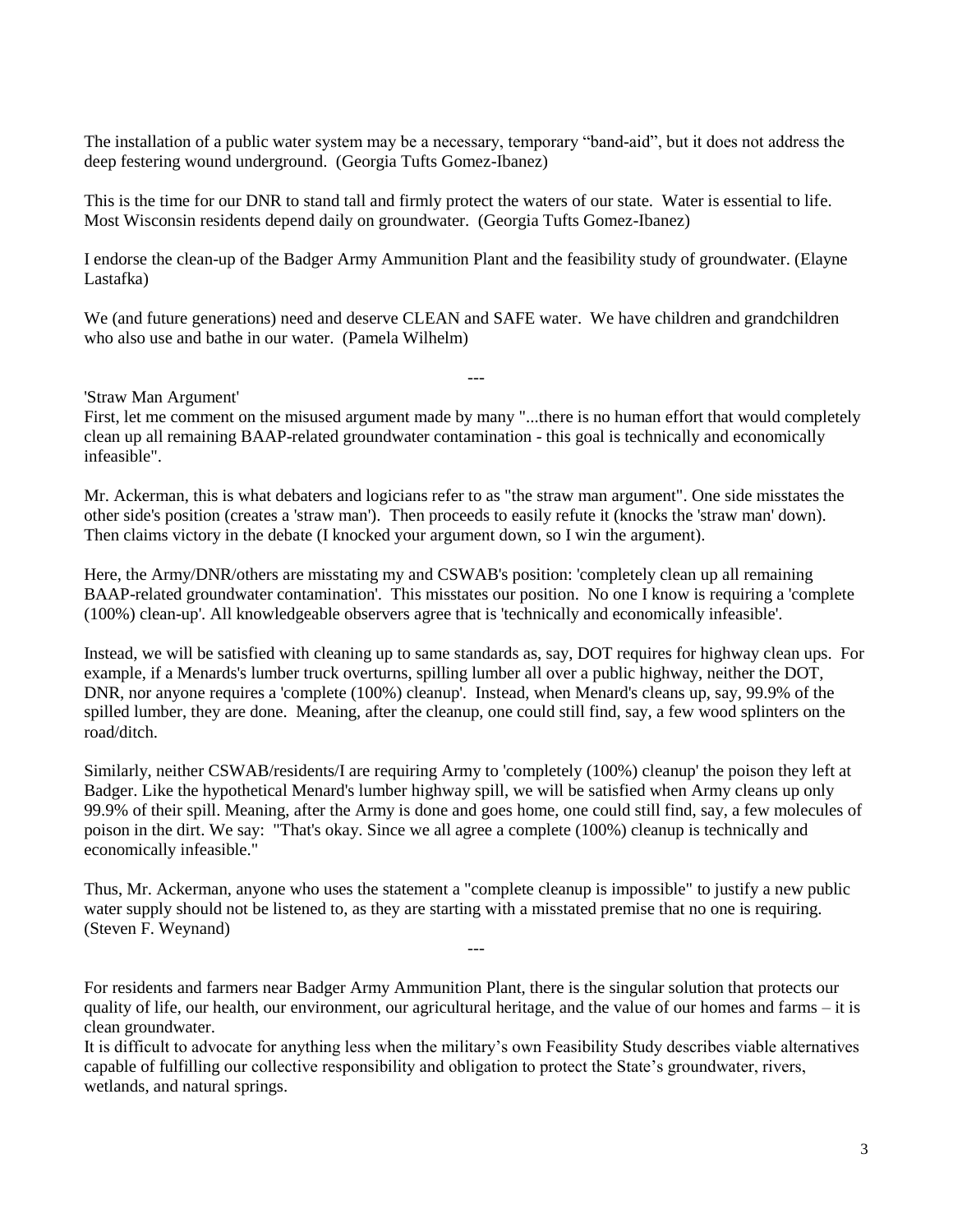The installation of a public water system may be a necessary, temporary "band-aid", but it does not address the deep festering wound underground. (Georgia Tufts Gomez-Ibanez)

This is the time for our DNR to stand tall and firmly protect the waters of our state. Water is essential to life. Most Wisconsin residents depend daily on groundwater. (Georgia Tufts Gomez-Ibanez)

I endorse the clean-up of the Badger Army Ammunition Plant and the feasibility study of groundwater. (Elayne Lastafka)

We (and future generations) need and deserve CLEAN and SAFE water. We have children and grandchildren who also use and bathe in our water. (Pamela Wilhelm)

---

'Straw Man Argument'

First, let me comment on the misused argument made by many "...there is no human effort that would completely clean up all remaining BAAP-related groundwater contamination - this goal is technically and economically infeasible".

Mr. Ackerman, this is what debaters and logicians refer to as "the straw man argument". One side misstates the other side's position (creates a 'straw man'). Then proceeds to easily refute it (knocks the 'straw man' down). Then claims victory in the debate (I knocked your argument down, so I win the argument).

Here, the Army/DNR/others are misstating my and CSWAB's position: 'completely clean up all remaining BAAP-related groundwater contamination'. This misstates our position. No one I know is requiring a 'complete (100%) clean-up'. All knowledgeable observers agree that is 'technically and economically infeasible'.

Instead, we will be satisfied with cleaning up to same standards as, say, DOT requires for highway clean ups. For example, if a Menards's lumber truck overturns, spilling lumber all over a public highway, neither the DOT, DNR, nor anyone requires a 'complete (100%) cleanup'. Instead, when Menard's cleans up, say, 99.9% of the spilled lumber, they are done. Meaning, after the cleanup, one could still find, say, a few wood splinters on the road/ditch.

Similarly, neither CSWAB/residents/I are requiring Army to 'completely (100%) cleanup' the poison they left at Badger. Like the hypothetical Menard's lumber highway spill, we will be satisfied when Army cleans up only 99.9% of their spill. Meaning, after the Army is done and goes home, one could still find, say, a few molecules of poison in the dirt. We say: "That's okay. Since we all agree a complete (100%) cleanup is technically and economically infeasible."

Thus, Mr. Ackerman, anyone who uses the statement a "complete cleanup is impossible" to justify a new public water supply should not be listened to, as they are starting with a misstated premise that no one is requiring. (Steven F. Weynand)

---

For residents and farmers near Badger Army Ammunition Plant, there is the singular solution that protects our quality of life, our health, our environment, our agricultural heritage, and the value of our homes and farms – it is clean groundwater.

It is difficult to advocate for anything less when the military's own Feasibility Study describes viable alternatives capable of fulfilling our collective responsibility and obligation to protect the State's groundwater, rivers, wetlands, and natural springs.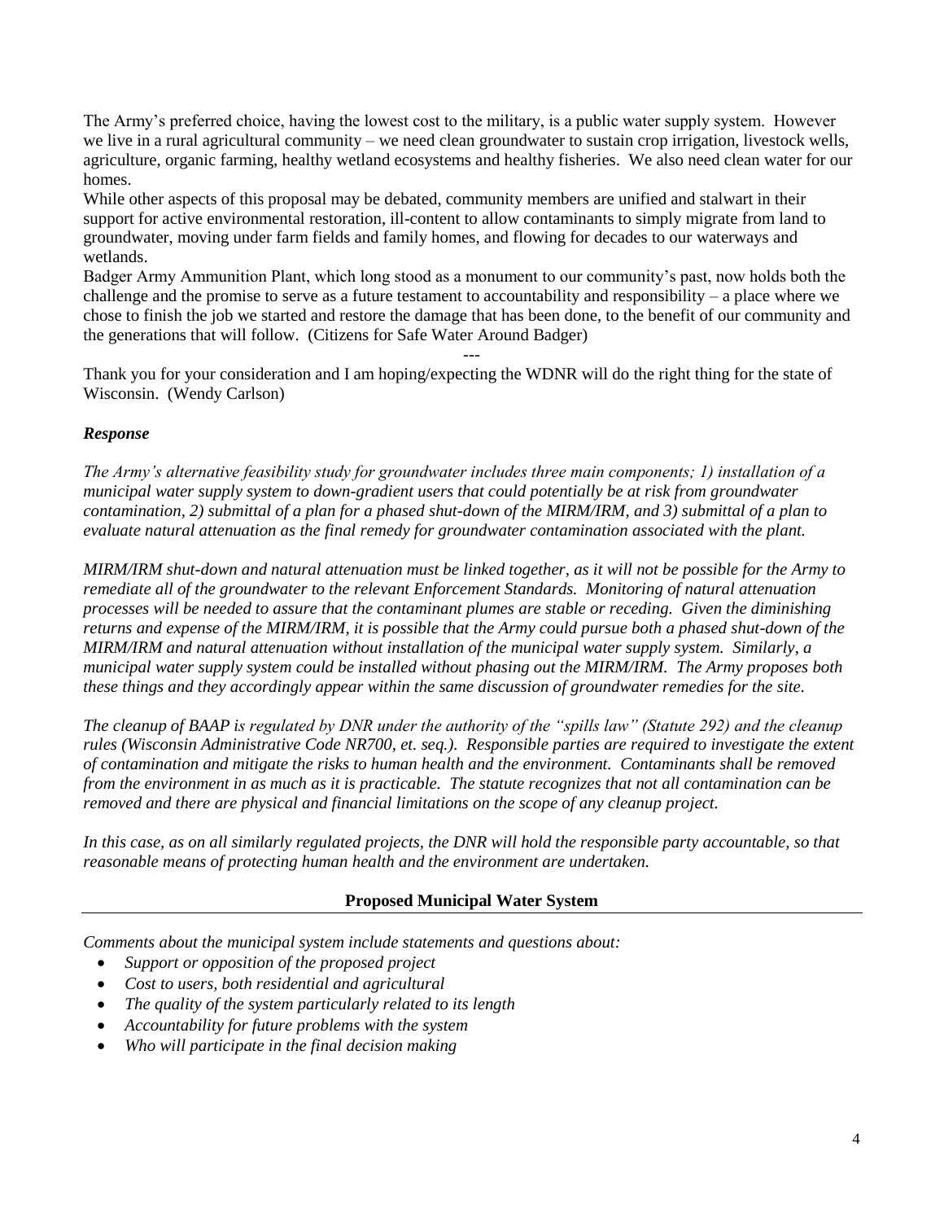The Army's preferred choice, having the lowest cost to the military, is a public water supply system. However we live in a rural agricultural community – we need clean groundwater to sustain crop irrigation, livestock wells, agriculture, organic farming, healthy wetland ecosystems and healthy fisheries. We also need clean water for our homes.

While other aspects of this proposal may be debated, community members are unified and stalwart in their support for active environmental restoration, ill-content to allow contaminants to simply migrate from land to groundwater, moving under farm fields and family homes, and flowing for decades to our waterways and wetlands.

Badger Army Ammunition Plant, which long stood as a monument to our community's past, now holds both the challenge and the promise to serve as a future testament to accountability and responsibility – a place where we chose to finish the job we started and restore the damage that has been done, to the benefit of our community and the generations that will follow. (Citizens for Safe Water Around Badger)

---

Thank you for your consideration and I am hoping/expecting the WDNR will do the right thing for the state of Wisconsin. (Wendy Carlson)

***Response***

*The Army's alternative feasibility study for groundwater includes three main components; 1) installation of a municipal water supply system to down-gradient users that could potentially be at risk from groundwater contamination, 2) submittal of a plan for a phased shut-down of the MIRM/IRM, and 3) submittal of a plan to evaluate natural attenuation as the final remedy for groundwater contamination associated with the plant.*

*MIRM/IRM shut-down and natural attenuation must be linked together, as it will not be possible for the Army to remediate all of the groundwater to the relevant Enforcement Standards. Monitoring of natural attenuation processes will be needed to assure that the contaminant plumes are stable or receding. Given the diminishing returns and expense of the MIRM/IRM, it is possible that the Army could pursue both a phased shut-down of the MIRM/IRM and natural attenuation without installation of the municipal water supply system. Similarly, a municipal water supply system could be installed without phasing out the MIRM/IRM. The Army proposes both these things and they accordingly appear within the same discussion of groundwater remedies for the site.*

*The cleanup of BAAP is regulated by DNR under the authority of the "spills law" (Statute 292) and the cleanup rules (Wisconsin Administrative Code NR700, et. seq.). Responsible parties are required to investigate the extent of contamination and mitigate the risks to human health and the environment. Contaminants shall be removed from the environment in as much as it is practicable. The statute recognizes that not all contamination can be removed and there are physical and financial limitations on the scope of any cleanup project.*

*In this case, as on all similarly regulated projects, the DNR will hold the responsible party accountable, so that reasonable means of protecting human health and the environment are undertaken.*

## Proposed Municipal Water System

*Comments about the municipal system include statements and questions about:*

- *Support or opposition of the proposed project*
- *Cost to users, both residential and agricultural*
- *The quality of the system particularly related to its length*
- *Accountability for future problems with the system*
- *Who will participate in the final decision making*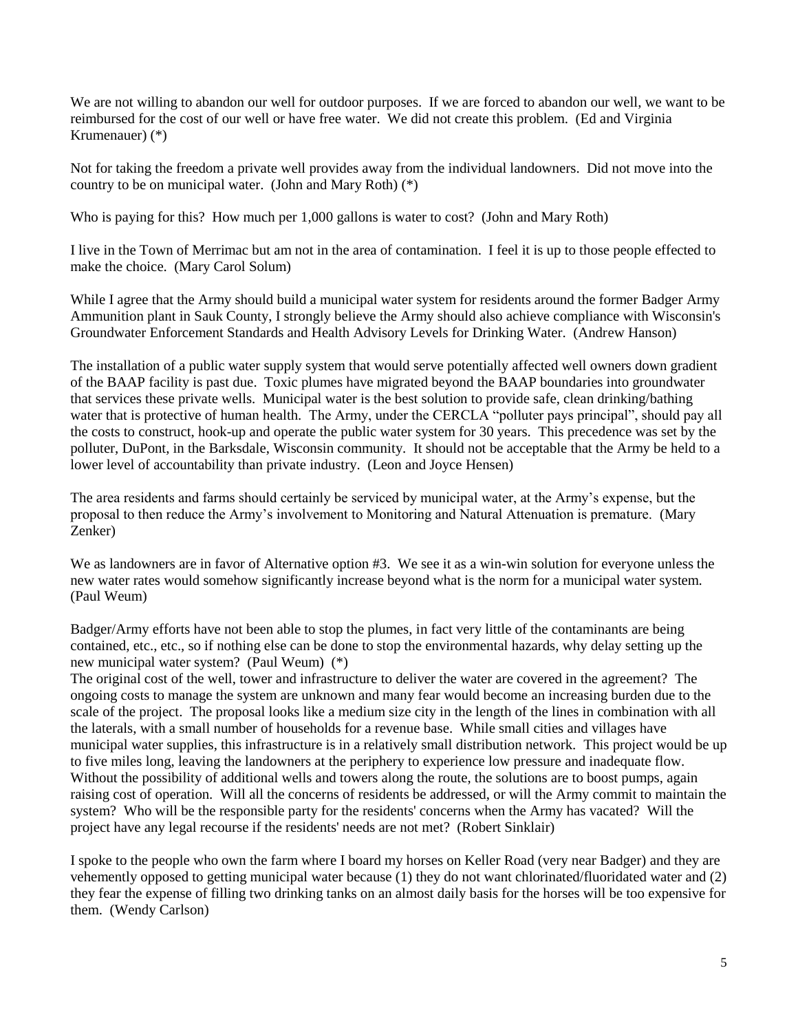We are not willing to abandon our well for outdoor purposes. If we are forced to abandon our well, we want to be reimbursed for the cost of our well or have free water. We did not create this problem. (Ed and Virginia Krumenauer) (*)

Not for taking the freedom a private well provides away from the individual landowners. Did not move into the country to be on municipal water. (John and Mary Roth) (*)

Who is paying for this? How much per 1,000 gallons is water to cost? (John and Mary Roth)

I live in the Town of Merrimac but am not in the area of contamination. I feel it is up to those people effected to make the choice. (Mary Carol Solum)

While I agree that the Army should build a municipal water system for residents around the former Badger Army Ammunition plant in Sauk County, I strongly believe the Army should also achieve compliance with Wisconsin's Groundwater Enforcement Standards and Health Advisory Levels for Drinking Water. (Andrew Hanson)

The installation of a public water supply system that would serve potentially affected well owners down gradient of the BAAP facility is past due. Toxic plumes have migrated beyond the BAAP boundaries into groundwater that services these private wells. Municipal water is the best solution to provide safe, clean drinking/bathing water that is protective of human health. The Army, under the CERCLA "polluter pays principal", should pay all the costs to construct, hook-up and operate the public water system for 30 years. This precedence was set by the polluter, DuPont, in the Barksdale, Wisconsin community. It should not be acceptable that the Army be held to a lower level of accountability than private industry. (Leon and Joyce Hensen)

The area residents and farms should certainly be serviced by municipal water, at the Army's expense, but the proposal to then reduce the Army's involvement to Monitoring and Natural Attenuation is premature. (Mary Zenker)

We as landowners are in favor of Alternative option #3. We see it as a win-win solution for everyone unless the new water rates would somehow significantly increase beyond what is the norm for a municipal water system. (Paul Weum)

Badger/Army efforts have not been able to stop the plumes, in fact very little of the contaminants are being contained, etc., etc., so if nothing else can be done to stop the environmental hazards, why delay setting up the new municipal water system? (Paul Weum) (*)

The original cost of the well, tower and infrastructure to deliver the water are covered in the agreement? The ongoing costs to manage the system are unknown and many fear would become an increasing burden due to the scale of the project. The proposal looks like a medium size city in the length of the lines in combination with all the laterals, with a small number of households for a revenue base. While small cities and villages have municipal water supplies, this infrastructure is in a relatively small distribution network. This project would be up to five miles long, leaving the landowners at the periphery to experience low pressure and inadequate flow. Without the possibility of additional wells and towers along the route, the solutions are to boost pumps, again raising cost of operation. Will all the concerns of residents be addressed, or will the Army commit to maintain the system? Who will be the responsible party for the residents' concerns when the Army has vacated? Will the project have any legal recourse if the residents' needs are not met? (Robert Sinklair)

I spoke to the people who own the farm where I board my horses on Keller Road (very near Badger) and they are vehemently opposed to getting municipal water because (1) they do not want chlorinated/fluoridated water and (2) they fear the expense of filling two drinking tanks on an almost daily basis for the horses will be too expensive for them. (Wendy Carlson)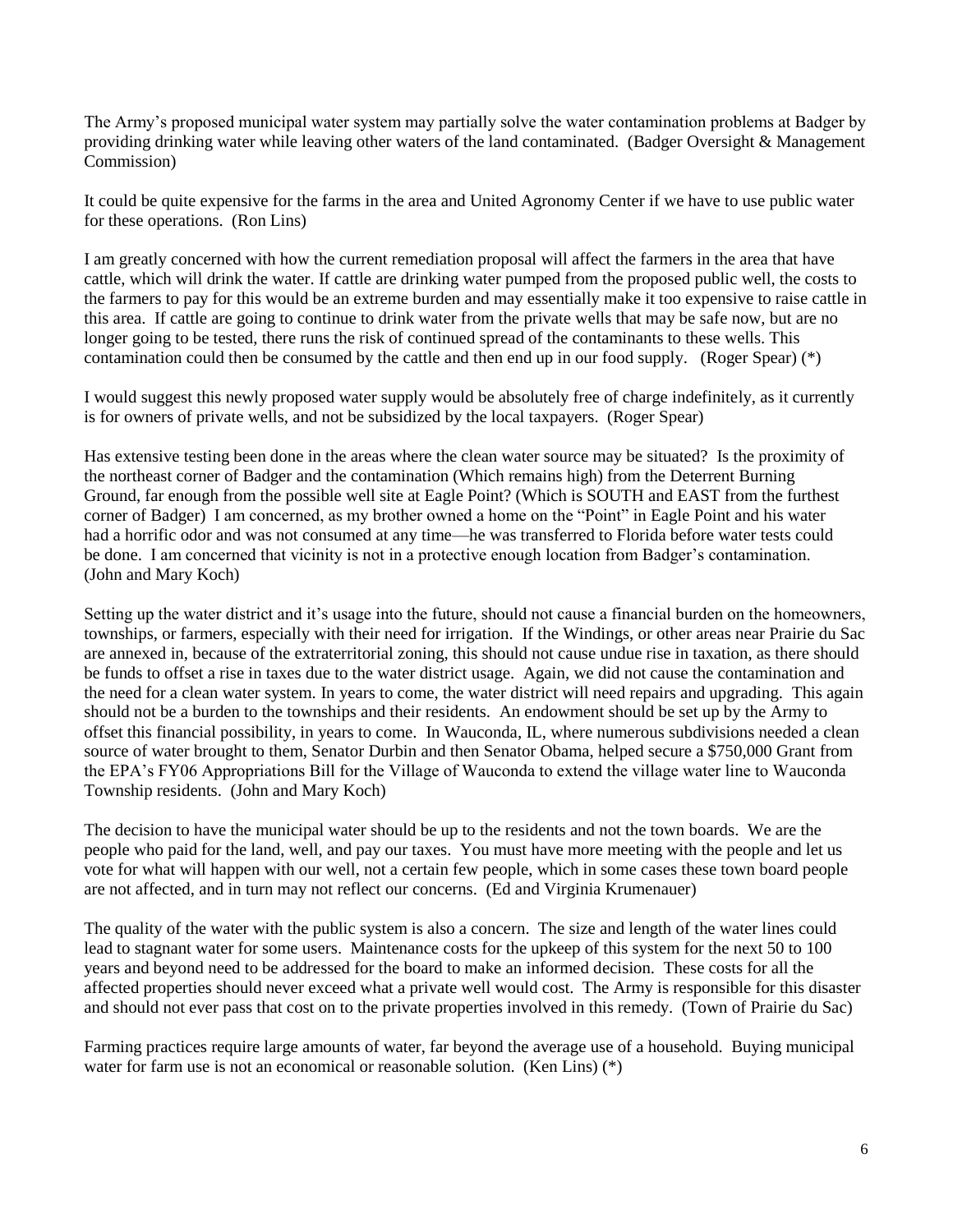The Army's proposed municipal water system may partially solve the water contamination problems at Badger by providing drinking water while leaving other waters of the land contaminated. (Badger Oversight & Management Commission)

It could be quite expensive for the farms in the area and United Agronomy Center if we have to use public water for these operations. (Ron Lins)

I am greatly concerned with how the current remediation proposal will affect the farmers in the area that have cattle, which will drink the water. If cattle are drinking water pumped from the proposed public well, the costs to the farmers to pay for this would be an extreme burden and may essentially make it too expensive to raise cattle in this area. If cattle are going to continue to drink water from the private wells that may be safe now, but are no longer going to be tested, there runs the risk of continued spread of the contaminants to these wells. This contamination could then be consumed by the cattle and then end up in our food supply. (Roger Spear) (*)

I would suggest this newly proposed water supply would be absolutely free of charge indefinitely, as it currently is for owners of private wells, and not be subsidized by the local taxpayers. (Roger Spear)

Has extensive testing been done in the areas where the clean water source may be situated? Is the proximity of the northeast corner of Badger and the contamination (Which remains high) from the Deterrent Burning Ground, far enough from the possible well site at Eagle Point? (Which is SOUTH and EAST from the furthest corner of Badger) I am concerned, as my brother owned a home on the "Point" in Eagle Point and his water had a horrific odor and was not consumed at any time—he was transferred to Florida before water tests could be done. I am concerned that vicinity is not in a protective enough location from Badger's contamination. (John and Mary Koch)

Setting up the water district and it's usage into the future, should not cause a financial burden on the homeowners, townships, or farmers, especially with their need for irrigation. If the Windings, or other areas near Prairie du Sac are annexed in, because of the extraterritorial zoning, this should not cause undue rise in taxation, as there should be funds to offset a rise in taxes due to the water district usage. Again, we did not cause the contamination and the need for a clean water system. In years to come, the water district will need repairs and upgrading. This again should not be a burden to the townships and their residents. An endowment should be set up by the Army to offset this financial possibility, in years to come. In Wauconda, IL, where numerous subdivisions needed a clean source of water brought to them, Senator Durbin and then Senator Obama, helped secure a $750,000 Grant from the EPA's FY06 Appropriations Bill for the Village of Wauconda to extend the village water line to Wauconda Township residents. (John and Mary Koch)

The decision to have the municipal water should be up to the residents and not the town boards. We are the people who paid for the land, well, and pay our taxes. You must have more meeting with the people and let us vote for what will happen with our well, not a certain few people, which in some cases these town board people are not affected, and in turn may not reflect our concerns. (Ed and Virginia Krumenauer)

The quality of the water with the public system is also a concern. The size and length of the water lines could lead to stagnant water for some users. Maintenance costs for the upkeep of this system for the next 50 to 100 years and beyond need to be addressed for the board to make an informed decision. These costs for all the affected properties should never exceed what a private well would cost. The Army is responsible for this disaster and should not ever pass that cost on to the private properties involved in this remedy. (Town of Prairie du Sac)

Farming practices require large amounts of water, far beyond the average use of a household. Buying municipal water for farm use is not an economical or reasonable solution. (Ken Lins) (*)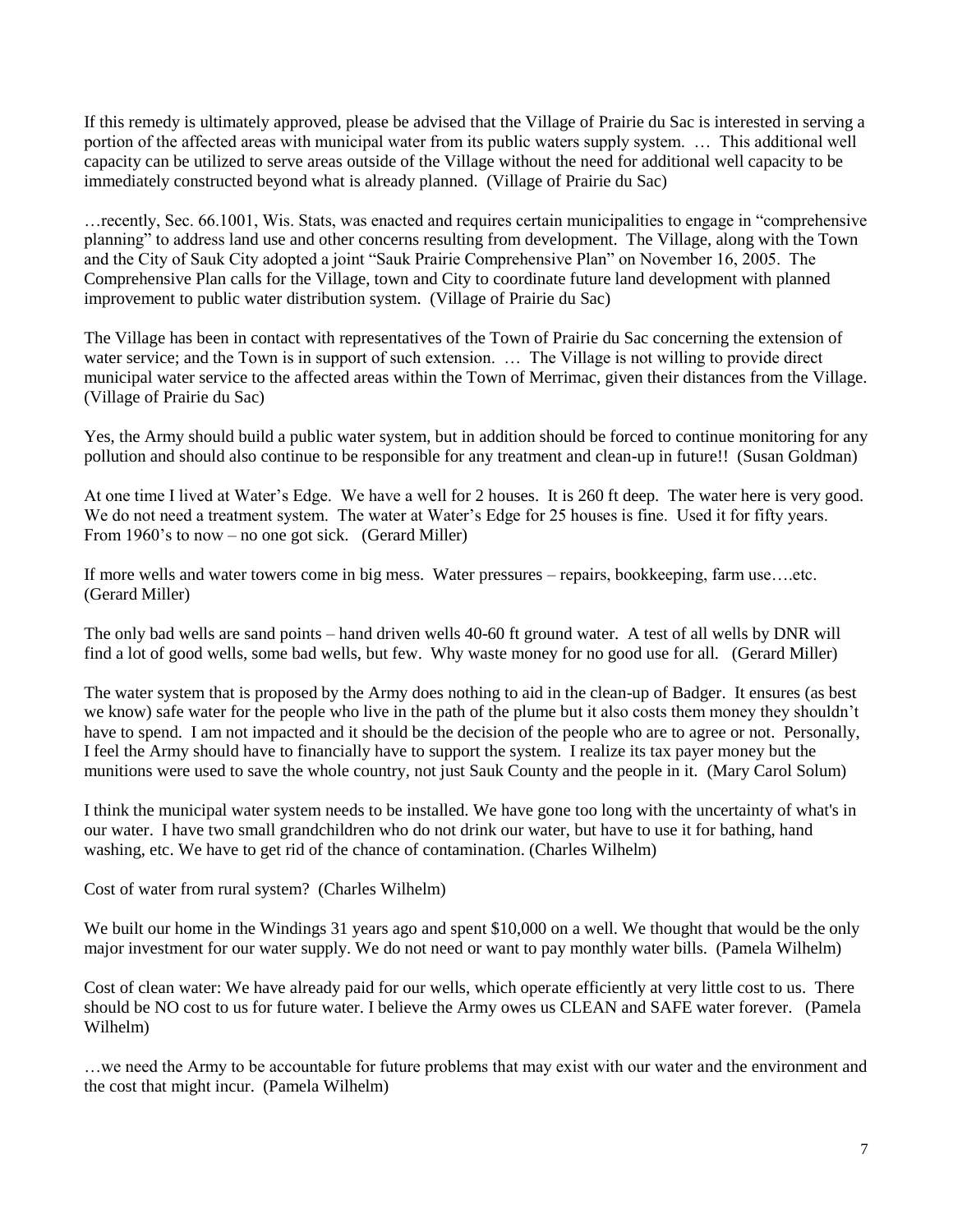If this remedy is ultimately approved, please be advised that the Village of Prairie du Sac is interested in serving a portion of the affected areas with municipal water from its public waters supply system. … This additional well capacity can be utilized to serve areas outside of the Village without the need for additional well capacity to be immediately constructed beyond what is already planned. (Village of Prairie du Sac)

…recently, Sec. 66.1001, Wis. Stats, was enacted and requires certain municipalities to engage in "comprehensive planning" to address land use and other concerns resulting from development. The Village, along with the Town and the City of Sauk City adopted a joint "Sauk Prairie Comprehensive Plan" on November 16, 2005. The Comprehensive Plan calls for the Village, town and City to coordinate future land development with planned improvement to public water distribution system. (Village of Prairie du Sac)

The Village has been in contact with representatives of the Town of Prairie du Sac concerning the extension of water service; and the Town is in support of such extension. … The Village is not willing to provide direct municipal water service to the affected areas within the Town of Merrimac, given their distances from the Village. (Village of Prairie du Sac)

Yes, the Army should build a public water system, but in addition should be forced to continue monitoring for any pollution and should also continue to be responsible for any treatment and clean-up in future!! (Susan Goldman)

At one time I lived at Water's Edge. We have a well for 2 houses. It is 260 ft deep. The water here is very good. We do not need a treatment system. The water at Water's Edge for 25 houses is fine. Used it for fifty years. From 1960's to now – no one got sick. (Gerard Miller)

If more wells and water towers come in big mess. Water pressures – repairs, bookkeeping, farm use….etc. (Gerard Miller)

The only bad wells are sand points – hand driven wells 40-60 ft ground water. A test of all wells by DNR will find a lot of good wells, some bad wells, but few. Why waste money for no good use for all. (Gerard Miller)

The water system that is proposed by the Army does nothing to aid in the clean-up of Badger. It ensures (as best we know) safe water for the people who live in the path of the plume but it also costs them money they shouldn't have to spend. I am not impacted and it should be the decision of the people who are to agree or not. Personally, I feel the Army should have to financially have to support the system. I realize its tax payer money but the munitions were used to save the whole country, not just Sauk County and the people in it. (Mary Carol Solum)

I think the municipal water system needs to be installed. We have gone too long with the uncertainty of what's in our water. I have two small grandchildren who do not drink our water, but have to use it for bathing, hand washing, etc. We have to get rid of the chance of contamination. (Charles Wilhelm)

Cost of water from rural system? (Charles Wilhelm)

We built our home in the Windings 31 years ago and spent $10,000 on a well. We thought that would be the only major investment for our water supply. We do not need or want to pay monthly water bills. (Pamela Wilhelm)

Cost of clean water: We have already paid for our wells, which operate efficiently at very little cost to us. There should be NO cost to us for future water. I believe the Army owes us CLEAN and SAFE water forever. (Pamela Wilhelm)

…we need the Army to be accountable for future problems that may exist with our water and the environment and the cost that might incur. (Pamela Wilhelm)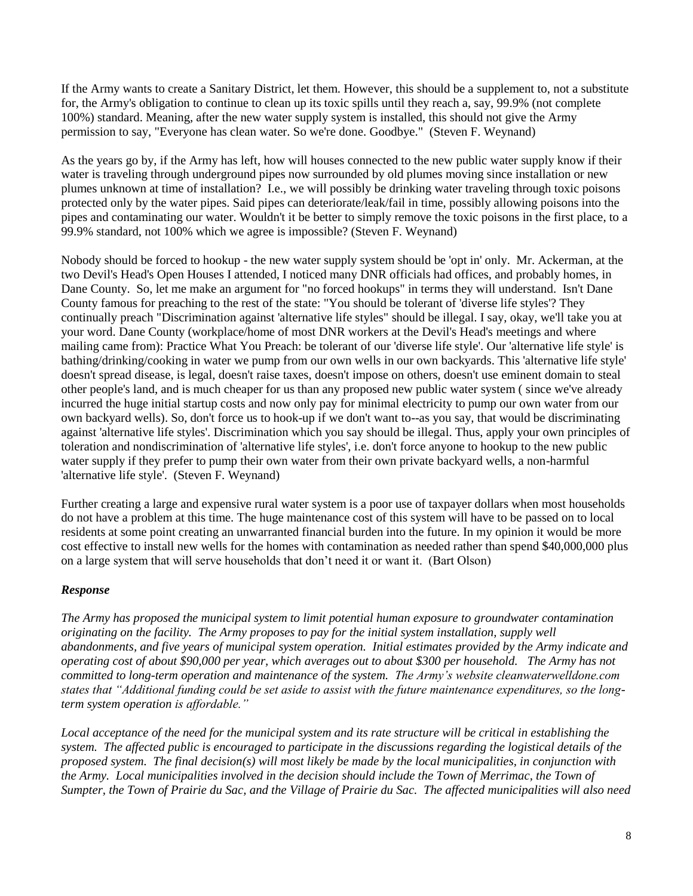If the Army wants to create a Sanitary District, let them. However, this should be a supplement to, not a substitute for, the Army's obligation to continue to clean up its toxic spills until they reach a, say, 99.9% (not complete 100%) standard. Meaning, after the new water supply system is installed, this should not give the Army permission to say, "Everyone has clean water. So we're done. Goodbye." (Steven F. Weynand)

As the years go by, if the Army has left, how will houses connected to the new public water supply know if their water is traveling through underground pipes now surrounded by old plumes moving since installation or new plumes unknown at time of installation? I.e., we will possibly be drinking water traveling through toxic poisons protected only by the water pipes. Said pipes can deteriorate/leak/fail in time, possibly allowing poisons into the pipes and contaminating our water. Wouldn't it be better to simply remove the toxic poisons in the first place, to a 99.9% standard, not 100% which we agree is impossible? (Steven F. Weynand)

Nobody should be forced to hookup - the new water supply system should be 'opt in' only. Mr. Ackerman, at the two Devil's Head's Open Houses I attended, I noticed many DNR officials had offices, and probably homes, in Dane County. So, let me make an argument for "no forced hookups" in terms they will understand. Isn't Dane County famous for preaching to the rest of the state: "You should be tolerant of 'diverse life styles'? They continually preach "Discrimination against 'alternative life styles" should be illegal. I say, okay, we'll take you at your word. Dane County (workplace/home of most DNR workers at the Devil's Head's meetings and where mailing came from): Practice What You Preach: be tolerant of our 'diverse life style'. Our 'alternative life style' is bathing/drinking/cooking in water we pump from our own wells in our own backyards. This 'alternative life style' doesn't spread disease, is legal, doesn't raise taxes, doesn't impose on others, doesn't use eminent domain to steal other people's land, and is much cheaper for us than any proposed new public water system ( since we've already incurred the huge initial startup costs and now only pay for minimal electricity to pump our own water from our own backyard wells). So, don't force us to hook-up if we don't want to--as you say, that would be discriminating against 'alternative life styles'. Discrimination which you say should be illegal. Thus, apply your own principles of toleration and nondiscrimination of 'alternative life styles', i.e. don't force anyone to hookup to the new public water supply if they prefer to pump their own water from their own private backyard wells, a non-harmful 'alternative life style'. (Steven F. Weynand)

Further creating a large and expensive rural water system is a poor use of taxpayer dollars when most households do not have a problem at this time. The huge maintenance cost of this system will have to be passed on to local residents at some point creating an unwarranted financial burden into the future. In my opinion it would be more cost effective to install new wells for the homes with contamination as needed rather than spend $40,000,000 plus on a large system that will serve households that don't need it or want it. (Bart Olson)

***Response***

*The Army has proposed the municipal system to limit potential human exposure to groundwater contamination originating on the facility. The Army proposes to pay for the initial system installation, supply well abandonments, and five years of municipal system operation. Initial estimates provided by the Army indicate and operating cost of about $90,000 per year, which averages out to about $300 per household. The Army has not committed to long-term operation and maintenance of the system. The Army's website cleanwaterwelldone.com states that "Additional funding could be set aside to assist with the future maintenance expenditures, so the long-term system operation is affordable."*

*Local acceptance of the need for the municipal system and its rate structure will be critical in establishing the system. The affected public is encouraged to participate in the discussions regarding the logistical details of the proposed system. The final decision(s) will most likely be made by the local municipalities, in conjunction with the Army. Local municipalities involved in the decision should include the Town of Merrimac, the Town of Sumpter, the Town of Prairie du Sac, and the Village of Prairie du Sac. The affected municipalities will also need*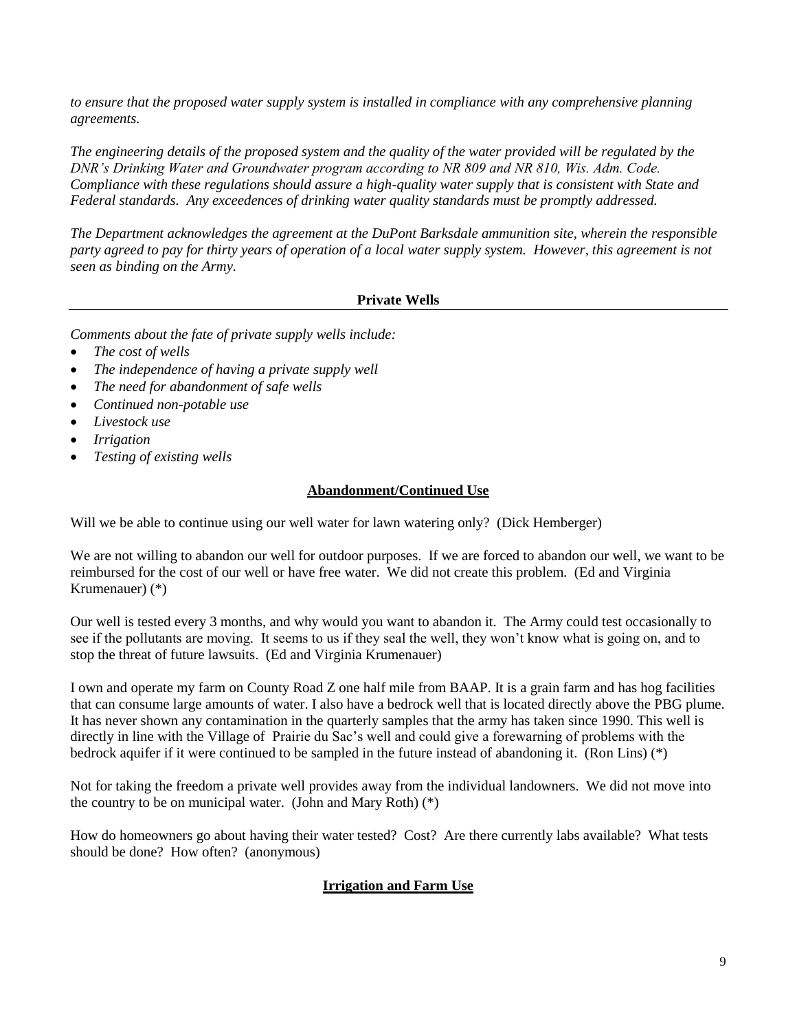*to ensure that the proposed water supply system is installed in compliance with any comprehensive planning agreements.*

*The engineering details of the proposed system and the quality of the water provided will be regulated by the DNR's Drinking Water and Groundwater program according to NR 809 and NR 810, Wis. Adm. Code. Compliance with these regulations should assure a high-quality water supply that is consistent with State and Federal standards. Any exceedences of drinking water quality standards must be promptly addressed.*

*The Department acknowledges the agreement at the DuPont Barksdale ammunition site, wherein the responsible party agreed to pay for thirty years of operation of a local water supply system. However, this agreement is not seen as binding on the Army.*

## Private Wells

*Comments about the fate of private supply wells include:*

- *The cost of wells*
- *The independence of having a private supply well*
- *The need for abandonment of safe wells*
- *Continued non-potable use*
- *Livestock use*
- *Irrigation*
- *Testing of existing wells*

### Abandonment/Continued Use

Will we be able to continue using our well water for lawn watering only? (Dick Hemberger)

We are not willing to abandon our well for outdoor purposes. If we are forced to abandon our well, we want to be reimbursed for the cost of our well or have free water. We did not create this problem. (Ed and Virginia Krumenauer) (*)

Our well is tested every 3 months, and why would you want to abandon it. The Army could test occasionally to see if the pollutants are moving. It seems to us if they seal the well, they won't know what is going on, and to stop the threat of future lawsuits. (Ed and Virginia Krumenauer)

I own and operate my farm on County Road Z one half mile from BAAP. It is a grain farm and has hog facilities that can consume large amounts of water. I also have a bedrock well that is located directly above the PBG plume. It has never shown any contamination in the quarterly samples that the army has taken since 1990. This well is directly in line with the Village of Prairie du Sac's well and could give a forewarning of problems with the bedrock aquifer if it were continued to be sampled in the future instead of abandoning it. (Ron Lins) (*)

Not for taking the freedom a private well provides away from the individual landowners. We did not move into the country to be on municipal water. (John and Mary Roth) (*)

How do homeowners go about having their water tested? Cost? Are there currently labs available? What tests should be done? How often? (anonymous)

### Irrigation and Farm Use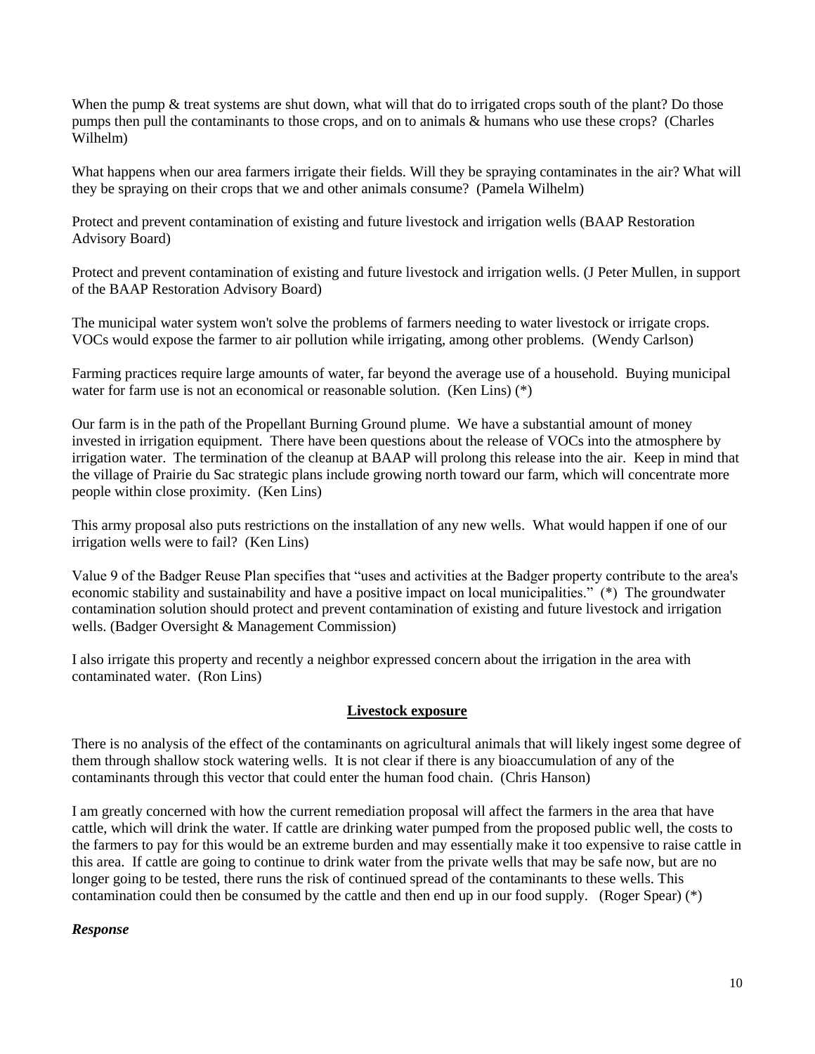When the pump & treat systems are shut down, what will that do to irrigated crops south of the plant? Do those pumps then pull the contaminants to those crops, and on to animals & humans who use these crops? (Charles Wilhelm)

What happens when our area farmers irrigate their fields. Will they be spraying contaminates in the air? What will they be spraying on their crops that we and other animals consume? (Pamela Wilhelm)

Protect and prevent contamination of existing and future livestock and irrigation wells (BAAP Restoration Advisory Board)

Protect and prevent contamination of existing and future livestock and irrigation wells. (J Peter Mullen, in support of the BAAP Restoration Advisory Board)

The municipal water system won't solve the problems of farmers needing to water livestock or irrigate crops. VOCs would expose the farmer to air pollution while irrigating, among other problems. (Wendy Carlson)

Farming practices require large amounts of water, far beyond the average use of a household. Buying municipal water for farm use is not an economical or reasonable solution. (Ken Lins) (*)

Our farm is in the path of the Propellant Burning Ground plume. We have a substantial amount of money invested in irrigation equipment. There have been questions about the release of VOCs into the atmosphere by irrigation water. The termination of the cleanup at BAAP will prolong this release into the air. Keep in mind that the village of Prairie du Sac strategic plans include growing north toward our farm, which will concentrate more people within close proximity. (Ken Lins)

This army proposal also puts restrictions on the installation of any new wells. What would happen if one of our irrigation wells were to fail? (Ken Lins)

Value 9 of the Badger Reuse Plan specifies that "uses and activities at the Badger property contribute to the area's economic stability and sustainability and have a positive impact on local municipalities." (*) The groundwater contamination solution should protect and prevent contamination of existing and future livestock and irrigation wells. (Badger Oversight & Management Commission)

I also irrigate this property and recently a neighbor expressed concern about the irrigation in the area with contaminated water. (Ron Lins)

## Livestock exposure

There is no analysis of the effect of the contaminants on agricultural animals that will likely ingest some degree of them through shallow stock watering wells. It is not clear if there is any bioaccumulation of any of the contaminants through this vector that could enter the human food chain. (Chris Hanson)

I am greatly concerned with how the current remediation proposal will affect the farmers in the area that have cattle, which will drink the water. If cattle are drinking water pumped from the proposed public well, the costs to the farmers to pay for this would be an extreme burden and may essentially make it too expensive to raise cattle in this area. If cattle are going to continue to drink water from the private wells that may be safe now, but are no longer going to be tested, there runs the risk of continued spread of the contaminants to these wells. This contamination could then be consumed by the cattle and then end up in our food supply. (Roger Spear) (*)

***Response***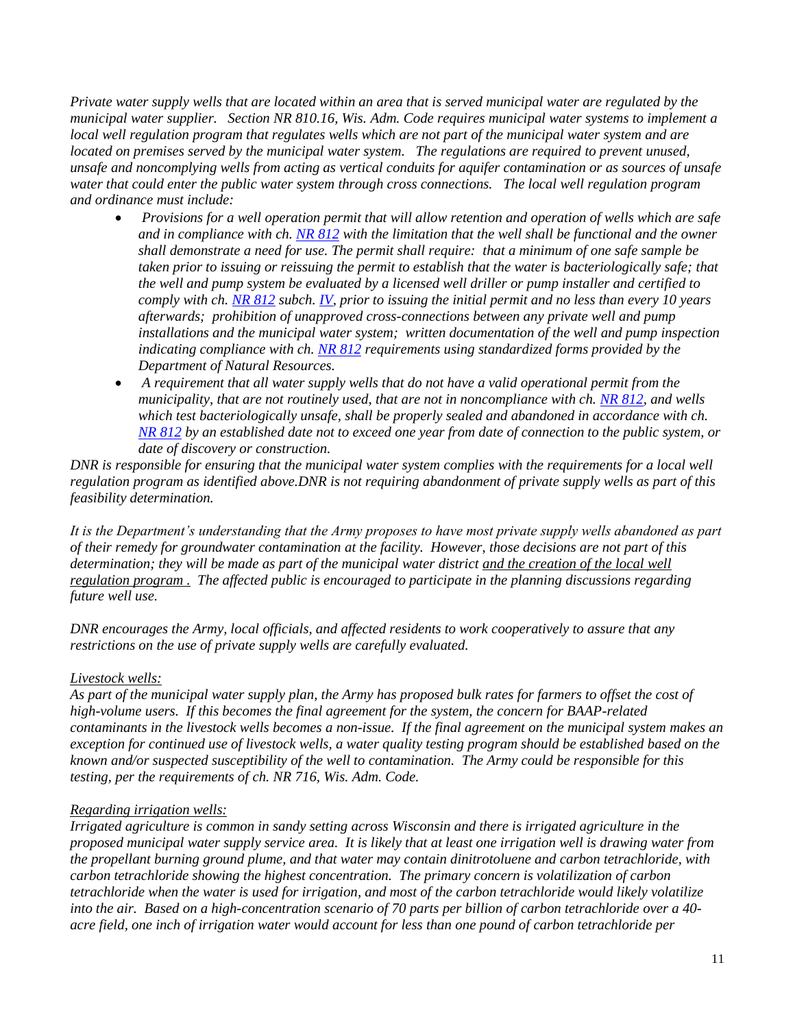*Private water supply wells that are located within an area that is served municipal water are regulated by the municipal water supplier. Section NR 810.16, Wis. Adm. Code requires municipal water systems to implement a local well regulation program that regulates wells which are not part of the municipal water system and are located on premises served by the municipal water system. The regulations are required to prevent unused, unsafe and noncomplying wells from acting as vertical conduits for aquifer contamination or as sources of unsafe water that could enter the public water system through cross connections. The local well regulation program and ordinance must include:*

- *Provisions for a well operation permit that will allow retention and operation of wells which are safe and in compliance with ch. [NR 812]() with the limitation that the well shall be functional and the owner shall demonstrate a need for use. The permit shall require: that a minimum of one safe sample be taken prior to issuing or reissuing the permit to establish that the water is bacteriologically safe; that the well and pump system be evaluated by a licensed well driller or pump installer and certified to comply with ch. [NR 812]() subch. [IV](), prior to issuing the initial permit and no less than every 10 years afterwards; prohibition of unapproved cross-connections between any private well and pump installations and the municipal water system; written documentation of the well and pump inspection indicating compliance with ch. [NR 812]() requirements using standardized forms provided by the Department of Natural Resources.*
- *A requirement that all water supply wells that do not have a valid operational permit from the municipality, that are not routinely used, that are not in noncompliance with ch. [NR 812](), and wells which test bacteriologically unsafe, shall be properly sealed and abandoned in accordance with ch. [NR 812]() by an established date not to exceed one year from date of connection to the public system, or date of discovery or construction.*

*DNR is responsible for ensuring that the municipal water system complies with the requirements for a local well regulation program as identified above.DNR is not requiring abandonment of private supply wells as part of this feasibility determination.*

*It is the Department's understanding that the Army proposes to have most private supply wells abandoned as part of their remedy for groundwater contamination at the facility. However, those decisions are not part of this determination; they will be made as part of the municipal water district <u>and the creation of the local well regulation program .</u> The affected public is encouraged to participate in the planning discussions regarding future well use.*

*DNR encourages the Army, local officials, and affected residents to work cooperatively to assure that any restrictions on the use of private supply wells are carefully evaluated.*

*<u>Livestock wells:</u>*
*As part of the municipal water supply plan, the Army has proposed bulk rates for farmers to offset the cost of high-volume users. If this becomes the final agreement for the system, the concern for BAAP-related contaminants in the livestock wells becomes a non-issue. If the final agreement on the municipal system makes an exception for continued use of livestock wells, a water quality testing program should be established based on the known and/or suspected susceptibility of the well to contamination. The Army could be responsible for this testing, per the requirements of ch. NR 716, Wis. Adm. Code.*

*<u>Regarding irrigation wells:</u>*
*Irrigated agriculture is common in sandy setting across Wisconsin and there is irrigated agriculture in the proposed municipal water supply service area. It is likely that at least one irrigation well is drawing water from the propellant burning ground plume, and that water may contain dinitrotoluene and carbon tetrachloride, with carbon tetrachloride showing the highest concentration. The primary concern is volatilization of carbon tetrachloride when the water is used for irrigation, and most of the carbon tetrachloride would likely volatilize into the air. Based on a high-concentration scenario of 70 parts per billion of carbon tetrachloride over a 40-acre field, one inch of irrigation water would account for less than one pound of carbon tetrachloride per*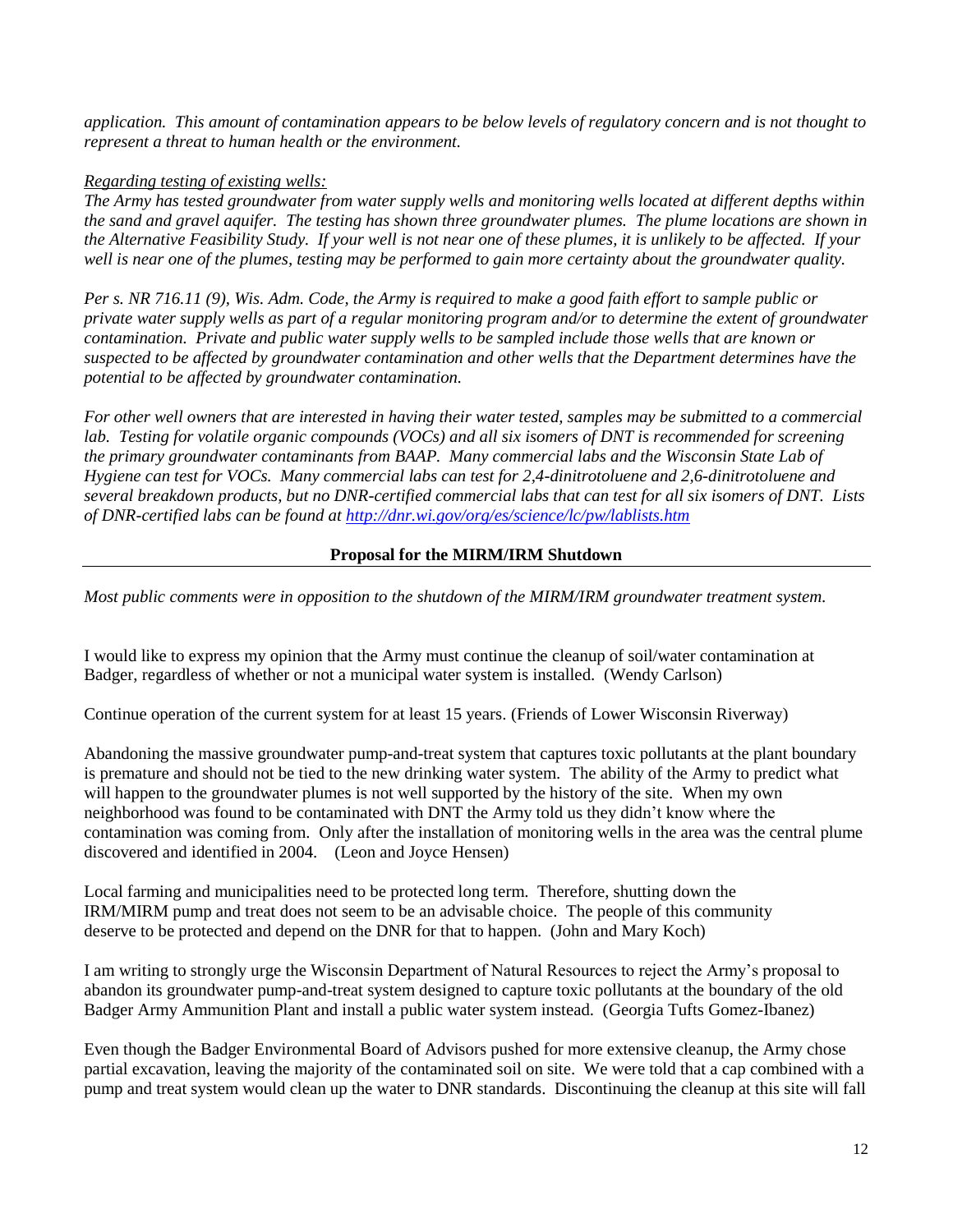*application. This amount of contamination appears to be below levels of regulatory concern and is not thought to represent a threat to human health or the environment.*

*Regarding testing of existing wells:*

*The Army has tested groundwater from water supply wells and monitoring wells located at different depths within the sand and gravel aquifer. The testing has shown three groundwater plumes. The plume locations are shown in the Alternative Feasibility Study. If your well is not near one of these plumes, it is unlikely to be affected. If your well is near one of the plumes, testing may be performed to gain more certainty about the groundwater quality.*

*Per s. NR 716.11 (9), Wis. Adm. Code, the Army is required to make a good faith effort to sample public or private water supply wells as part of a regular monitoring program and/or to determine the extent of groundwater contamination. Private and public water supply wells to be sampled include those wells that are known or suspected to be affected by groundwater contamination and other wells that the Department determines have the potential to be affected by groundwater contamination.*

*For other well owners that are interested in having their water tested, samples may be submitted to a commercial lab. Testing for volatile organic compounds (VOCs) and all six isomers of DNT is recommended for screening the primary groundwater contaminants from BAAP. Many commercial labs and the Wisconsin State Lab of Hygiene can test for VOCs. Many commercial labs can test for 2,4-dinitrotoluene and 2,6-dinitrotoluene and several breakdown products, but no DNR-certified commercial labs that can test for all six isomers of DNT. Lists of DNR-certified labs can be found at http://dnr.wi.gov/org/es/science/lc/pw/lablists.htm*

**Proposal for the MIRM/IRM Shutdown**

*Most public comments were in opposition to the shutdown of the MIRM/IRM groundwater treatment system.*

I would like to express my opinion that the Army must continue the cleanup of soil/water contamination at Badger, regardless of whether or not a municipal water system is installed. (Wendy Carlson)

Continue operation of the current system for at least 15 years. (Friends of Lower Wisconsin Riverway)

Abandoning the massive groundwater pump-and-treat system that captures toxic pollutants at the plant boundary is premature and should not be tied to the new drinking water system. The ability of the Army to predict what will happen to the groundwater plumes is not well supported by the history of the site. When my own neighborhood was found to be contaminated with DNT the Army told us they didn't know where the contamination was coming from. Only after the installation of monitoring wells in the area was the central plume discovered and identified in 2004. (Leon and Joyce Hensen)

Local farming and municipalities need to be protected long term. Therefore, shutting down the IRM/MIRM pump and treat does not seem to be an advisable choice. The people of this community deserve to be protected and depend on the DNR for that to happen. (John and Mary Koch)

I am writing to strongly urge the Wisconsin Department of Natural Resources to reject the Army's proposal to abandon its groundwater pump-and-treat system designed to capture toxic pollutants at the boundary of the old Badger Army Ammunition Plant and install a public water system instead. (Georgia Tufts Gomez-Ibanez)

Even though the Badger Environmental Board of Advisors pushed for more extensive cleanup, the Army chose partial excavation, leaving the majority of the contaminated soil on site. We were told that a cap combined with a pump and treat system would clean up the water to DNR standards. Discontinuing the cleanup at this site will fall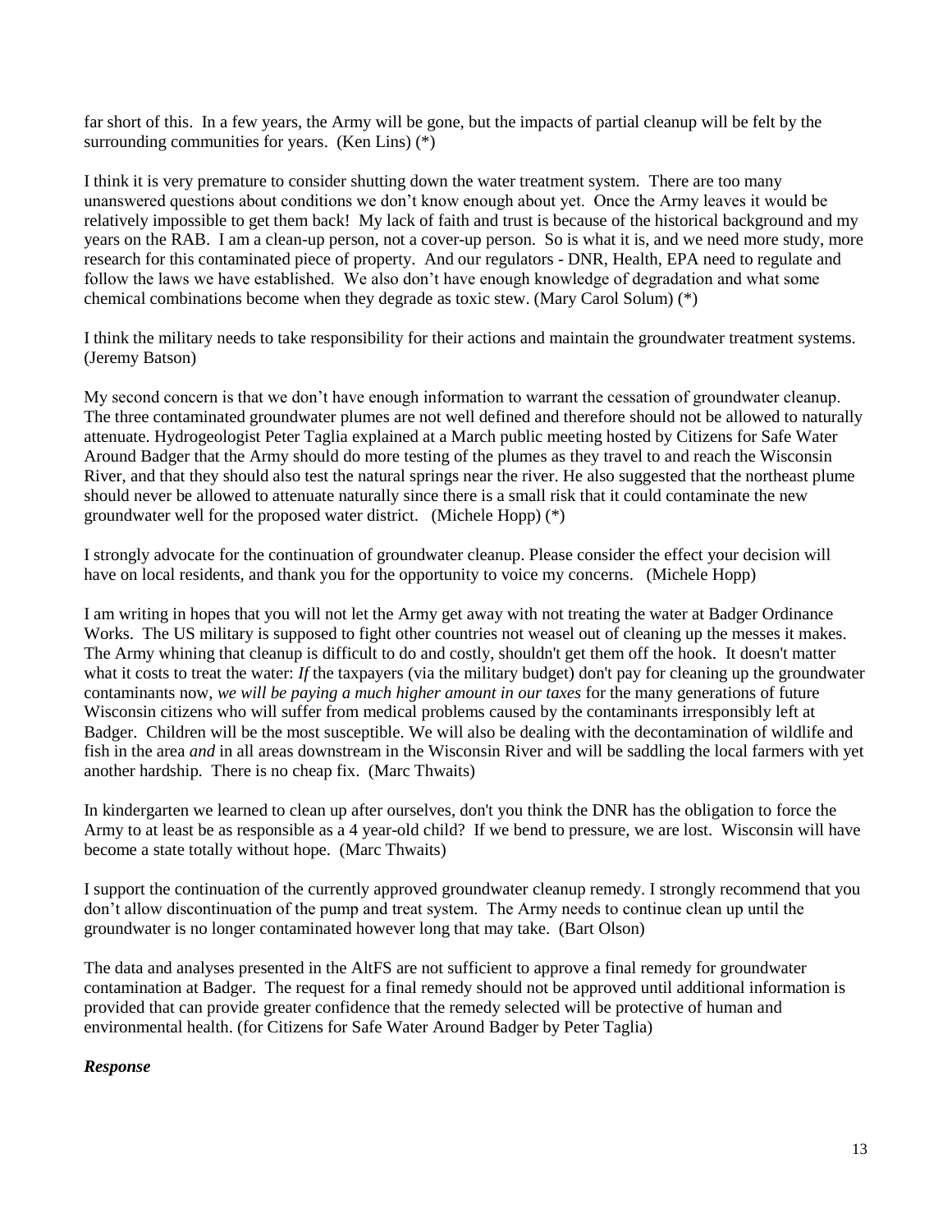far short of this. In a few years, the Army will be gone, but the impacts of partial cleanup will be felt by the surrounding communities for years. (Ken Lins) (*)

I think it is very premature to consider shutting down the water treatment system. There are too many unanswered questions about conditions we don't know enough about yet. Once the Army leaves it would be relatively impossible to get them back! My lack of faith and trust is because of the historical background and my years on the RAB. I am a clean-up person, not a cover-up person. So is what it is, and we need more study, more research for this contaminated piece of property. And our regulators - DNR, Health, EPA need to regulate and follow the laws we have established. We also don't have enough knowledge of degradation and what some chemical combinations become when they degrade as toxic stew. (Mary Carol Solum) (*)

I think the military needs to take responsibility for their actions and maintain the groundwater treatment systems. (Jeremy Batson)

My second concern is that we don't have enough information to warrant the cessation of groundwater cleanup. The three contaminated groundwater plumes are not well defined and therefore should not be allowed to naturally attenuate. Hydrogeologist Peter Taglia explained at a March public meeting hosted by Citizens for Safe Water Around Badger that the Army should do more testing of the plumes as they travel to and reach the Wisconsin River, and that they should also test the natural springs near the river. He also suggested that the northeast plume should never be allowed to attenuate naturally since there is a small risk that it could contaminate the new groundwater well for the proposed water district. (Michele Hopp) (*)

I strongly advocate for the continuation of groundwater cleanup. Please consider the effect your decision will have on local residents, and thank you for the opportunity to voice my concerns. (Michele Hopp)

I am writing in hopes that you will not let the Army get away with not treating the water at Badger Ordinance Works. The US military is supposed to fight other countries not weasel out of cleaning up the messes it makes. The Army whining that cleanup is difficult to do and costly, shouldn't get them off the hook. It doesn't matter what it costs to treat the water: *If* the taxpayers (via the military budget) don't pay for cleaning up the groundwater contaminants now, *we will be paying a much higher amount in our taxes* for the many generations of future Wisconsin citizens who will suffer from medical problems caused by the contaminants irresponsibly left at Badger. Children will be the most susceptible. We will also be dealing with the decontamination of wildlife and fish in the area *and* in all areas downstream in the Wisconsin River and will be saddling the local farmers with yet another hardship. There is no cheap fix. (Marc Thwaits)

In kindergarten we learned to clean up after ourselves, don't you think the DNR has the obligation to force the Army to at least be as responsible as a 4 year-old child? If we bend to pressure, we are lost. Wisconsin will have become a state totally without hope. (Marc Thwaits)

I support the continuation of the currently approved groundwater cleanup remedy. I strongly recommend that you don't allow discontinuation of the pump and treat system. The Army needs to continue clean up until the groundwater is no longer contaminated however long that may take. (Bart Olson)

The data and analyses presented in the AltFS are not sufficient to approve a final remedy for groundwater contamination at Badger. The request for a final remedy should not be approved until additional information is provided that can provide greater confidence that the remedy selected will be protective of human and environmental health. (for Citizens for Safe Water Around Badger by Peter Taglia)

***Response***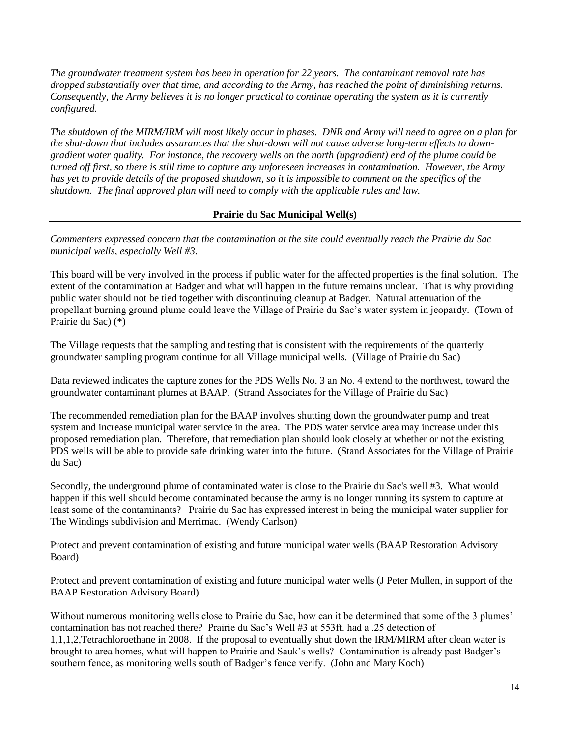*The groundwater treatment system has been in operation for 22 years. The contaminant removal rate has dropped substantially over that time, and according to the Army, has reached the point of diminishing returns. Consequently, the Army believes it is no longer practical to continue operating the system as it is currently configured.*

*The shutdown of the MIRM/IRM will most likely occur in phases. DNR and Army will need to agree on a plan for the shut-down that includes assurances that the shut-down will not cause adverse long-term effects to down-gradient water quality. For instance, the recovery wells on the north (upgradient) end of the plume could be turned off first, so there is still time to capture any unforeseen increases in contamination. However, the Army has yet to provide details of the proposed shutdown, so it is impossible to comment on the specifics of the shutdown. The final approved plan will need to comply with the applicable rules and law.*

**Prairie du Sac Municipal Well(s)**

*Commenters expressed concern that the contamination at the site could eventually reach the Prairie du Sac municipal wells, especially Well #3.*

This board will be very involved in the process if public water for the affected properties is the final solution. The extent of the contamination at Badger and what will happen in the future remains unclear. That is why providing public water should not be tied together with discontinuing cleanup at Badger. Natural attenuation of the propellant burning ground plume could leave the Village of Prairie du Sac's water system in jeopardy. (Town of Prairie du Sac) (*)

The Village requests that the sampling and testing that is consistent with the requirements of the quarterly groundwater sampling program continue for all Village municipal wells. (Village of Prairie du Sac)

Data reviewed indicates the capture zones for the PDS Wells No. 3 an No. 4 extend to the northwest, toward the groundwater contaminant plumes at BAAP. (Strand Associates for the Village of Prairie du Sac)

The recommended remediation plan for the BAAP involves shutting down the groundwater pump and treat system and increase municipal water service in the area. The PDS water service area may increase under this proposed remediation plan. Therefore, that remediation plan should look closely at whether or not the existing PDS wells will be able to provide safe drinking water into the future. (Stand Associates for the Village of Prairie du Sac)

Secondly, the underground plume of contaminated water is close to the Prairie du Sac's well #3. What would happen if this well should become contaminated because the army is no longer running its system to capture at least some of the contaminants? Prairie du Sac has expressed interest in being the municipal water supplier for The Windings subdivision and Merrimac. (Wendy Carlson)

Protect and prevent contamination of existing and future municipal water wells (BAAP Restoration Advisory Board)

Protect and prevent contamination of existing and future municipal water wells (J Peter Mullen, in support of the BAAP Restoration Advisory Board)

Without numerous monitoring wells close to Prairie du Sac, how can it be determined that some of the 3 plumes' contamination has not reached there? Prairie du Sac's Well #3 at 553ft. had a .25 detection of 1,1,1,2,Tetrachloroethane in 2008. If the proposal to eventually shut down the IRM/MIRM after clean water is brought to area homes, what will happen to Prairie and Sauk's wells? Contamination is already past Badger's southern fence, as monitoring wells south of Badger's fence verify. (John and Mary Koch)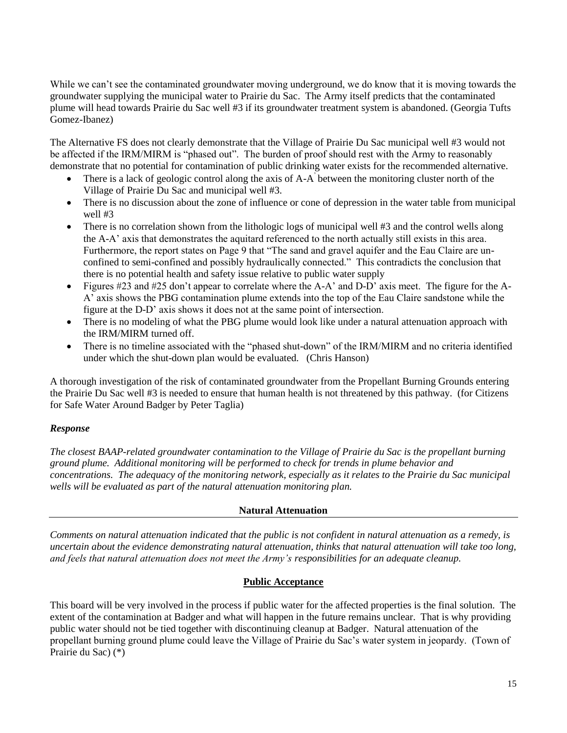While we can't see the contaminated groundwater moving underground, we do know that it is moving towards the groundwater supplying the municipal water to Prairie du Sac. The Army itself predicts that the contaminated plume will head towards Prairie du Sac well #3 if its groundwater treatment system is abandoned. (Georgia Tufts Gomez-Ibanez)

The Alternative FS does not clearly demonstrate that the Village of Prairie Du Sac municipal well #3 would not be affected if the IRM/MIRM is "phased out". The burden of proof should rest with the Army to reasonably demonstrate that no potential for contamination of public drinking water exists for the recommended alternative.

- There is a lack of geologic control along the axis of A-A' between the monitoring cluster north of the Village of Prairie Du Sac and municipal well #3.
- There is no discussion about the zone of influence or cone of depression in the water table from municipal well #3
- There is no correlation shown from the lithologic logs of municipal well #3 and the control wells along the A-A' axis that demonstrates the aquitard referenced to the north actually still exists in this area. Furthermore, the report states on Page 9 that "The sand and gravel aquifer and the Eau Claire are un-confined to semi-confined and possibly hydraulically connected." This contradicts the conclusion that there is no potential health and safety issue relative to public water supply
- Figures #23 and #25 don't appear to correlate where the A-A' and D-D' axis meet. The figure for the A-A' axis shows the PBG contamination plume extends into the top of the Eau Claire sandstone while the figure at the D-D' axis shows it does not at the same point of intersection.
- There is no modeling of what the PBG plume would look like under a natural attenuation approach with the IRM/MIRM turned off.
- There is no timeline associated with the "phased shut-down" of the IRM/MIRM and no criteria identified under which the shut-down plan would be evaluated. (Chris Hanson)

A thorough investigation of the risk of contaminated groundwater from the Propellant Burning Grounds entering the Prairie Du Sac well #3 is needed to ensure that human health is not threatened by this pathway. (for Citizens for Safe Water Around Badger by Peter Taglia)

***Response***

*The closest BAAP-related groundwater contamination to the Village of Prairie du Sac is the propellant burning ground plume. Additional monitoring will be performed to check for trends in plume behavior and concentrations. The adequacy of the monitoring network, especially as it relates to the Prairie du Sac municipal wells will be evaluated as part of the natural attenuation monitoring plan.*

**Natural Attenuation**

*Comments on natural attenuation indicated that the public is not confident in natural attenuation as a remedy, is uncertain about the evidence demonstrating natural attenuation, thinks that natural attenuation will take too long, and feels that natural attenuation does not meet the Army's responsibilities for an adequate cleanup.*

**Public Acceptance**

This board will be very involved in the process if public water for the affected properties is the final solution. The extent of the contamination at Badger and what will happen in the future remains unclear. That is why providing public water should not be tied together with discontinuing cleanup at Badger. Natural attenuation of the propellant burning ground plume could leave the Village of Prairie du Sac's water system in jeopardy. (Town of Prairie du Sac) (*)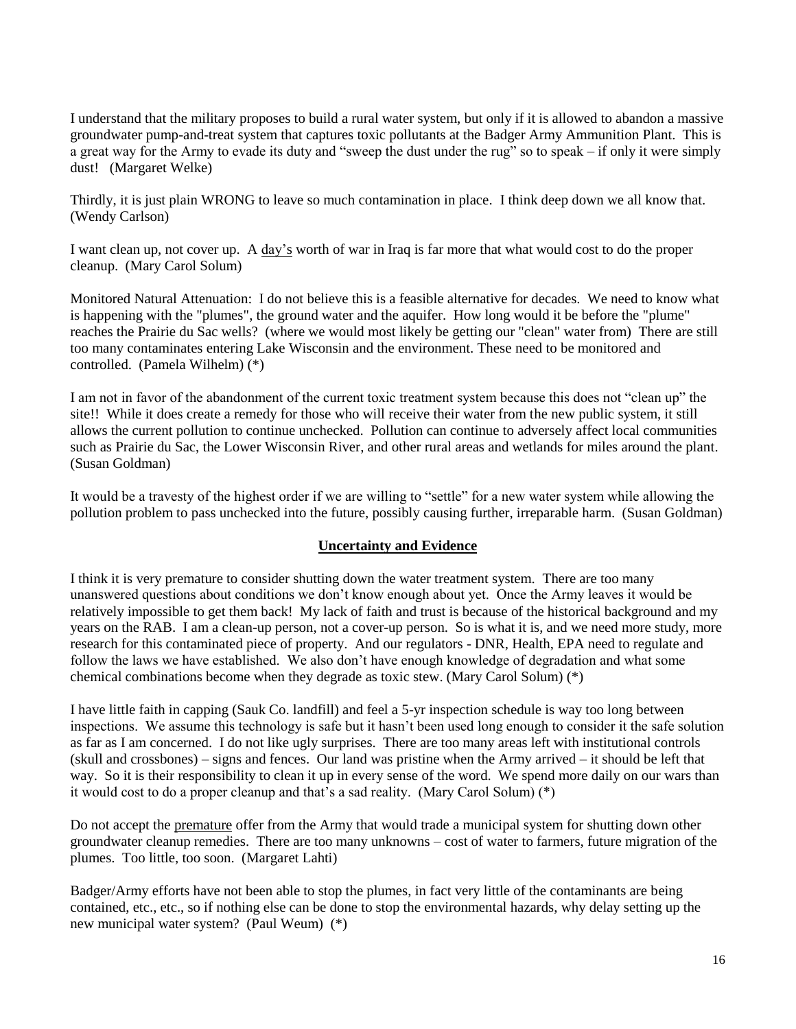I understand that the military proposes to build a rural water system, but only if it is allowed to abandon a massive groundwater pump-and-treat system that captures toxic pollutants at the Badger Army Ammunition Plant. This is a great way for the Army to evade its duty and "sweep the dust under the rug" so to speak – if only it were simply dust! (Margaret Welke)

Thirdly, it is just plain WRONG to leave so much contamination in place. I think deep down we all know that. (Wendy Carlson)

I want clean up, not cover up. A <u>day's</u> worth of war in Iraq is far more that what would cost to do the proper cleanup. (Mary Carol Solum)

Monitored Natural Attenuation: I do not believe this is a feasible alternative for decades. We need to know what is happening with the "plumes", the ground water and the aquifer. How long would it be before the "plume" reaches the Prairie du Sac wells? (where we would most likely be getting our "clean" water from) There are still too many contaminates entering Lake Wisconsin and the environment. These need to be monitored and controlled. (Pamela Wilhelm) (*)

I am not in favor of the abandonment of the current toxic treatment system because this does not "clean up" the site!! While it does create a remedy for those who will receive their water from the new public system, it still allows the current pollution to continue unchecked. Pollution can continue to adversely affect local communities such as Prairie du Sac, the Lower Wisconsin River, and other rural areas and wetlands for miles around the plant. (Susan Goldman)

It would be a travesty of the highest order if we are willing to "settle" for a new water system while allowing the pollution problem to pass unchecked into the future, possibly causing further, irreparable harm. (Susan Goldman)

## Uncertainty and Evidence

I think it is very premature to consider shutting down the water treatment system. There are too many unanswered questions about conditions we don't know enough about yet. Once the Army leaves it would be relatively impossible to get them back! My lack of faith and trust is because of the historical background and my years on the RAB. I am a clean-up person, not a cover-up person. So is what it is, and we need more study, more research for this contaminated piece of property. And our regulators - DNR, Health, EPA need to regulate and follow the laws we have established. We also don't have enough knowledge of degradation and what some chemical combinations become when they degrade as toxic stew. (Mary Carol Solum) (*)

I have little faith in capping (Sauk Co. landfill) and feel a 5-yr inspection schedule is way too long between inspections. We assume this technology is safe but it hasn't been used long enough to consider it the safe solution as far as I am concerned. I do not like ugly surprises. There are too many areas left with institutional controls (skull and crossbones) – signs and fences. Our land was pristine when the Army arrived – it should be left that way. So it is their responsibility to clean it up in every sense of the word. We spend more daily on our wars than it would cost to do a proper cleanup and that's a sad reality. (Mary Carol Solum) (*)

Do not accept the <u>premature</u> offer from the Army that would trade a municipal system for shutting down other groundwater cleanup remedies. There are too many unknowns – cost of water to farmers, future migration of the plumes. Too little, too soon. (Margaret Lahti)

Badger/Army efforts have not been able to stop the plumes, in fact very little of the contaminants are being contained, etc., etc., so if nothing else can be done to stop the environmental hazards, why delay setting up the new municipal water system? (Paul Weum) (*)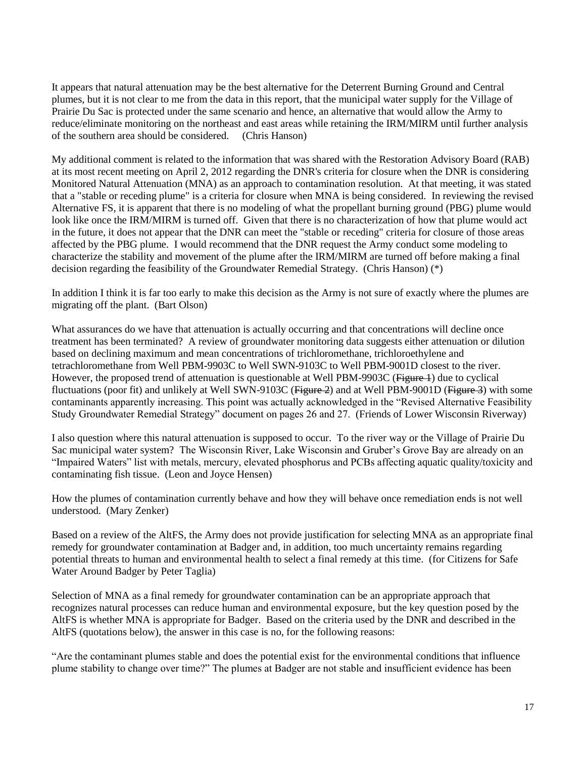It appears that natural attenuation may be the best alternative for the Deterrent Burning Ground and Central plumes, but it is not clear to me from the data in this report, that the municipal water supply for the Village of Prairie Du Sac is protected under the same scenario and hence, an alternative that would allow the Army to reduce/eliminate monitoring on the northeast and east areas while retaining the IRM/MIRM until further analysis of the southern area should be considered. (Chris Hanson)

My additional comment is related to the information that was shared with the Restoration Advisory Board (RAB) at its most recent meeting on April 2, 2012 regarding the DNR's criteria for closure when the DNR is considering Monitored Natural Attenuation (MNA) as an approach to contamination resolution. At that meeting, it was stated that a "stable or receding plume" is a criteria for closure when MNA is being considered. In reviewing the revised Alternative FS, it is apparent that there is no modeling of what the propellant burning ground (PBG) plume would look like once the IRM/MIRM is turned off. Given that there is no characterization of how that plume would act in the future, it does not appear that the DNR can meet the "stable or receding" criteria for closure of those areas affected by the PBG plume. I would recommend that the DNR request the Army conduct some modeling to characterize the stability and movement of the plume after the IRM/MIRM are turned off before making a final decision regarding the feasibility of the Groundwater Remedial Strategy. (Chris Hanson) (*)

In addition I think it is far too early to make this decision as the Army is not sure of exactly where the plumes are migrating off the plant. (Bart Olson)

What assurances do we have that attenuation is actually occurring and that concentrations will decline once treatment has been terminated? A review of groundwater monitoring data suggests either attenuation or dilution based on declining maximum and mean concentrations of trichloromethane, trichloroethylene and tetrachloromethane from Well PBM-9903C to Well SWN-9103C to Well PBM-9001D closest to the river. However, the proposed trend of attenuation is questionable at Well PBM-9903C (~~Figure 1~~) due to cyclical fluctuations (poor fit) and unlikely at Well SWN-9103C (~~Figure 2~~) and at Well PBM-9001D (~~Figure 3~~) with some contaminants apparently increasing. This point was actually acknowledged in the "Revised Alternative Feasibility Study Groundwater Remedial Strategy" document on pages 26 and 27. (Friends of Lower Wisconsin Riverway)

I also question where this natural attenuation is supposed to occur. To the river way or the Village of Prairie Du Sac municipal water system? The Wisconsin River, Lake Wisconsin and Gruber's Grove Bay are already on an "Impaired Waters" list with metals, mercury, elevated phosphorus and PCBs affecting aquatic quality/toxicity and contaminating fish tissue. (Leon and Joyce Hensen)

How the plumes of contamination currently behave and how they will behave once remediation ends is not well understood. (Mary Zenker)

Based on a review of the AltFS, the Army does not provide justification for selecting MNA as an appropriate final remedy for groundwater contamination at Badger and, in addition, too much uncertainty remains regarding potential threats to human and environmental health to select a final remedy at this time. (for Citizens for Safe Water Around Badger by Peter Taglia)

Selection of MNA as a final remedy for groundwater contamination can be an appropriate approach that recognizes natural processes can reduce human and environmental exposure, but the key question posed by the AltFS is whether MNA is appropriate for Badger. Based on the criteria used by the DNR and described in the AltFS (quotations below), the answer in this case is no, for the following reasons:

"Are the contaminant plumes stable and does the potential exist for the environmental conditions that influence plume stability to change over time?" The plumes at Badger are not stable and insufficient evidence has been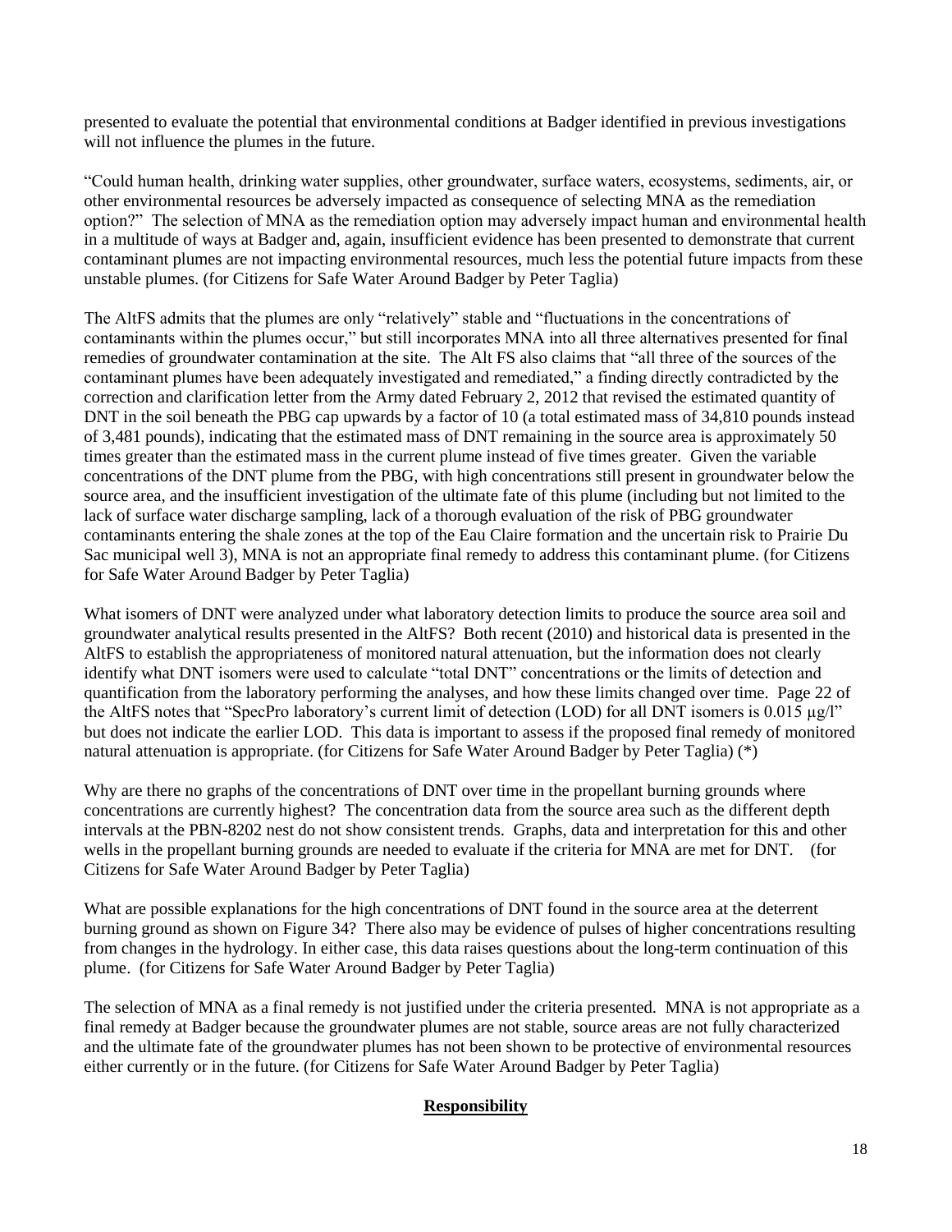presented to evaluate the potential that environmental conditions at Badger identified in previous investigations will not influence the plumes in the future.

"Could human health, drinking water supplies, other groundwater, surface waters, ecosystems, sediments, air, or other environmental resources be adversely impacted as consequence of selecting MNA as the remediation option?" The selection of MNA as the remediation option may adversely impact human and environmental health in a multitude of ways at Badger and, again, insufficient evidence has been presented to demonstrate that current contaminant plumes are not impacting environmental resources, much less the potential future impacts from these unstable plumes. (for Citizens for Safe Water Around Badger by Peter Taglia)

The AltFS admits that the plumes are only "relatively" stable and "fluctuations in the concentrations of contaminants within the plumes occur," but still incorporates MNA into all three alternatives presented for final remedies of groundwater contamination at the site. The Alt FS also claims that "all three of the sources of the contaminant plumes have been adequately investigated and remediated," a finding directly contradicted by the correction and clarification letter from the Army dated February 2, 2012 that revised the estimated quantity of DNT in the soil beneath the PBG cap upwards by a factor of 10 (a total estimated mass of 34,810 pounds instead of 3,481 pounds), indicating that the estimated mass of DNT remaining in the source area is approximately 50 times greater than the estimated mass in the current plume instead of five times greater. Given the variable concentrations of the DNT plume from the PBG, with high concentrations still present in groundwater below the source area, and the insufficient investigation of the ultimate fate of this plume (including but not limited to the lack of surface water discharge sampling, lack of a thorough evaluation of the risk of PBG groundwater contaminants entering the shale zones at the top of the Eau Claire formation and the uncertain risk to Prairie Du Sac municipal well 3), MNA is not an appropriate final remedy to address this contaminant plume. (for Citizens for Safe Water Around Badger by Peter Taglia)

What isomers of DNT were analyzed under what laboratory detection limits to produce the source area soil and groundwater analytical results presented in the AltFS? Both recent (2010) and historical data is presented in the AltFS to establish the appropriateness of monitored natural attenuation, but the information does not clearly identify what DNT isomers were used to calculate "total DNT" concentrations or the limits of detection and quantification from the laboratory performing the analyses, and how these limits changed over time. Page 22 of the AltFS notes that "SpecPro laboratory's current limit of detection (LOD) for all DNT isomers is 0.015 µg/l" but does not indicate the earlier LOD. This data is important to assess if the proposed final remedy of monitored natural attenuation is appropriate. (for Citizens for Safe Water Around Badger by Peter Taglia) (*)

Why are there no graphs of the concentrations of DNT over time in the propellant burning grounds where concentrations are currently highest? The concentration data from the source area such as the different depth intervals at the PBN-8202 nest do not show consistent trends. Graphs, data and interpretation for this and other wells in the propellant burning grounds are needed to evaluate if the criteria for MNA are met for DNT. (for Citizens for Safe Water Around Badger by Peter Taglia)

What are possible explanations for the high concentrations of DNT found in the source area at the deterrent burning ground as shown on Figure 34? There also may be evidence of pulses of higher concentrations resulting from changes in the hydrology. In either case, this data raises questions about the long-term continuation of this plume. (for Citizens for Safe Water Around Badger by Peter Taglia)

The selection of MNA as a final remedy is not justified under the criteria presented. MNA is not appropriate as a final remedy at Badger because the groundwater plumes are not stable, source areas are not fully characterized and the ultimate fate of the groundwater plumes has not been shown to be protective of environmental resources either currently or in the future. (for Citizens for Safe Water Around Badger by Peter Taglia)

## **Responsibility**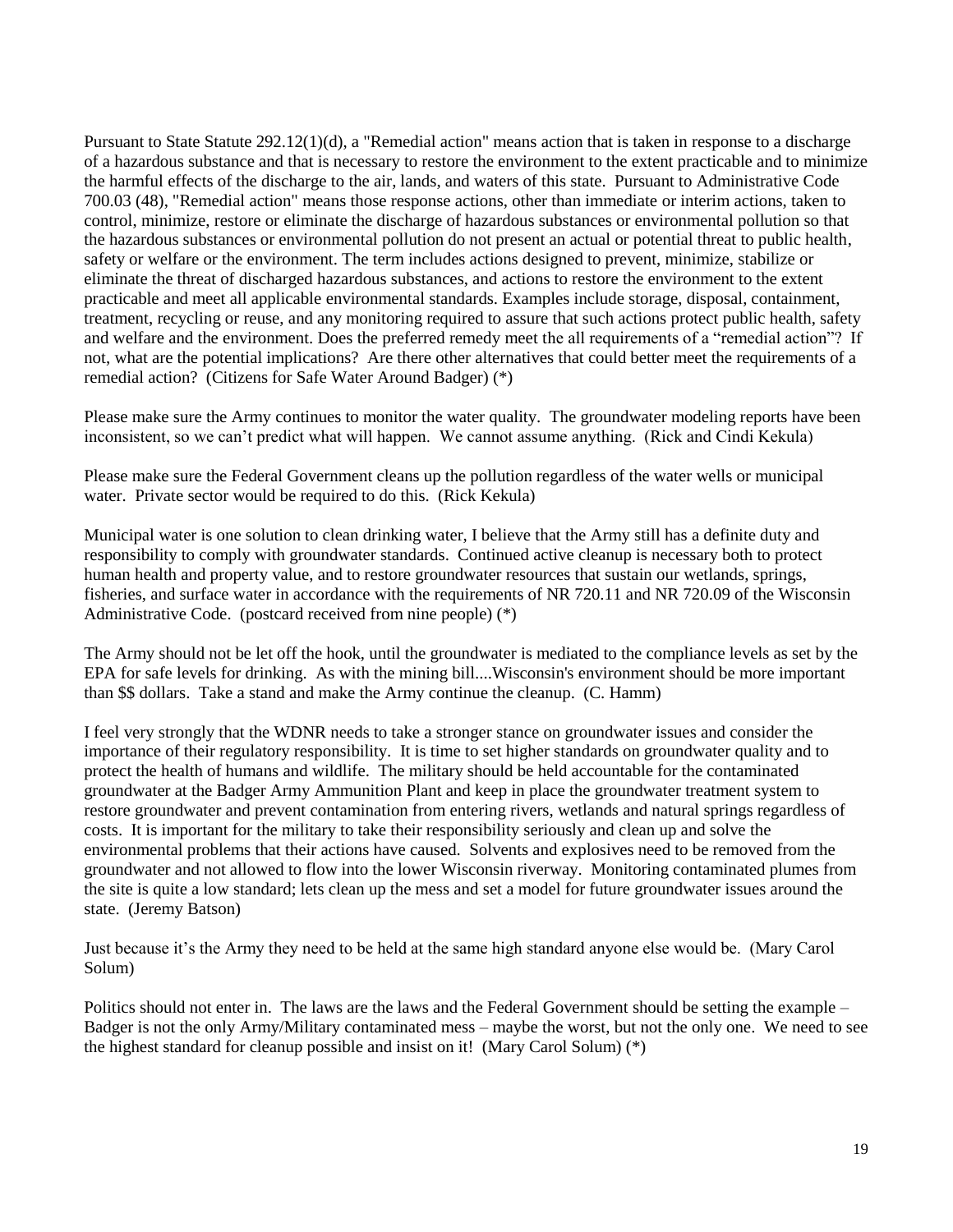Pursuant to State Statute 292.12(1)(d), a "Remedial action" means action that is taken in response to a discharge of a hazardous substance and that is necessary to restore the environment to the extent practicable and to minimize the harmful effects of the discharge to the air, lands, and waters of this state. Pursuant to Administrative Code 700.03 (48), "Remedial action" means those response actions, other than immediate or interim actions, taken to control, minimize, restore or eliminate the discharge of hazardous substances or environmental pollution so that the hazardous substances or environmental pollution do not present an actual or potential threat to public health, safety or welfare or the environment. The term includes actions designed to prevent, minimize, stabilize or eliminate the threat of discharged hazardous substances, and actions to restore the environment to the extent practicable and meet all applicable environmental standards. Examples include storage, disposal, containment, treatment, recycling or reuse, and any monitoring required to assure that such actions protect public health, safety and welfare and the environment. Does the preferred remedy meet the all requirements of a "remedial action"? If not, what are the potential implications? Are there other alternatives that could better meet the requirements of a remedial action? (Citizens for Safe Water Around Badger) (*)

Please make sure the Army continues to monitor the water quality. The groundwater modeling reports have been inconsistent, so we can't predict what will happen. We cannot assume anything. (Rick and Cindi Kekula)

Please make sure the Federal Government cleans up the pollution regardless of the water wells or municipal water. Private sector would be required to do this. (Rick Kekula)

Municipal water is one solution to clean drinking water, I believe that the Army still has a definite duty and responsibility to comply with groundwater standards. Continued active cleanup is necessary both to protect human health and property value, and to restore groundwater resources that sustain our wetlands, springs, fisheries, and surface water in accordance with the requirements of NR 720.11 and NR 720.09 of the Wisconsin Administrative Code. (postcard received from nine people) (*)

The Army should not be let off the hook, until the groundwater is mediated to the compliance levels as set by the EPA for safe levels for drinking. As with the mining bill....Wisconsin's environment should be more important than $$ dollars. Take a stand and make the Army continue the cleanup. (C. Hamm)

I feel very strongly that the WDNR needs to take a stronger stance on groundwater issues and consider the importance of their regulatory responsibility. It is time to set higher standards on groundwater quality and to protect the health of humans and wildlife. The military should be held accountable for the contaminated groundwater at the Badger Army Ammunition Plant and keep in place the groundwater treatment system to restore groundwater and prevent contamination from entering rivers, wetlands and natural springs regardless of costs. It is important for the military to take their responsibility seriously and clean up and solve the environmental problems that their actions have caused. Solvents and explosives need to be removed from the groundwater and not allowed to flow into the lower Wisconsin riverway. Monitoring contaminated plumes from the site is quite a low standard; lets clean up the mess and set a model for future groundwater issues around the state. (Jeremy Batson)

Just because it's the Army they need to be held at the same high standard anyone else would be. (Mary Carol Solum)

Politics should not enter in. The laws are the laws and the Federal Government should be setting the example – Badger is not the only Army/Military contaminated mess – maybe the worst, but not the only one. We need to see the highest standard for cleanup possible and insist on it! (Mary Carol Solum) (*)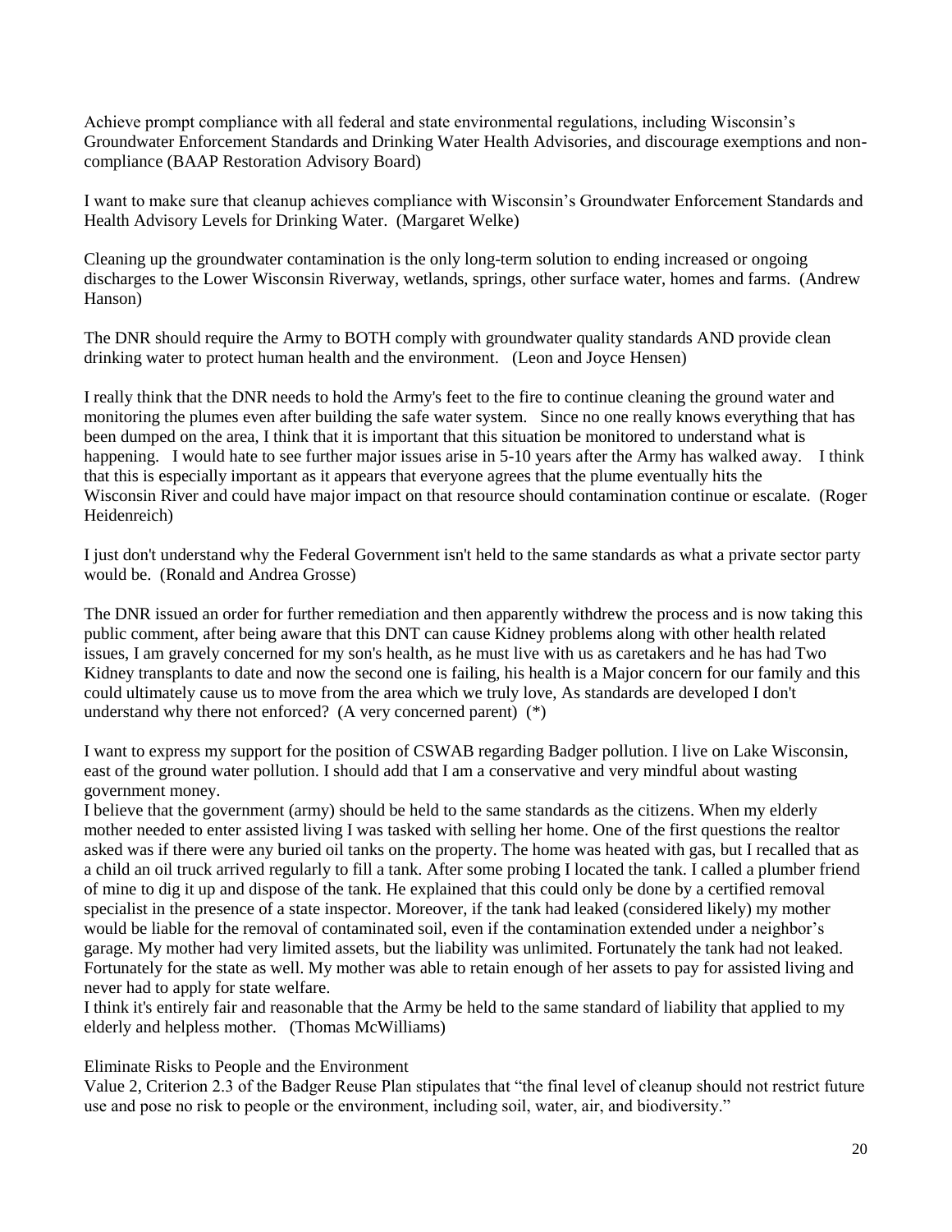Achieve prompt compliance with all federal and state environmental regulations, including Wisconsin's Groundwater Enforcement Standards and Drinking Water Health Advisories, and discourage exemptions and non-compliance (BAAP Restoration Advisory Board)

I want to make sure that cleanup achieves compliance with Wisconsin's Groundwater Enforcement Standards and Health Advisory Levels for Drinking Water. (Margaret Welke)

Cleaning up the groundwater contamination is the only long-term solution to ending increased or ongoing discharges to the Lower Wisconsin Riverway, wetlands, springs, other surface water, homes and farms. (Andrew Hanson)

The DNR should require the Army to BOTH comply with groundwater quality standards AND provide clean drinking water to protect human health and the environment. (Leon and Joyce Hensen)

I really think that the DNR needs to hold the Army's feet to the fire to continue cleaning the ground water and monitoring the plumes even after building the safe water system. Since no one really knows everything that has been dumped on the area, I think that it is important that this situation be monitored to understand what is happening. I would hate to see further major issues arise in 5-10 years after the Army has walked away. I think that this is especially important as it appears that everyone agrees that the plume eventually hits the Wisconsin River and could have major impact on that resource should contamination continue or escalate. (Roger Heidenreich)

I just don't understand why the Federal Government isn't held to the same standards as what a private sector party would be. (Ronald and Andrea Grosse)

The DNR issued an order for further remediation and then apparently withdrew the process and is now taking this public comment, after being aware that this DNT can cause Kidney problems along with other health related issues, I am gravely concerned for my son's health, as he must live with us as caretakers and he has had Two Kidney transplants to date and now the second one is failing, his health is a Major concern for our family and this could ultimately cause us to move from the area which we truly love, As standards are developed I don't understand why there not enforced? (A very concerned parent) (*)

I want to express my support for the position of CSWAB regarding Badger pollution. I live on Lake Wisconsin, east of the ground water pollution. I should add that I am a conservative and very mindful about wasting government money.
I believe that the government (army) should be held to the same standards as the citizens. When my elderly mother needed to enter assisted living I was tasked with selling her home. One of the first questions the realtor asked was if there were any buried oil tanks on the property. The home was heated with gas, but I recalled that as a child an oil truck arrived regularly to fill a tank. After some probing I located the tank. I called a plumber friend of mine to dig it up and dispose of the tank. He explained that this could only be done by a certified removal specialist in the presence of a state inspector. Moreover, if the tank had leaked (considered likely) my mother would be liable for the removal of contaminated soil, even if the contamination extended under a neighbor's garage. My mother had very limited assets, but the liability was unlimited. Fortunately the tank had not leaked. Fortunately for the state as well. My mother was able to retain enough of her assets to pay for assisted living and never had to apply for state welfare.
I think it's entirely fair and reasonable that the Army be held to the same standard of liability that applied to my elderly and helpless mother. (Thomas McWilliams)

Eliminate Risks to People and the Environment
Value 2, Criterion 2.3 of the Badger Reuse Plan stipulates that "the final level of cleanup should not restrict future use and pose no risk to people or the environment, including soil, water, air, and biodiversity."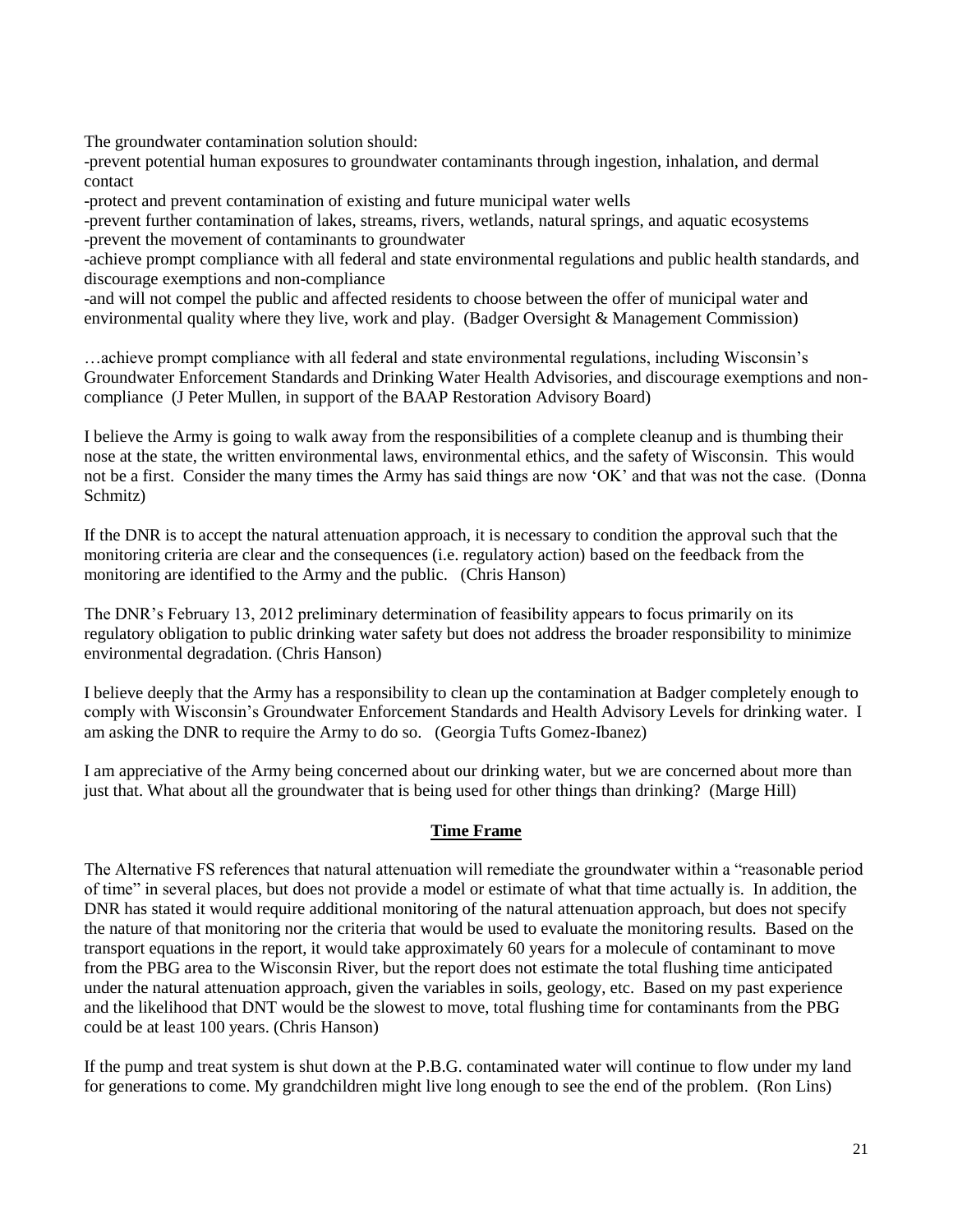The groundwater contamination solution should:

-prevent potential human exposures to groundwater contaminants through ingestion, inhalation, and dermal contact

-protect and prevent contamination of existing and future municipal water wells

-prevent further contamination of lakes, streams, rivers, wetlands, natural springs, and aquatic ecosystems

-prevent the movement of contaminants to groundwater

-achieve prompt compliance with all federal and state environmental regulations and public health standards, and discourage exemptions and non-compliance

-and will not compel the public and affected residents to choose between the offer of municipal water and environmental quality where they live, work and play. (Badger Oversight & Management Commission)

…achieve prompt compliance with all federal and state environmental regulations, including Wisconsin's Groundwater Enforcement Standards and Drinking Water Health Advisories, and discourage exemptions and non-compliance (J Peter Mullen, in support of the BAAP Restoration Advisory Board)

I believe the Army is going to walk away from the responsibilities of a complete cleanup and is thumbing their nose at the state, the written environmental laws, environmental ethics, and the safety of Wisconsin. This would not be a first. Consider the many times the Army has said things are now 'OK' and that was not the case. (Donna Schmitz)

If the DNR is to accept the natural attenuation approach, it is necessary to condition the approval such that the monitoring criteria are clear and the consequences (i.e. regulatory action) based on the feedback from the monitoring are identified to the Army and the public. (Chris Hanson)

The DNR's February 13, 2012 preliminary determination of feasibility appears to focus primarily on its regulatory obligation to public drinking water safety but does not address the broader responsibility to minimize environmental degradation. (Chris Hanson)

I believe deeply that the Army has a responsibility to clean up the contamination at Badger completely enough to comply with Wisconsin's Groundwater Enforcement Standards and Health Advisory Levels for drinking water. I am asking the DNR to require the Army to do so. (Georgia Tufts Gomez-Ibanez)

I am appreciative of the Army being concerned about our drinking water, but we are concerned about more than just that. What about all the groundwater that is being used for other things than drinking? (Marge Hill)

## Time Frame

The Alternative FS references that natural attenuation will remediate the groundwater within a "reasonable period of time" in several places, but does not provide a model or estimate of what that time actually is. In addition, the DNR has stated it would require additional monitoring of the natural attenuation approach, but does not specify the nature of that monitoring nor the criteria that would be used to evaluate the monitoring results. Based on the transport equations in the report, it would take approximately 60 years for a molecule of contaminant to move from the PBG area to the Wisconsin River, but the report does not estimate the total flushing time anticipated under the natural attenuation approach, given the variables in soils, geology, etc. Based on my past experience and the likelihood that DNT would be the slowest to move, total flushing time for contaminants from the PBG could be at least 100 years. (Chris Hanson)

If the pump and treat system is shut down at the P.B.G. contaminated water will continue to flow under my land for generations to come. My grandchildren might live long enough to see the end of the problem. (Ron Lins)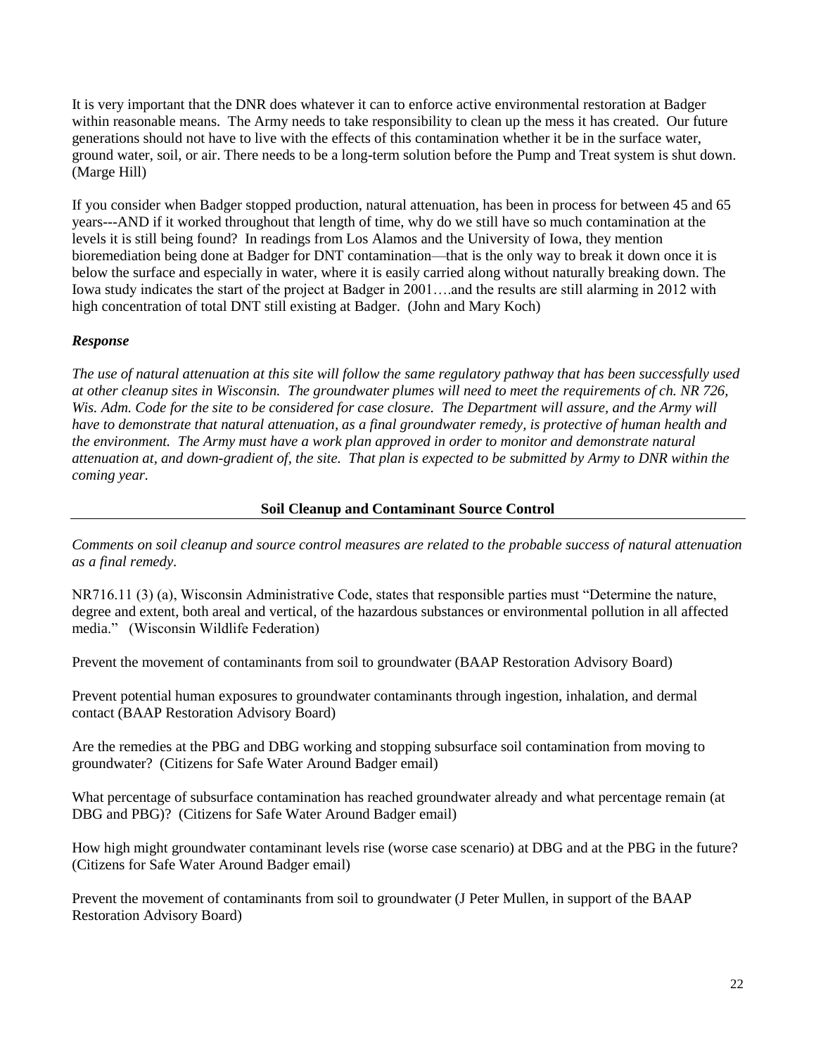It is very important that the DNR does whatever it can to enforce active environmental restoration at Badger within reasonable means. The Army needs to take responsibility to clean up the mess it has created. Our future generations should not have to live with the effects of this contamination whether it be in the surface water, ground water, soil, or air. There needs to be a long-term solution before the Pump and Treat system is shut down. (Marge Hill)

If you consider when Badger stopped production, natural attenuation, has been in process for between 45 and 65 years---AND if it worked throughout that length of time, why do we still have so much contamination at the levels it is still being found? In readings from Los Alamos and the University of Iowa, they mention bioremediation being done at Badger for DNT contamination—that is the only way to break it down once it is below the surface and especially in water, where it is easily carried along without naturally breaking down. The Iowa study indicates the start of the project at Badger in 2001….and the results are still alarming in 2012 with high concentration of total DNT still existing at Badger. (John and Mary Koch)

***Response***

*The use of natural attenuation at this site will follow the same regulatory pathway that has been successfully used at other cleanup sites in Wisconsin. The groundwater plumes will need to meet the requirements of ch. NR 726, Wis. Adm. Code for the site to be considered for case closure. The Department will assure, and the Army will have to demonstrate that natural attenuation, as a final groundwater remedy, is protective of human health and the environment. The Army must have a work plan approved in order to monitor and demonstrate natural attenuation at, and down-gradient of, the site. That plan is expected to be submitted by Army to DNR within the coming year.*

**Soil Cleanup and Contaminant Source Control**

*Comments on soil cleanup and source control measures are related to the probable success of natural attenuation as a final remedy.*

NR716.11 (3) (a), Wisconsin Administrative Code, states that responsible parties must "Determine the nature, degree and extent, both areal and vertical, of the hazardous substances or environmental pollution in all affected media." (Wisconsin Wildlife Federation)

Prevent the movement of contaminants from soil to groundwater (BAAP Restoration Advisory Board)

Prevent potential human exposures to groundwater contaminants through ingestion, inhalation, and dermal contact (BAAP Restoration Advisory Board)

Are the remedies at the PBG and DBG working and stopping subsurface soil contamination from moving to groundwater? (Citizens for Safe Water Around Badger email)

What percentage of subsurface contamination has reached groundwater already and what percentage remain (at DBG and PBG)? (Citizens for Safe Water Around Badger email)

How high might groundwater contaminant levels rise (worse case scenario) at DBG and at the PBG in the future? (Citizens for Safe Water Around Badger email)

Prevent the movement of contaminants from soil to groundwater (J Peter Mullen, in support of the BAAP Restoration Advisory Board)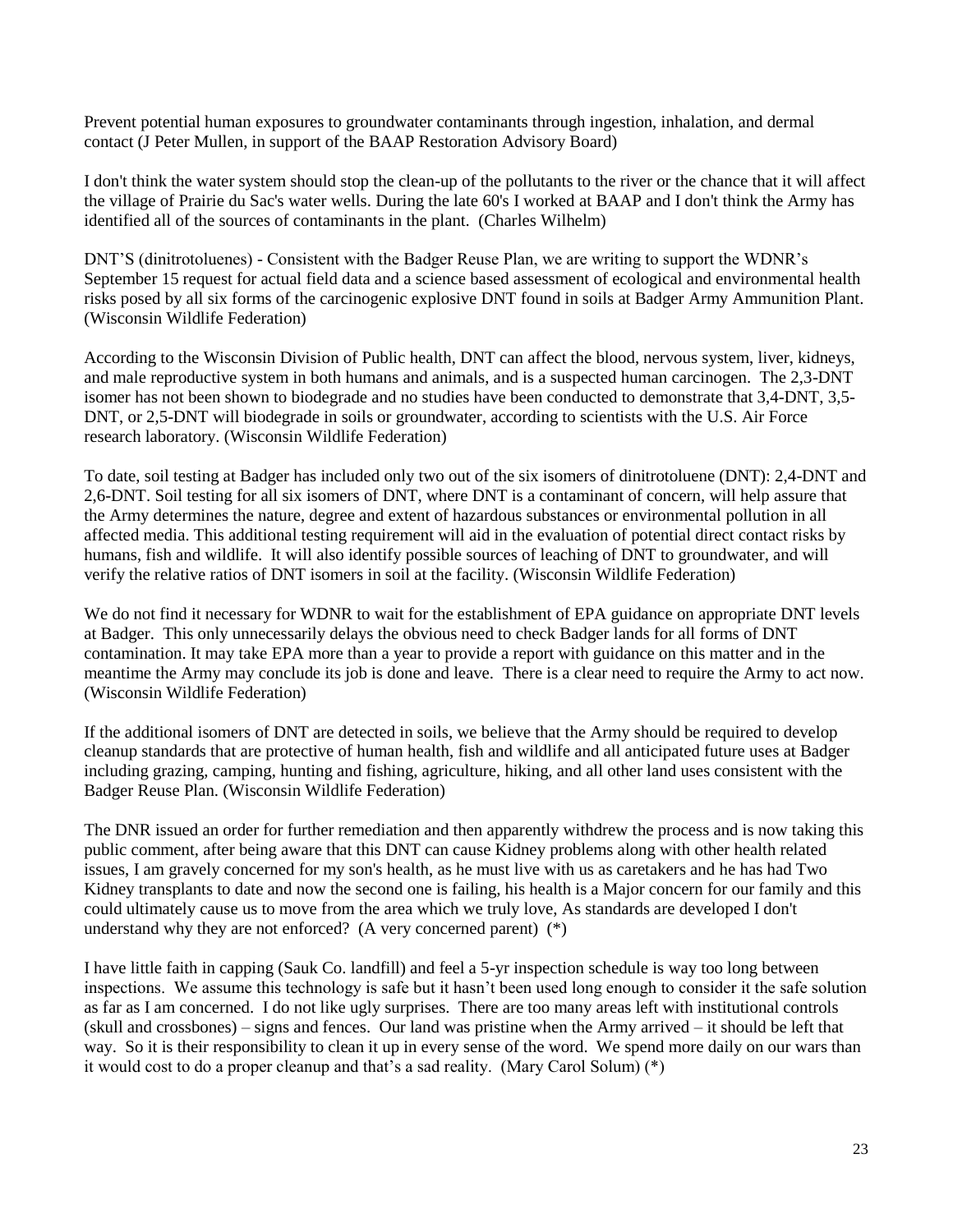Prevent potential human exposures to groundwater contaminants through ingestion, inhalation, and dermal contact (J Peter Mullen, in support of the BAAP Restoration Advisory Board)

I don't think the water system should stop the clean-up of the pollutants to the river or the chance that it will affect the village of Prairie du Sac's water wells. During the late 60's I worked at BAAP and I don't think the Army has identified all of the sources of contaminants in the plant. (Charles Wilhelm)

DNT'S (dinitrotoluenes) - Consistent with the Badger Reuse Plan, we are writing to support the WDNR's September 15 request for actual field data and a science based assessment of ecological and environmental health risks posed by all six forms of the carcinogenic explosive DNT found in soils at Badger Army Ammunition Plant. (Wisconsin Wildlife Federation)

According to the Wisconsin Division of Public health, DNT can affect the blood, nervous system, liver, kidneys, and male reproductive system in both humans and animals, and is a suspected human carcinogen. The 2,3-DNT isomer has not been shown to biodegrade and no studies have been conducted to demonstrate that 3,4-DNT, 3,5-DNT, or 2,5-DNT will biodegrade in soils or groundwater, according to scientists with the U.S. Air Force research laboratory. (Wisconsin Wildlife Federation)

To date, soil testing at Badger has included only two out of the six isomers of dinitrotoluene (DNT): 2,4-DNT and 2,6-DNT. Soil testing for all six isomers of DNT, where DNT is a contaminant of concern, will help assure that the Army determines the nature, degree and extent of hazardous substances or environmental pollution in all affected media. This additional testing requirement will aid in the evaluation of potential direct contact risks by humans, fish and wildlife. It will also identify possible sources of leaching of DNT to groundwater, and will verify the relative ratios of DNT isomers in soil at the facility. (Wisconsin Wildlife Federation)

We do not find it necessary for WDNR to wait for the establishment of EPA guidance on appropriate DNT levels at Badger. This only unnecessarily delays the obvious need to check Badger lands for all forms of DNT contamination. It may take EPA more than a year to provide a report with guidance on this matter and in the meantime the Army may conclude its job is done and leave. There is a clear need to require the Army to act now. (Wisconsin Wildlife Federation)

If the additional isomers of DNT are detected in soils, we believe that the Army should be required to develop cleanup standards that are protective of human health, fish and wildlife and all anticipated future uses at Badger including grazing, camping, hunting and fishing, agriculture, hiking, and all other land uses consistent with the Badger Reuse Plan. (Wisconsin Wildlife Federation)

The DNR issued an order for further remediation and then apparently withdrew the process and is now taking this public comment, after being aware that this DNT can cause Kidney problems along with other health related issues, I am gravely concerned for my son's health, as he must live with us as caretakers and he has had Two Kidney transplants to date and now the second one is failing, his health is a Major concern for our family and this could ultimately cause us to move from the area which we truly love, As standards are developed I don't understand why they are not enforced? (A very concerned parent) (*)

I have little faith in capping (Sauk Co. landfill) and feel a 5-yr inspection schedule is way too long between inspections. We assume this technology is safe but it hasn't been used long enough to consider it the safe solution as far as I am concerned. I do not like ugly surprises. There are too many areas left with institutional controls (skull and crossbones) – signs and fences. Our land was pristine when the Army arrived – it should be left that way. So it is their responsibility to clean it up in every sense of the word. We spend more daily on our wars than it would cost to do a proper cleanup and that's a sad reality. (Mary Carol Solum) (*)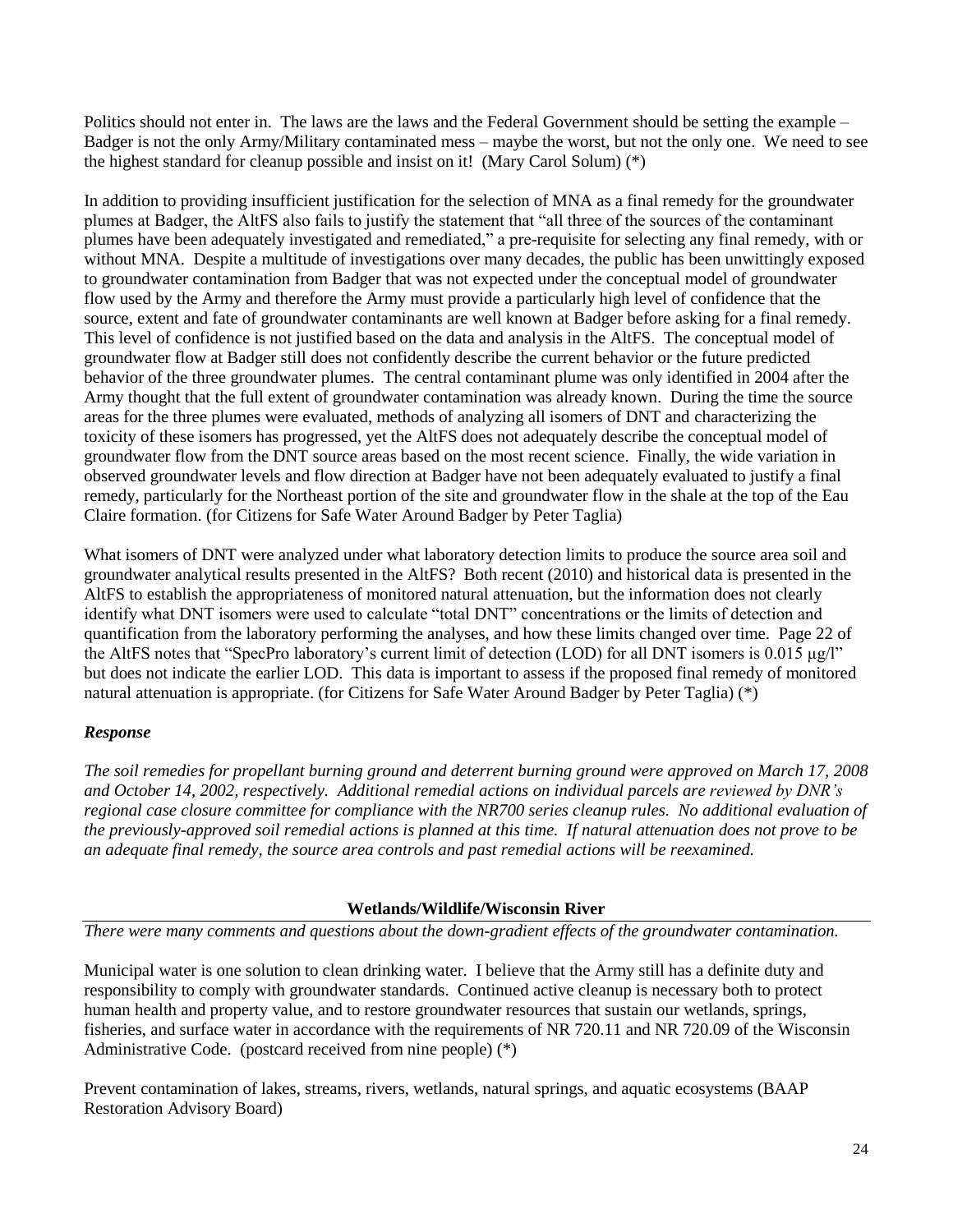Politics should not enter in. The laws are the laws and the Federal Government should be setting the example – Badger is not the only Army/Military contaminated mess – maybe the worst, but not the only one. We need to see the highest standard for cleanup possible and insist on it! (Mary Carol Solum) (*)

In addition to providing insufficient justification for the selection of MNA as a final remedy for the groundwater plumes at Badger, the AltFS also fails to justify the statement that "all three of the sources of the contaminant plumes have been adequately investigated and remediated," a pre-requisite for selecting any final remedy, with or without MNA. Despite a multitude of investigations over many decades, the public has been unwittingly exposed to groundwater contamination from Badger that was not expected under the conceptual model of groundwater flow used by the Army and therefore the Army must provide a particularly high level of confidence that the source, extent and fate of groundwater contaminants are well known at Badger before asking for a final remedy. This level of confidence is not justified based on the data and analysis in the AltFS. The conceptual model of groundwater flow at Badger still does not confidently describe the current behavior or the future predicted behavior of the three groundwater plumes. The central contaminant plume was only identified in 2004 after the Army thought that the full extent of groundwater contamination was already known. During the time the source areas for the three plumes were evaluated, methods of analyzing all isomers of DNT and characterizing the toxicity of these isomers has progressed, yet the AltFS does not adequately describe the conceptual model of groundwater flow from the DNT source areas based on the most recent science. Finally, the wide variation in observed groundwater levels and flow direction at Badger have not been adequately evaluated to justify a final remedy, particularly for the Northeast portion of the site and groundwater flow in the shale at the top of the Eau Claire formation. (for Citizens for Safe Water Around Badger by Peter Taglia)

What isomers of DNT were analyzed under what laboratory detection limits to produce the source area soil and groundwater analytical results presented in the AltFS? Both recent (2010) and historical data is presented in the AltFS to establish the appropriateness of monitored natural attenuation, but the information does not clearly identify what DNT isomers were used to calculate "total DNT" concentrations or the limits of detection and quantification from the laboratory performing the analyses, and how these limits changed over time. Page 22 of the AltFS notes that "SpecPro laboratory's current limit of detection (LOD) for all DNT isomers is 0.015 µg/l" but does not indicate the earlier LOD. This data is important to assess if the proposed final remedy of monitored natural attenuation is appropriate. (for Citizens for Safe Water Around Badger by Peter Taglia) (*)

### *Response*

*The soil remedies for propellant burning ground and deterrent burning ground were approved on March 17, 2008 and October 14, 2002, respectively. Additional remedial actions on individual parcels are reviewed by DNR's regional case closure committee for compliance with the NR700 series cleanup rules. No additional evaluation of the previously-approved soil remedial actions is planned at this time. If natural attenuation does not prove to be an adequate final remedy, the source area controls and past remedial actions will be reexamined.*

## Wetlands/Wildlife/Wisconsin River

*There were many comments and questions about the down-gradient effects of the groundwater contamination.*

Municipal water is one solution to clean drinking water. I believe that the Army still has a definite duty and responsibility to comply with groundwater standards. Continued active cleanup is necessary both to protect human health and property value, and to restore groundwater resources that sustain our wetlands, springs, fisheries, and surface water in accordance with the requirements of NR 720.11 and NR 720.09 of the Wisconsin Administrative Code. (postcard received from nine people) (*)

Prevent contamination of lakes, streams, rivers, wetlands, natural springs, and aquatic ecosystems (BAAP Restoration Advisory Board)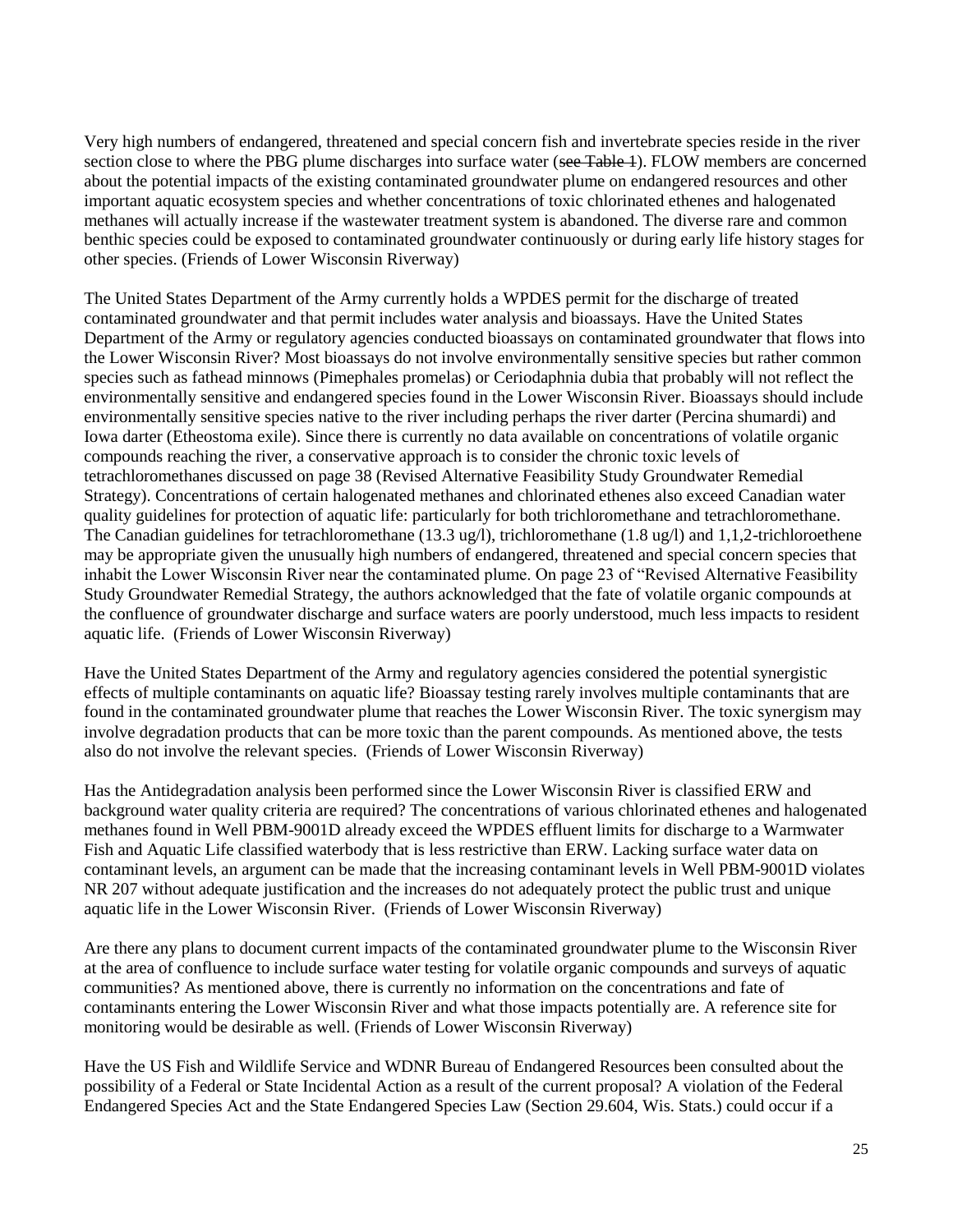Very high numbers of endangered, threatened and special concern fish and invertebrate species reside in the river section close to where the PBG plume discharges into surface water (~~see Table 1~~). FLOW members are concerned about the potential impacts of the existing contaminated groundwater plume on endangered resources and other important aquatic ecosystem species and whether concentrations of toxic chlorinated ethenes and halogenated methanes will actually increase if the wastewater treatment system is abandoned. The diverse rare and common benthic species could be exposed to contaminated groundwater continuously or during early life history stages for other species. (Friends of Lower Wisconsin Riverway)

The United States Department of the Army currently holds a WPDES permit for the discharge of treated contaminated groundwater and that permit includes water analysis and bioassays. Have the United States Department of the Army or regulatory agencies conducted bioassays on contaminated groundwater that flows into the Lower Wisconsin River? Most bioassays do not involve environmentally sensitive species but rather common species such as fathead minnows (Pimephales promelas) or Ceriodaphnia dubia that probably will not reflect the environmentally sensitive and endangered species found in the Lower Wisconsin River. Bioassays should include environmentally sensitive species native to the river including perhaps the river darter (Percina shumardi) and Iowa darter (Etheostoma exile). Since there is currently no data available on concentrations of volatile organic compounds reaching the river, a conservative approach is to consider the chronic toxic levels of tetrachloromethanes discussed on page 38 (Revised Alternative Feasibility Study Groundwater Remedial Strategy). Concentrations of certain halogenated methanes and chlorinated ethenes also exceed Canadian water quality guidelines for protection of aquatic life: particularly for both trichloromethane and tetrachloromethane. The Canadian guidelines for tetrachloromethane (13.3 ug/l), trichloromethane (1.8 ug/l) and 1,1,2-trichloroethene may be appropriate given the unusually high numbers of endangered, threatened and special concern species that inhabit the Lower Wisconsin River near the contaminated plume. On page 23 of "Revised Alternative Feasibility Study Groundwater Remedial Strategy, the authors acknowledged that the fate of volatile organic compounds at the confluence of groundwater discharge and surface waters are poorly understood, much less impacts to resident aquatic life. (Friends of Lower Wisconsin Riverway)

Have the United States Department of the Army and regulatory agencies considered the potential synergistic effects of multiple contaminants on aquatic life? Bioassay testing rarely involves multiple contaminants that are found in the contaminated groundwater plume that reaches the Lower Wisconsin River. The toxic synergism may involve degradation products that can be more toxic than the parent compounds. As mentioned above, the tests also do not involve the relevant species. (Friends of Lower Wisconsin Riverway)

Has the Antidegradation analysis been performed since the Lower Wisconsin River is classified ERW and background water quality criteria are required? The concentrations of various chlorinated ethenes and halogenated methanes found in Well PBM-9001D already exceed the WPDES effluent limits for discharge to a Warmwater Fish and Aquatic Life classified waterbody that is less restrictive than ERW. Lacking surface water data on contaminant levels, an argument can be made that the increasing contaminant levels in Well PBM-9001D violates NR 207 without adequate justification and the increases do not adequately protect the public trust and unique aquatic life in the Lower Wisconsin River. (Friends of Lower Wisconsin Riverway)

Are there any plans to document current impacts of the contaminated groundwater plume to the Wisconsin River at the area of confluence to include surface water testing for volatile organic compounds and surveys of aquatic communities? As mentioned above, there is currently no information on the concentrations and fate of contaminants entering the Lower Wisconsin River and what those impacts potentially are. A reference site for monitoring would be desirable as well. (Friends of Lower Wisconsin Riverway)

Have the US Fish and Wildlife Service and WDNR Bureau of Endangered Resources been consulted about the possibility of a Federal or State Incidental Action as a result of the current proposal? A violation of the Federal Endangered Species Act and the State Endangered Species Law (Section 29.604, Wis. Stats.) could occur if a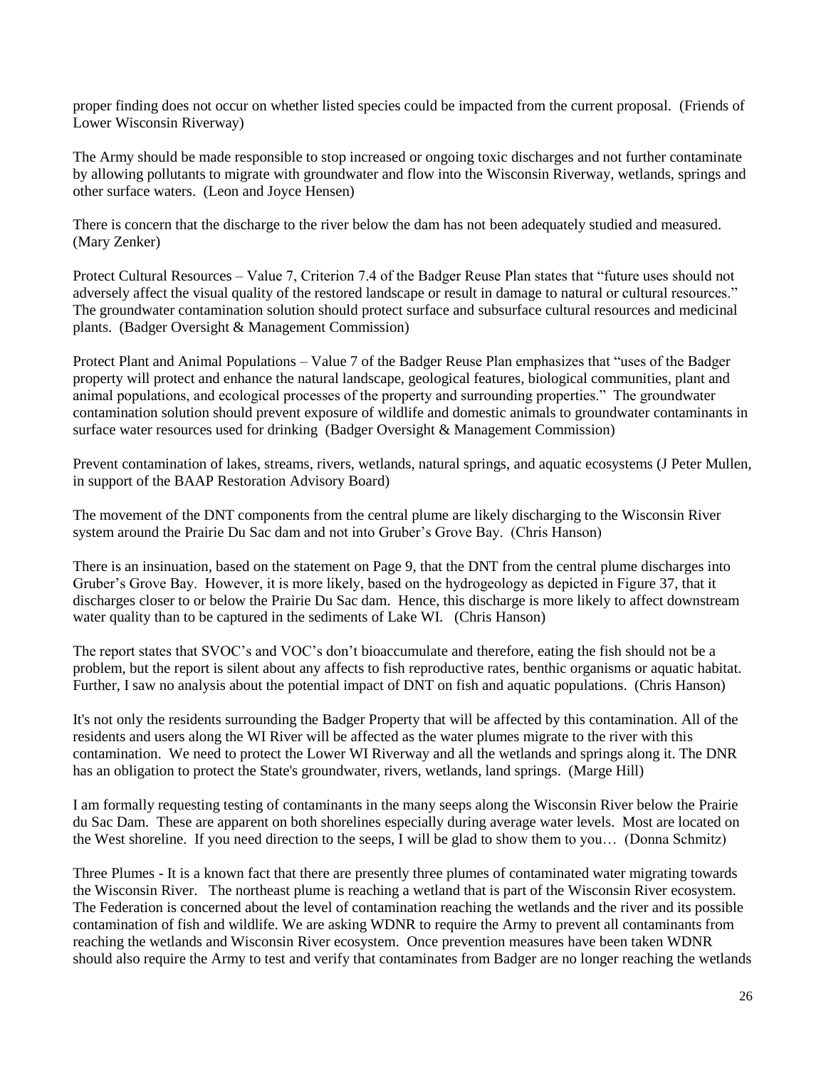proper finding does not occur on whether listed species could be impacted from the current proposal. (Friends of Lower Wisconsin Riverway)

The Army should be made responsible to stop increased or ongoing toxic discharges and not further contaminate by allowing pollutants to migrate with groundwater and flow into the Wisconsin Riverway, wetlands, springs and other surface waters. (Leon and Joyce Hensen)

There is concern that the discharge to the river below the dam has not been adequately studied and measured. (Mary Zenker)

Protect Cultural Resources – Value 7, Criterion 7.4 of the Badger Reuse Plan states that "future uses should not adversely affect the visual quality of the restored landscape or result in damage to natural or cultural resources." The groundwater contamination solution should protect surface and subsurface cultural resources and medicinal plants. (Badger Oversight & Management Commission)

Protect Plant and Animal Populations – Value 7 of the Badger Reuse Plan emphasizes that "uses of the Badger property will protect and enhance the natural landscape, geological features, biological communities, plant and animal populations, and ecological processes of the property and surrounding properties." The groundwater contamination solution should prevent exposure of wildlife and domestic animals to groundwater contaminants in surface water resources used for drinking (Badger Oversight & Management Commission)

Prevent contamination of lakes, streams, rivers, wetlands, natural springs, and aquatic ecosystems (J Peter Mullen, in support of the BAAP Restoration Advisory Board)

The movement of the DNT components from the central plume are likely discharging to the Wisconsin River system around the Prairie Du Sac dam and not into Gruber's Grove Bay. (Chris Hanson)

There is an insinuation, based on the statement on Page 9, that the DNT from the central plume discharges into Gruber's Grove Bay. However, it is more likely, based on the hydrogeology as depicted in Figure 37, that it discharges closer to or below the Prairie Du Sac dam. Hence, this discharge is more likely to affect downstream water quality than to be captured in the sediments of Lake WI. (Chris Hanson)

The report states that SVOC's and VOC's don't bioaccumulate and therefore, eating the fish should not be a problem, but the report is silent about any affects to fish reproductive rates, benthic organisms or aquatic habitat. Further, I saw no analysis about the potential impact of DNT on fish and aquatic populations. (Chris Hanson)

It's not only the residents surrounding the Badger Property that will be affected by this contamination. All of the residents and users along the WI River will be affected as the water plumes migrate to the river with this contamination. We need to protect the Lower WI Riverway and all the wetlands and springs along it. The DNR has an obligation to protect the State's groundwater, rivers, wetlands, land springs. (Marge Hill)

I am formally requesting testing of contaminants in the many seeps along the Wisconsin River below the Prairie du Sac Dam. These are apparent on both shorelines especially during average water levels. Most are located on the West shoreline. If you need direction to the seeps, I will be glad to show them to you… (Donna Schmitz)

Three Plumes - It is a known fact that there are presently three plumes of contaminated water migrating towards the Wisconsin River. The northeast plume is reaching a wetland that is part of the Wisconsin River ecosystem. The Federation is concerned about the level of contamination reaching the wetlands and the river and its possible contamination of fish and wildlife. We are asking WDNR to require the Army to prevent all contaminants from reaching the wetlands and Wisconsin River ecosystem. Once prevention measures have been taken WDNR should also require the Army to test and verify that contaminates from Badger are no longer reaching the wetlands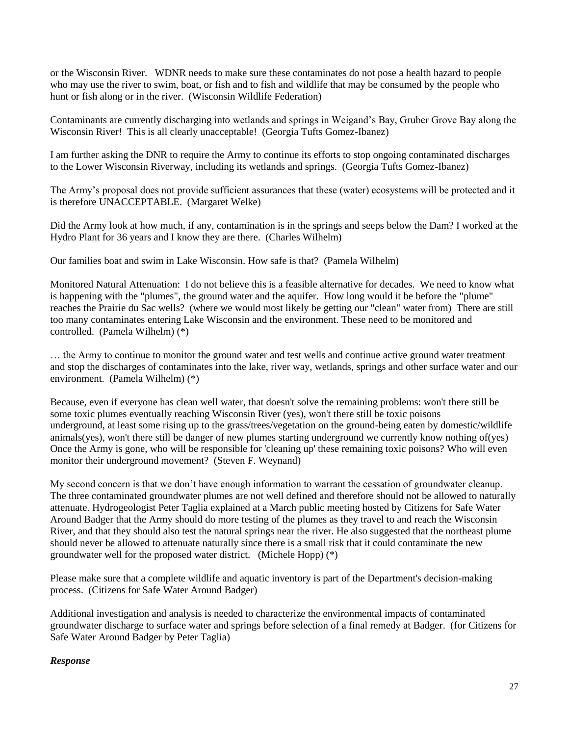or the Wisconsin River. WDNR needs to make sure these contaminates do not pose a health hazard to people who may use the river to swim, boat, or fish and to fish and wildlife that may be consumed by the people who hunt or fish along or in the river. (Wisconsin Wildlife Federation)

Contaminants are currently discharging into wetlands and springs in Weigand's Bay, Gruber Grove Bay along the Wisconsin River! This is all clearly unacceptable! (Georgia Tufts Gomez-Ibanez)

I am further asking the DNR to require the Army to continue its efforts to stop ongoing contaminated discharges to the Lower Wisconsin Riverway, including its wetlands and springs. (Georgia Tufts Gomez-Ibanez)

The Army's proposal does not provide sufficient assurances that these (water) ecosystems will be protected and it is therefore UNACCEPTABLE. (Margaret Welke)

Did the Army look at how much, if any, contamination is in the springs and seeps below the Dam? I worked at the Hydro Plant for 36 years and I know they are there. (Charles Wilhelm)

Our families boat and swim in Lake Wisconsin. How safe is that? (Pamela Wilhelm)

Monitored Natural Attenuation: I do not believe this is a feasible alternative for decades. We need to know what is happening with the "plumes", the ground water and the aquifer. How long would it be before the "plume" reaches the Prairie du Sac wells? (where we would most likely be getting our "clean" water from) There are still too many contaminates entering Lake Wisconsin and the environment. These need to be monitored and controlled. (Pamela Wilhelm) (*)

… the Army to continue to monitor the ground water and test wells and continue active ground water treatment and stop the discharges of contaminates into the lake, river way, wetlands, springs and other surface water and our environment. (Pamela Wilhelm) (*)

Because, even if everyone has clean well water, that doesn't solve the remaining problems: won't there still be some toxic plumes eventually reaching Wisconsin River (yes), won't there still be toxic poisons underground, at least some rising up to the grass/trees/vegetation on the ground-being eaten by domestic/wildlife animals(yes), won't there still be danger of new plumes starting underground we currently know nothing of(yes) Once the Army is gone, who will be responsible for 'cleaning up' these remaining toxic poisons? Who will even monitor their underground movement? (Steven F. Weynand)

My second concern is that we don't have enough information to warrant the cessation of groundwater cleanup. The three contaminated groundwater plumes are not well defined and therefore should not be allowed to naturally attenuate. Hydrogeologist Peter Taglia explained at a March public meeting hosted by Citizens for Safe Water Around Badger that the Army should do more testing of the plumes as they travel to and reach the Wisconsin River, and that they should also test the natural springs near the river. He also suggested that the northeast plume should never be allowed to attenuate naturally since there is a small risk that it could contaminate the new groundwater well for the proposed water district. (Michele Hopp) (*)

Please make sure that a complete wildlife and aquatic inventory is part of the Department's decision-making process. (Citizens for Safe Water Around Badger)

Additional investigation and analysis is needed to characterize the environmental impacts of contaminated groundwater discharge to surface water and springs before selection of a final remedy at Badger. (for Citizens for Safe Water Around Badger by Peter Taglia)

***Response***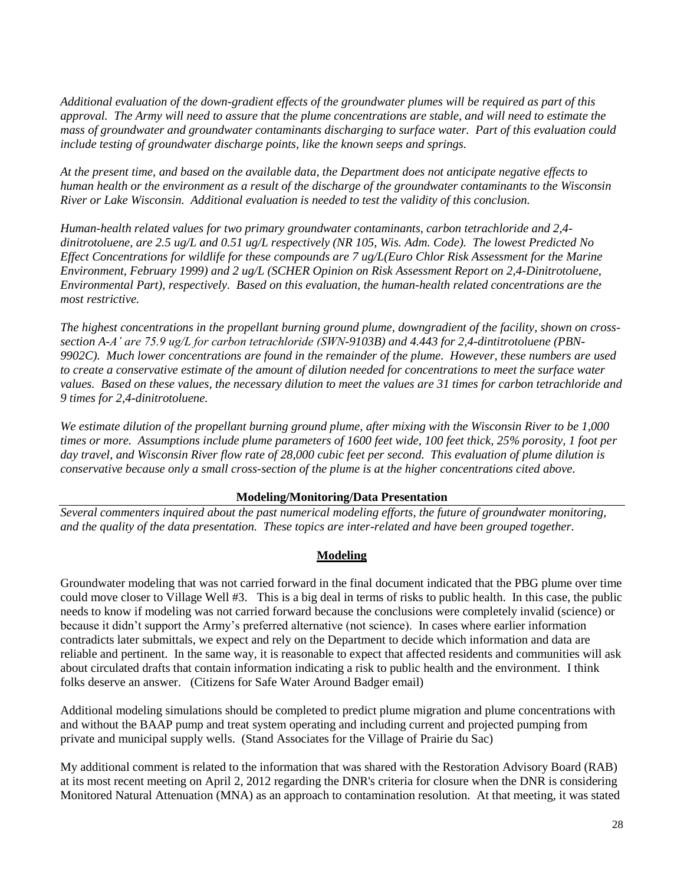*Additional evaluation of the down-gradient effects of the groundwater plumes will be required as part of this approval. The Army will need to assure that the plume concentrations are stable, and will need to estimate the mass of groundwater and groundwater contaminants discharging to surface water. Part of this evaluation could include testing of groundwater discharge points, like the known seeps and springs.*

*At the present time, and based on the available data, the Department does not anticipate negative effects to human health or the environment as a result of the discharge of the groundwater contaminants to the Wisconsin River or Lake Wisconsin. Additional evaluation is needed to test the validity of this conclusion.*

*Human-health related values for two primary groundwater contaminants, carbon tetrachloride and 2,4-dinitrotoluene, are 2.5 ug/L and 0.51 ug/L respectively (NR 105, Wis. Adm. Code). The lowest Predicted No Effect Concentrations for wildlife for these compounds are 7 ug/L(Euro Chlor Risk Assessment for the Marine Environment, February 1999) and 2 ug/L (SCHER Opinion on Risk Assessment Report on 2,4-Dinitrotoluene, Environmental Part), respectively. Based on this evaluation, the human-health related concentrations are the most restrictive.*

*The highest concentrations in the propellant burning ground plume, downgradient of the facility, shown on cross-section A-A' are 75.9 ug/L for carbon tetrachloride (SWN-9103B) and 4.443 for 2,4-dintitrotoluene (PBN-9902C). Much lower concentrations are found in the remainder of the plume. However, these numbers are used to create a conservative estimate of the amount of dilution needed for concentrations to meet the surface water values. Based on these values, the necessary dilution to meet the values are 31 times for carbon tetrachloride and 9 times for 2,4-dinitrotoluene.*

*We estimate dilution of the propellant burning ground plume, after mixing with the Wisconsin River to be 1,000 times or more. Assumptions include plume parameters of 1600 feet wide, 100 feet thick, 25% porosity, 1 foot per day travel, and Wisconsin River flow rate of 28,000 cubic feet per second. This evaluation of plume dilution is conservative because only a small cross-section of the plume is at the higher concentrations cited above.*

**Modeling/Monitoring/Data Presentation**

*Several commenters inquired about the past numerical modeling efforts, the future of groundwater monitoring, and the quality of the data presentation. These topics are inter-related and have been grouped together.*

**Modeling**

Groundwater modeling that was not carried forward in the final document indicated that the PBG plume over time could move closer to Village Well #3. This is a big deal in terms of risks to public health. In this case, the public needs to know if modeling was not carried forward because the conclusions were completely invalid (science) or because it didn't support the Army's preferred alternative (not science). In cases where earlier information contradicts later submittals, we expect and rely on the Department to decide which information and data are reliable and pertinent. In the same way, it is reasonable to expect that affected residents and communities will ask about circulated drafts that contain information indicating a risk to public health and the environment. I think folks deserve an answer. (Citizens for Safe Water Around Badger email)

Additional modeling simulations should be completed to predict plume migration and plume concentrations with and without the BAAP pump and treat system operating and including current and projected pumping from private and municipal supply wells. (Stand Associates for the Village of Prairie du Sac)

My additional comment is related to the information that was shared with the Restoration Advisory Board (RAB) at its most recent meeting on April 2, 2012 regarding the DNR's criteria for closure when the DNR is considering Monitored Natural Attenuation (MNA) as an approach to contamination resolution. At that meeting, it was stated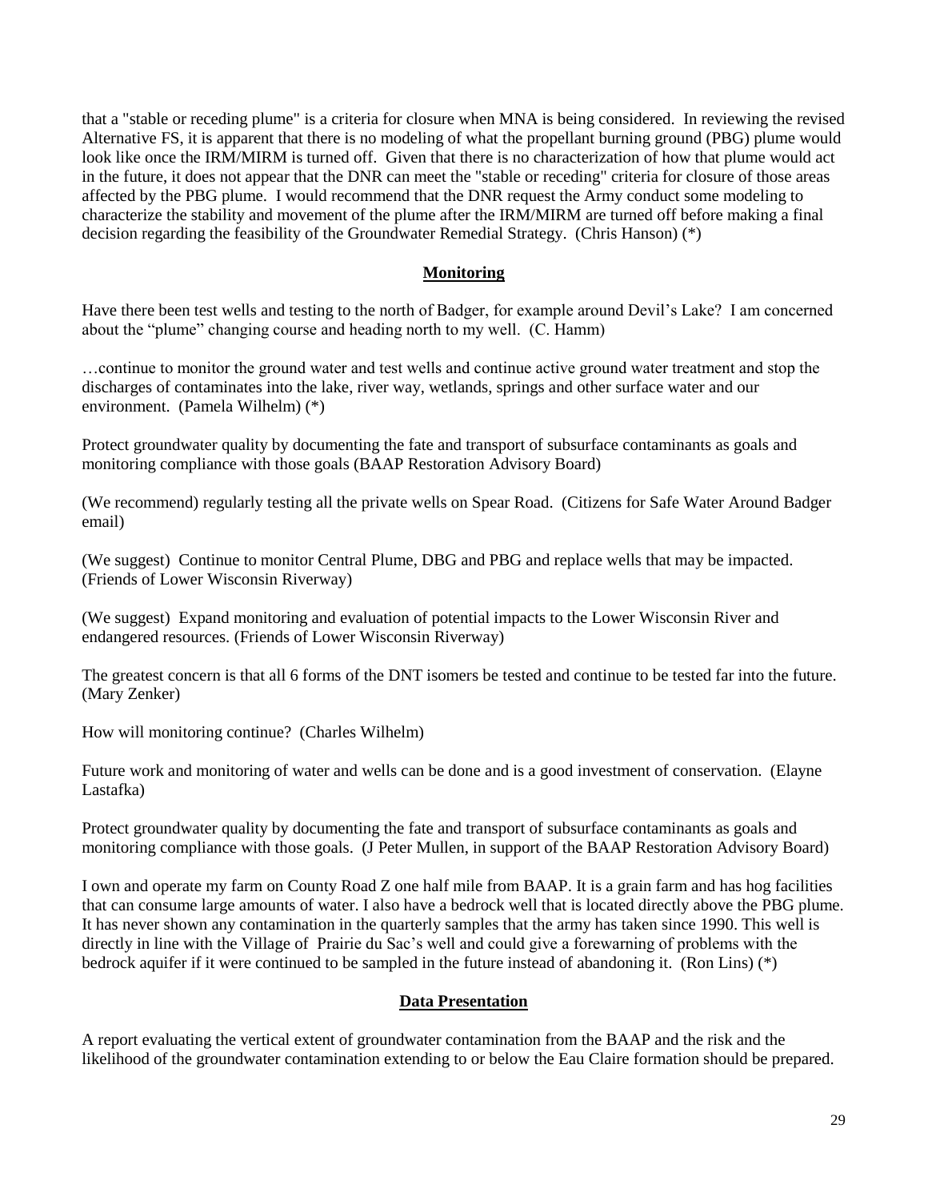that a "stable or receding plume" is a criteria for closure when MNA is being considered. In reviewing the revised Alternative FS, it is apparent that there is no modeling of what the propellant burning ground (PBG) plume would look like once the IRM/MIRM is turned off. Given that there is no characterization of how that plume would act in the future, it does not appear that the DNR can meet the "stable or receding" criteria for closure of those areas affected by the PBG plume. I would recommend that the DNR request the Army conduct some modeling to characterize the stability and movement of the plume after the IRM/MIRM are turned off before making a final decision regarding the feasibility of the Groundwater Remedial Strategy. (Chris Hanson) (*)

## Monitoring

Have there been test wells and testing to the north of Badger, for example around Devil's Lake? I am concerned about the "plume" changing course and heading north to my well. (C. Hamm)

…continue to monitor the ground water and test wells and continue active ground water treatment and stop the discharges of contaminates into the lake, river way, wetlands, springs and other surface water and our environment. (Pamela Wilhelm) (*)

Protect groundwater quality by documenting the fate and transport of subsurface contaminants as goals and monitoring compliance with those goals (BAAP Restoration Advisory Board)

(We recommend) regularly testing all the private wells on Spear Road. (Citizens for Safe Water Around Badger email)

(We suggest) Continue to monitor Central Plume, DBG and PBG and replace wells that may be impacted. (Friends of Lower Wisconsin Riverway)

(We suggest) Expand monitoring and evaluation of potential impacts to the Lower Wisconsin River and endangered resources. (Friends of Lower Wisconsin Riverway)

The greatest concern is that all 6 forms of the DNT isomers be tested and continue to be tested far into the future. (Mary Zenker)

How will monitoring continue? (Charles Wilhelm)

Future work and monitoring of water and wells can be done and is a good investment of conservation. (Elayne Lastafka)

Protect groundwater quality by documenting the fate and transport of subsurface contaminants as goals and monitoring compliance with those goals. (J Peter Mullen, in support of the BAAP Restoration Advisory Board)

I own and operate my farm on County Road Z one half mile from BAAP. It is a grain farm and has hog facilities that can consume large amounts of water. I also have a bedrock well that is located directly above the PBG plume. It has never shown any contamination in the quarterly samples that the army has taken since 1990. This well is directly in line with the Village of Prairie du Sac's well and could give a forewarning of problems with the bedrock aquifer if it were continued to be sampled in the future instead of abandoning it. (Ron Lins) (*)

## Data Presentation

A report evaluating the vertical extent of groundwater contamination from the BAAP and the risk and the likelihood of the groundwater contamination extending to or below the Eau Claire formation should be prepared.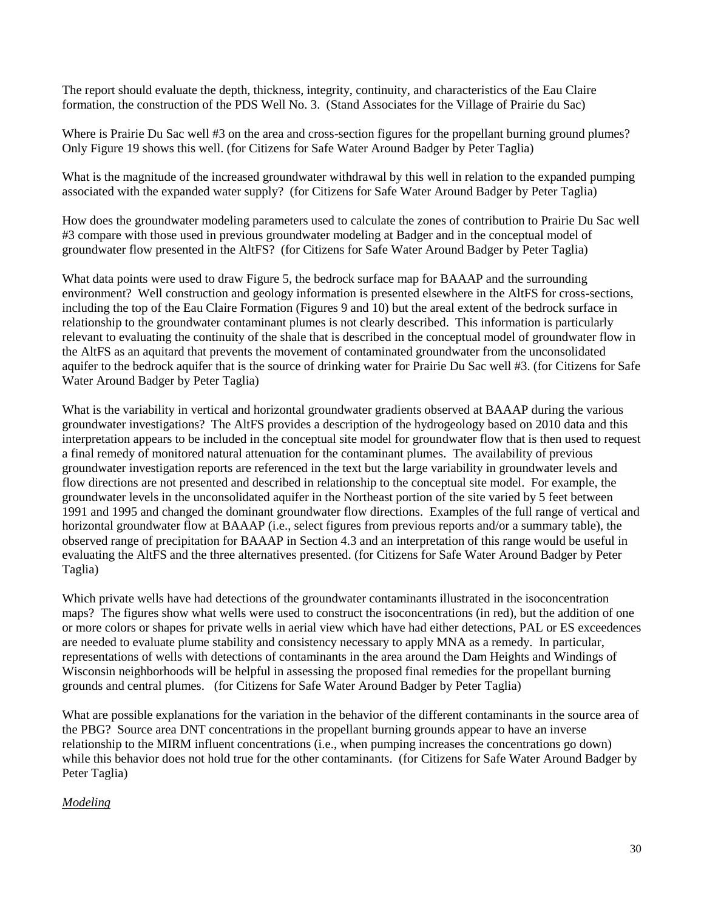The report should evaluate the depth, thickness, integrity, continuity, and characteristics of the Eau Claire formation, the construction of the PDS Well No. 3. (Stand Associates for the Village of Prairie du Sac)

Where is Prairie Du Sac well #3 on the area and cross-section figures for the propellant burning ground plumes? Only Figure 19 shows this well. (for Citizens for Safe Water Around Badger by Peter Taglia)

What is the magnitude of the increased groundwater withdrawal by this well in relation to the expanded pumping associated with the expanded water supply? (for Citizens for Safe Water Around Badger by Peter Taglia)

How does the groundwater modeling parameters used to calculate the zones of contribution to Prairie Du Sac well #3 compare with those used in previous groundwater modeling at Badger and in the conceptual model of groundwater flow presented in the AltFS? (for Citizens for Safe Water Around Badger by Peter Taglia)

What data points were used to draw Figure 5, the bedrock surface map for BAAAP and the surrounding environment? Well construction and geology information is presented elsewhere in the AltFS for cross-sections, including the top of the Eau Claire Formation (Figures 9 and 10) but the areal extent of the bedrock surface in relationship to the groundwater contaminant plumes is not clearly described. This information is particularly relevant to evaluating the continuity of the shale that is described in the conceptual model of groundwater flow in the AltFS as an aquitard that prevents the movement of contaminated groundwater from the unconsolidated aquifer to the bedrock aquifer that is the source of drinking water for Prairie Du Sac well #3. (for Citizens for Safe Water Around Badger by Peter Taglia)

What is the variability in vertical and horizontal groundwater gradients observed at BAAAP during the various groundwater investigations? The AltFS provides a description of the hydrogeology based on 2010 data and this interpretation appears to be included in the conceptual site model for groundwater flow that is then used to request a final remedy of monitored natural attenuation for the contaminant plumes. The availability of previous groundwater investigation reports are referenced in the text but the large variability in groundwater levels and flow directions are not presented and described in relationship to the conceptual site model. For example, the groundwater levels in the unconsolidated aquifer in the Northeast portion of the site varied by 5 feet between 1991 and 1995 and changed the dominant groundwater flow directions. Examples of the full range of vertical and horizontal groundwater flow at BAAAP (i.e., select figures from previous reports and/or a summary table), the observed range of precipitation for BAAAP in Section 4.3 and an interpretation of this range would be useful in evaluating the AltFS and the three alternatives presented. (for Citizens for Safe Water Around Badger by Peter Taglia)

Which private wells have had detections of the groundwater contaminants illustrated in the isoconcentration maps? The figures show what wells were used to construct the isoconcentrations (in red), but the addition of one or more colors or shapes for private wells in aerial view which have had either detections, PAL or ES exceedences are needed to evaluate plume stability and consistency necessary to apply MNA as a remedy. In particular, representations of wells with detections of contaminants in the area around the Dam Heights and Windings of Wisconsin neighborhoods will be helpful in assessing the proposed final remedies for the propellant burning grounds and central plumes. (for Citizens for Safe Water Around Badger by Peter Taglia)

What are possible explanations for the variation in the behavior of the different contaminants in the source area of the PBG? Source area DNT concentrations in the propellant burning grounds appear to have an inverse relationship to the MIRM influent concentrations (i.e., when pumping increases the concentrations go down) while this behavior does not hold true for the other contaminants. (for Citizens for Safe Water Around Badger by Peter Taglia)

*Modeling*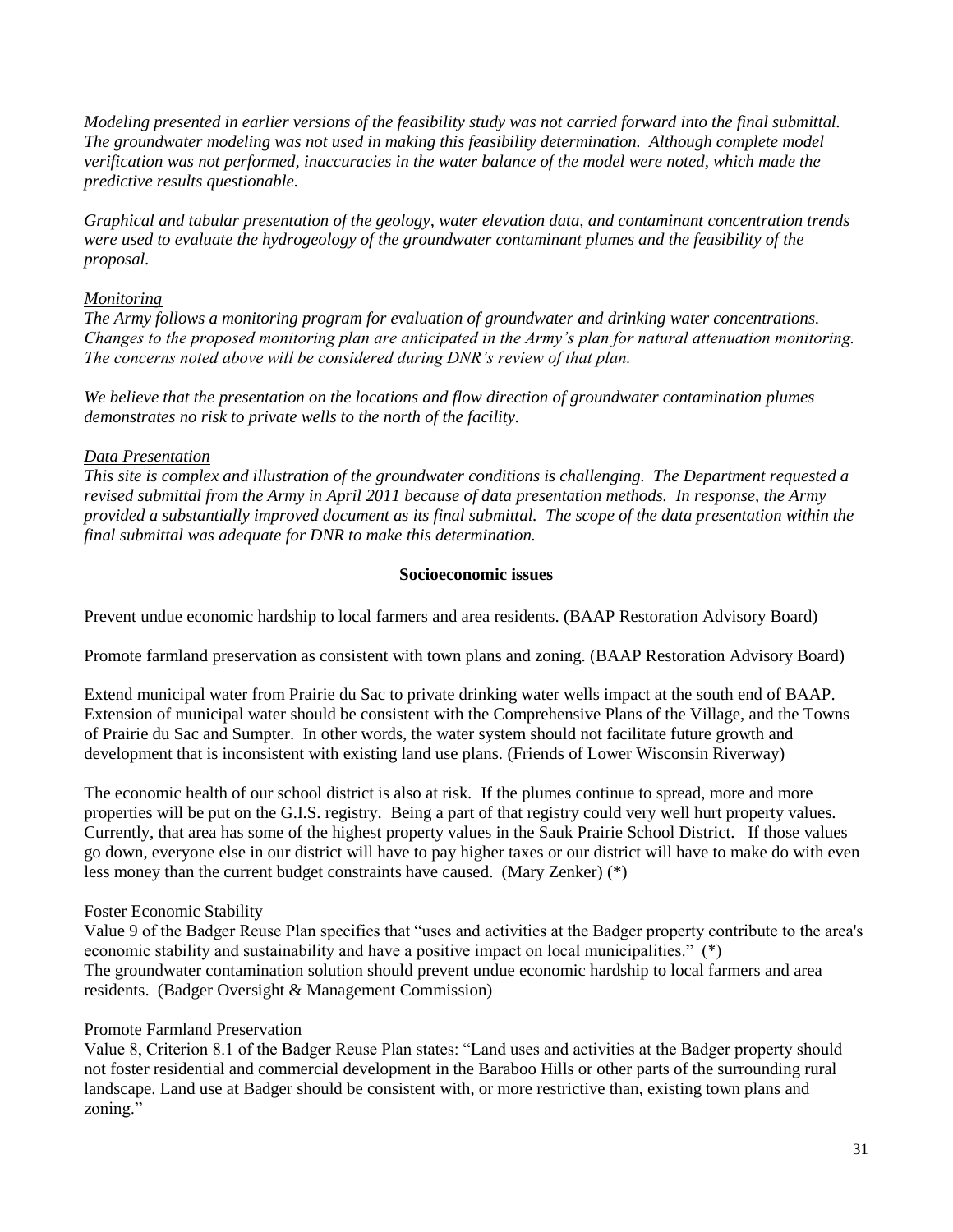*Modeling presented in earlier versions of the feasibility study was not carried forward into the final submittal. The groundwater modeling was not used in making this feasibility determination. Although complete model verification was not performed, inaccuracies in the water balance of the model were noted, which made the predictive results questionable.*

*Graphical and tabular presentation of the geology, water elevation data, and contaminant concentration trends were used to evaluate the hydrogeology of the groundwater contaminant plumes and the feasibility of the proposal.*

*Monitoring*
*The Army follows a monitoring program for evaluation of groundwater and drinking water concentrations. Changes to the proposed monitoring plan are anticipated in the Army's plan for natural attenuation monitoring. The concerns noted above will be considered during DNR's review of that plan.*

*We believe that the presentation on the locations and flow direction of groundwater contamination plumes demonstrates no risk to private wells to the north of the facility.*

*Data Presentation*
*This site is complex and illustration of the groundwater conditions is challenging. The Department requested a revised submittal from the Army in April 2011 because of data presentation methods. In response, the Army provided a substantially improved document as its final submittal. The scope of the data presentation within the final submittal was adequate for DNR to make this determination.*

**Socioeconomic issues**

---

Prevent undue economic hardship to local farmers and area residents. (BAAP Restoration Advisory Board)

Promote farmland preservation as consistent with town plans and zoning. (BAAP Restoration Advisory Board)

Extend municipal water from Prairie du Sac to private drinking water wells impact at the south end of BAAP. Extension of municipal water should be consistent with the Comprehensive Plans of the Village, and the Towns of Prairie du Sac and Sumpter. In other words, the water system should not facilitate future growth and development that is inconsistent with existing land use plans. (Friends of Lower Wisconsin Riverway)

The economic health of our school district is also at risk. If the plumes continue to spread, more and more properties will be put on the G.I.S. registry. Being a part of that registry could very well hurt property values. Currently, that area has some of the highest property values in the Sauk Prairie School District. If those values go down, everyone else in our district will have to pay higher taxes or our district will have to make do with even less money than the current budget constraints have caused. (Mary Zenker) (*)

Foster Economic Stability
Value 9 of the Badger Reuse Plan specifies that "uses and activities at the Badger property contribute to the area's economic stability and sustainability and have a positive impact on local municipalities." (*)
The groundwater contamination solution should prevent undue economic hardship to local farmers and area residents. (Badger Oversight & Management Commission)

Promote Farmland Preservation
Value 8, Criterion 8.1 of the Badger Reuse Plan states: "Land uses and activities at the Badger property should not foster residential and commercial development in the Baraboo Hills or other parts of the surrounding rural landscape. Land use at Badger should be consistent with, or more restrictive than, existing town plans and zoning."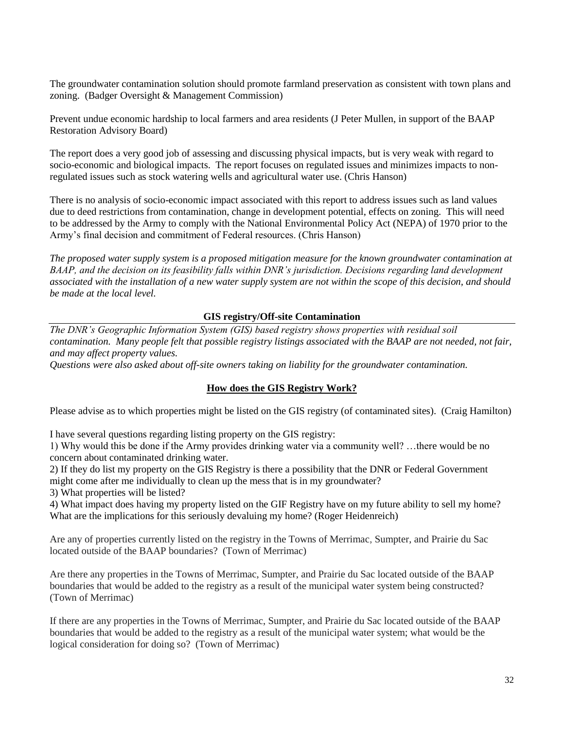The groundwater contamination solution should promote farmland preservation as consistent with town plans and zoning. (Badger Oversight & Management Commission)

Prevent undue economic hardship to local farmers and area residents (J Peter Mullen, in support of the BAAP Restoration Advisory Board)

The report does a very good job of assessing and discussing physical impacts, but is very weak with regard to socio-economic and biological impacts. The report focuses on regulated issues and minimizes impacts to non-regulated issues such as stock watering wells and agricultural water use. (Chris Hanson)

There is no analysis of socio-economic impact associated with this report to address issues such as land values due to deed restrictions from contamination, change in development potential, effects on zoning. This will need to be addressed by the Army to comply with the National Environmental Policy Act (NEPA) of 1970 prior to the Army's final decision and commitment of Federal resources. (Chris Hanson)

*The proposed water supply system is a proposed mitigation measure for the known groundwater contamination at BAAP, and the decision on its feasibility falls within DNR's jurisdiction. Decisions regarding land development associated with the installation of a new water supply system are not within the scope of this decision, and should be made at the local level.*

### GIS registry/Off-site Contamination

*The DNR's Geographic Information System (GIS) based registry shows properties with residual soil contamination. Many people felt that possible registry listings associated with the BAAP are not needed, not fair, and may affect property values.*
*Questions were also asked about off-site owners taking on liability for the groundwater contamination.*

#### How does the GIS Registry Work?

Please advise as to which properties might be listed on the GIS registry (of contaminated sites). (Craig Hamilton)

I have several questions regarding listing property on the GIS registry:
1) Why would this be done if the Army provides drinking water via a community well? …there would be no concern about contaminated drinking water.
2) If they do list my property on the GIS Registry is there a possibility that the DNR or Federal Government might come after me individually to clean up the mess that is in my groundwater?
3) What properties will be listed?
4) What impact does having my property listed on the GIF Registry have on my future ability to sell my home? What are the implications for this seriously devaluing my home? (Roger Heidenreich)

Are any of properties currently listed on the registry in the Towns of Merrimac, Sumpter, and Prairie du Sac located outside of the BAAP boundaries? (Town of Merrimac)

Are there any properties in the Towns of Merrimac, Sumpter, and Prairie du Sac located outside of the BAAP boundaries that would be added to the registry as a result of the municipal water system being constructed? (Town of Merrimac)

If there are any properties in the Towns of Merrimac, Sumpter, and Prairie du Sac located outside of the BAAP boundaries that would be added to the registry as a result of the municipal water system; what would be the logical consideration for doing so? (Town of Merrimac)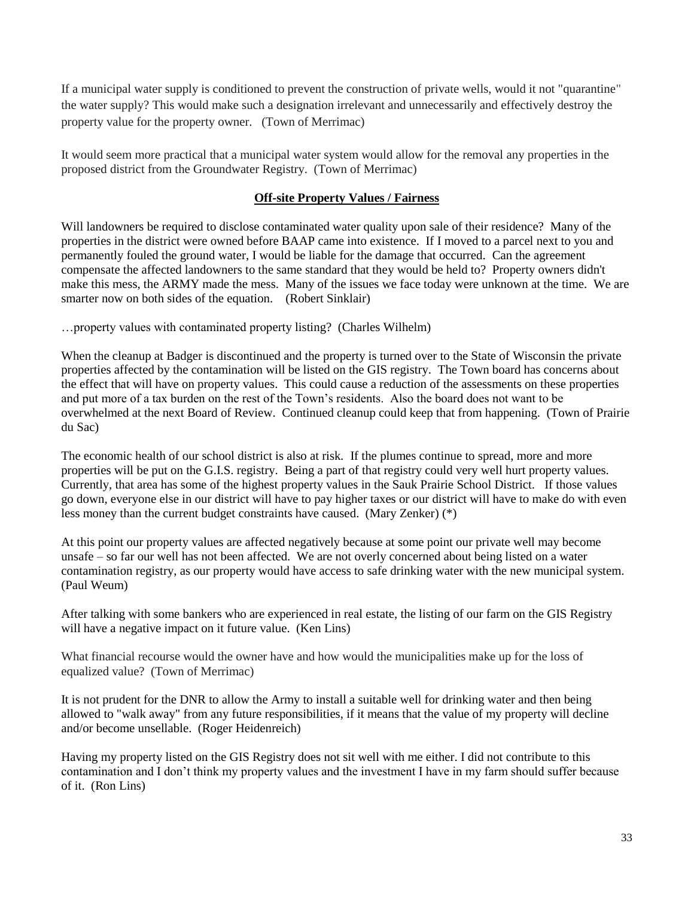If a municipal water supply is conditioned to prevent the construction of private wells, would it not "quarantine" the water supply? This would make such a designation irrelevant and unnecessarily and effectively destroy the property value for the property owner. (Town of Merrimac)

It would seem more practical that a municipal water system would allow for the removal any properties in the proposed district from the Groundwater Registry. (Town of Merrimac)

## Off-site Property Values / Fairness

Will landowners be required to disclose contaminated water quality upon sale of their residence? Many of the properties in the district were owned before BAAP came into existence. If I moved to a parcel next to you and permanently fouled the ground water, I would be liable for the damage that occurred. Can the agreement compensate the affected landowners to the same standard that they would be held to? Property owners didn't make this mess, the ARMY made the mess. Many of the issues we face today were unknown at the time. We are smarter now on both sides of the equation. (Robert Sinklair)

…property values with contaminated property listing? (Charles Wilhelm)

When the cleanup at Badger is discontinued and the property is turned over to the State of Wisconsin the private properties affected by the contamination will be listed on the GIS registry. The Town board has concerns about the effect that will have on property values. This could cause a reduction of the assessments on these properties and put more of a tax burden on the rest of the Town's residents. Also the board does not want to be overwhelmed at the next Board of Review. Continued cleanup could keep that from happening. (Town of Prairie du Sac)

The economic health of our school district is also at risk. If the plumes continue to spread, more and more properties will be put on the G.I.S. registry. Being a part of that registry could very well hurt property values. Currently, that area has some of the highest property values in the Sauk Prairie School District. If those values go down, everyone else in our district will have to pay higher taxes or our district will have to make do with even less money than the current budget constraints have caused. (Mary Zenker) (*)

At this point our property values are affected negatively because at some point our private well may become unsafe – so far our well has not been affected. We are not overly concerned about being listed on a water contamination registry, as our property would have access to safe drinking water with the new municipal system. (Paul Weum)

After talking with some bankers who are experienced in real estate, the listing of our farm on the GIS Registry will have a negative impact on it future value. (Ken Lins)

What financial recourse would the owner have and how would the municipalities make up for the loss of equalized value? (Town of Merrimac)

It is not prudent for the DNR to allow the Army to install a suitable well for drinking water and then being allowed to "walk away" from any future responsibilities, if it means that the value of my property will decline and/or become unsellable. (Roger Heidenreich)

Having my property listed on the GIS Registry does not sit well with me either. I did not contribute to this contamination and I don't think my property values and the investment I have in my farm should suffer because of it. (Ron Lins)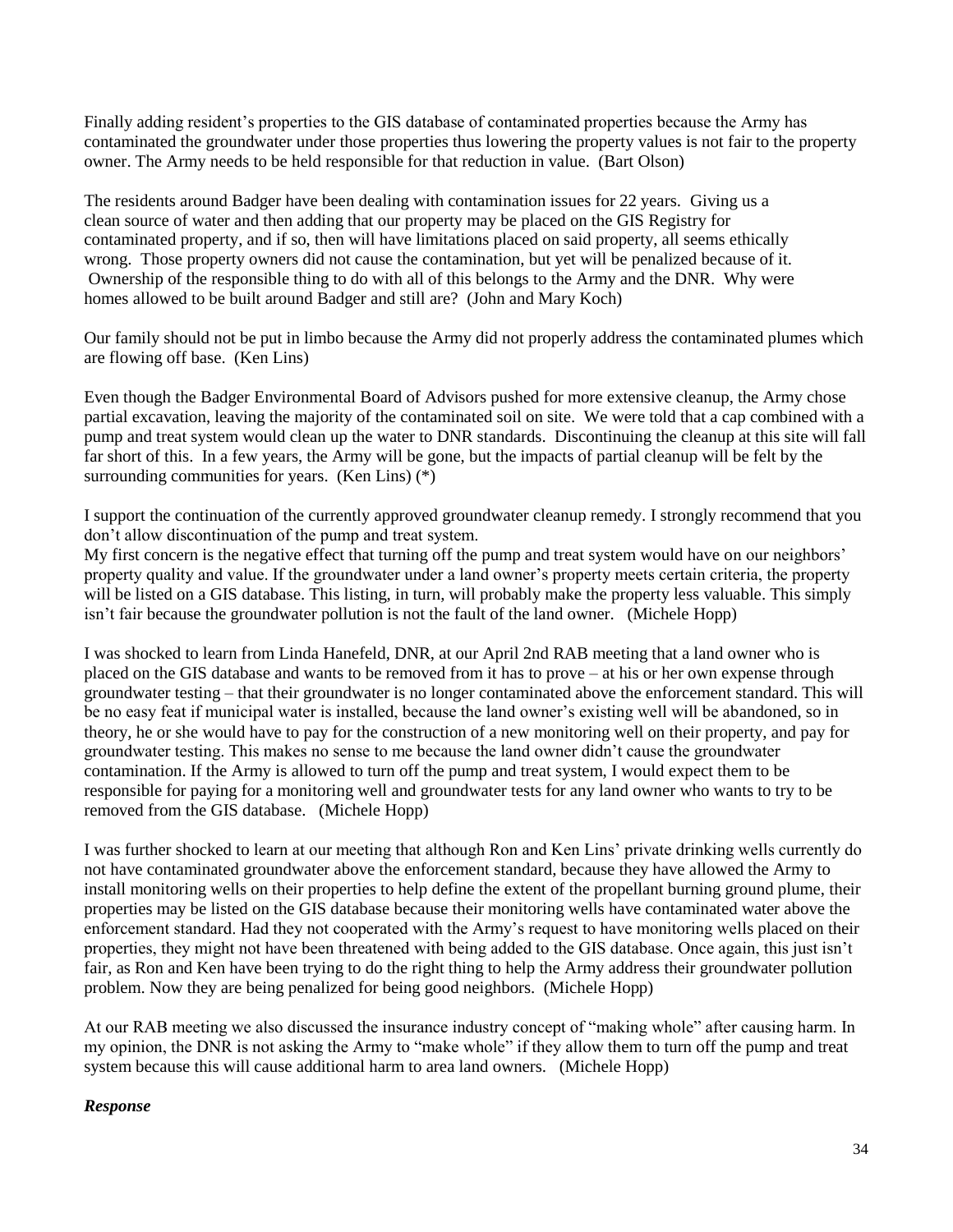Finally adding resident's properties to the GIS database of contaminated properties because the Army has contaminated the groundwater under those properties thus lowering the property values is not fair to the property owner. The Army needs to be held responsible for that reduction in value. (Bart Olson)

The residents around Badger have been dealing with contamination issues for 22 years. Giving us a clean source of water and then adding that our property may be placed on the GIS Registry for contaminated property, and if so, then will have limitations placed on said property, all seems ethically wrong. Those property owners did not cause the contamination, but yet will be penalized because of it. Ownership of the responsible thing to do with all of this belongs to the Army and the DNR. Why were homes allowed to be built around Badger and still are? (John and Mary Koch)

Our family should not be put in limbo because the Army did not properly address the contaminated plumes which are flowing off base. (Ken Lins)

Even though the Badger Environmental Board of Advisors pushed for more extensive cleanup, the Army chose partial excavation, leaving the majority of the contaminated soil on site. We were told that a cap combined with a pump and treat system would clean up the water to DNR standards. Discontinuing the cleanup at this site will fall far short of this. In a few years, the Army will be gone, but the impacts of partial cleanup will be felt by the surrounding communities for years. (Ken Lins) (*)

I support the continuation of the currently approved groundwater cleanup remedy. I strongly recommend that you don't allow discontinuation of the pump and treat system.
My first concern is the negative effect that turning off the pump and treat system would have on our neighbors' property quality and value. If the groundwater under a land owner's property meets certain criteria, the property will be listed on a GIS database. This listing, in turn, will probably make the property less valuable. This simply isn't fair because the groundwater pollution is not the fault of the land owner. (Michele Hopp)

I was shocked to learn from Linda Hanefeld, DNR, at our April 2nd RAB meeting that a land owner who is placed on the GIS database and wants to be removed from it has to prove – at his or her own expense through groundwater testing – that their groundwater is no longer contaminated above the enforcement standard. This will be no easy feat if municipal water is installed, because the land owner's existing well will be abandoned, so in theory, he or she would have to pay for the construction of a new monitoring well on their property, and pay for groundwater testing. This makes no sense to me because the land owner didn't cause the groundwater contamination. If the Army is allowed to turn off the pump and treat system, I would expect them to be responsible for paying for a monitoring well and groundwater tests for any land owner who wants to try to be removed from the GIS database. (Michele Hopp)

I was further shocked to learn at our meeting that although Ron and Ken Lins' private drinking wells currently do not have contaminated groundwater above the enforcement standard, because they have allowed the Army to install monitoring wells on their properties to help define the extent of the propellant burning ground plume, their properties may be listed on the GIS database because their monitoring wells have contaminated water above the enforcement standard. Had they not cooperated with the Army's request to have monitoring wells placed on their properties, they might not have been threatened with being added to the GIS database. Once again, this just isn't fair, as Ron and Ken have been trying to do the right thing to help the Army address their groundwater pollution problem. Now they are being penalized for being good neighbors. (Michele Hopp)

At our RAB meeting we also discussed the insurance industry concept of "making whole" after causing harm. In my opinion, the DNR is not asking the Army to "make whole" if they allow them to turn off the pump and treat system because this will cause additional harm to area land owners. (Michele Hopp)

***Response***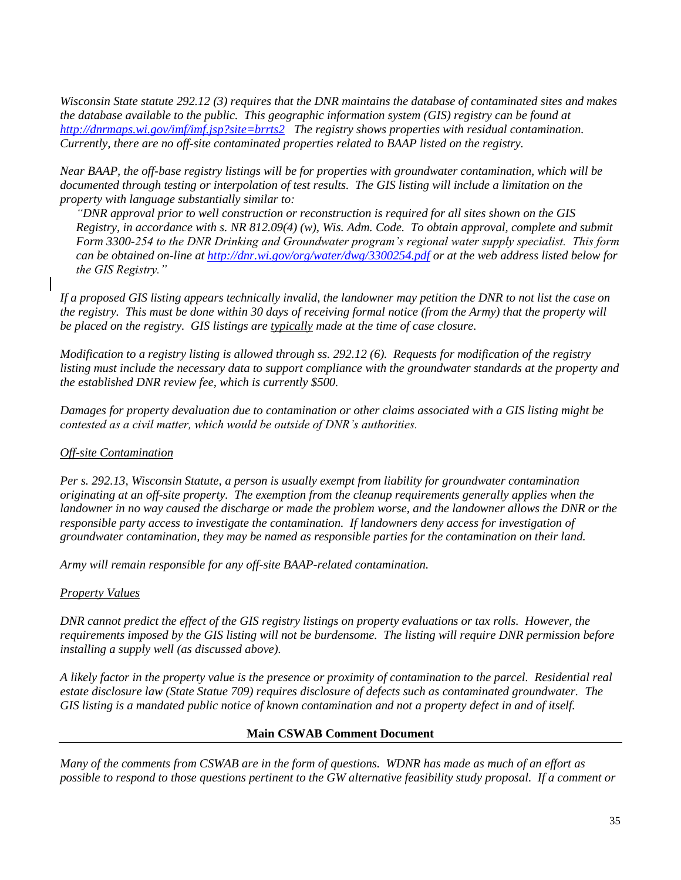*Wisconsin State statute 292.12 (3) requires that the DNR maintains the database of contaminated sites and makes the database available to the public. This geographic information system (GIS) registry can be found at [http://dnrmaps.wi.gov/imf/imf.jsp?site=brrts2](http://dnrmaps.wi.gov/imf/imf.jsp?site=brrts2) The registry shows properties with residual contamination. Currently, there are no off-site contaminated properties related to BAAP listed on the registry.*

*Near BAAP, the off-base registry listings will be for properties with groundwater contamination, which will be documented through testing or interpolation of test results. The GIS listing will include a limitation on the property with language substantially similar to:*

> *"DNR approval prior to well construction or reconstruction is required for all sites shown on the GIS Registry, in accordance with s. NR 812.09(4) (w), Wis. Adm. Code. To obtain approval, complete and submit Form 3300-254 to the DNR Drinking and Groundwater program's regional water supply specialist. This form can be obtained on-line at [http://dnr.wi.gov/org/water/dwg/3300254.pdf](http://dnr.wi.gov/org/water/dwg/3300254.pdf) or at the web address listed below for the GIS Registry."*

*If a proposed GIS listing appears technically invalid, the landowner may petition the DNR to not list the case on the registry. This must be done within 30 days of receiving formal notice (from the Army) that the property will be placed on the registry. GIS listings are <u>typically</u> made at the time of case closure.*

*Modification to a registry listing is allowed through ss. 292.12 (6). Requests for modification of the registry listing must include the necessary data to support compliance with the groundwater standards at the property and the established DNR review fee, which is currently $500.*

*Damages for property devaluation due to contamination or other claims associated with a GIS listing might be contested as a civil matter, which would be outside of DNR's authorities.*

*<u>Off-site Contamination</u>*

*Per s. 292.13, Wisconsin Statute, a person is usually exempt from liability for groundwater contamination originating at an off-site property. The exemption from the cleanup requirements generally applies when the landowner in no way caused the discharge or made the problem worse, and the landowner allows the DNR or the responsible party access to investigate the contamination. If landowners deny access for investigation of groundwater contamination, they may be named as responsible parties for the contamination on their land.*

*Army will remain responsible for any off-site BAAP-related contamination.*

*<u>Property Values</u>*

*DNR cannot predict the effect of the GIS registry listings on property evaluations or tax rolls. However, the requirements imposed by the GIS listing will not be burdensome. The listing will require DNR permission before installing a supply well (as discussed above).*

*A likely factor in the property value is the presence or proximity of contamination to the parcel. Residential real estate disclosure law (State Statue 709) requires disclosure of defects such as contaminated groundwater. The GIS listing is a mandated public notice of known contamination and not a property defect in and of itself.*

**Main CSWAB Comment Document**

*Many of the comments from CSWAB are in the form of questions. WDNR has made as much of an effort as possible to respond to those questions pertinent to the GW alternative feasibility study proposal. If a comment or*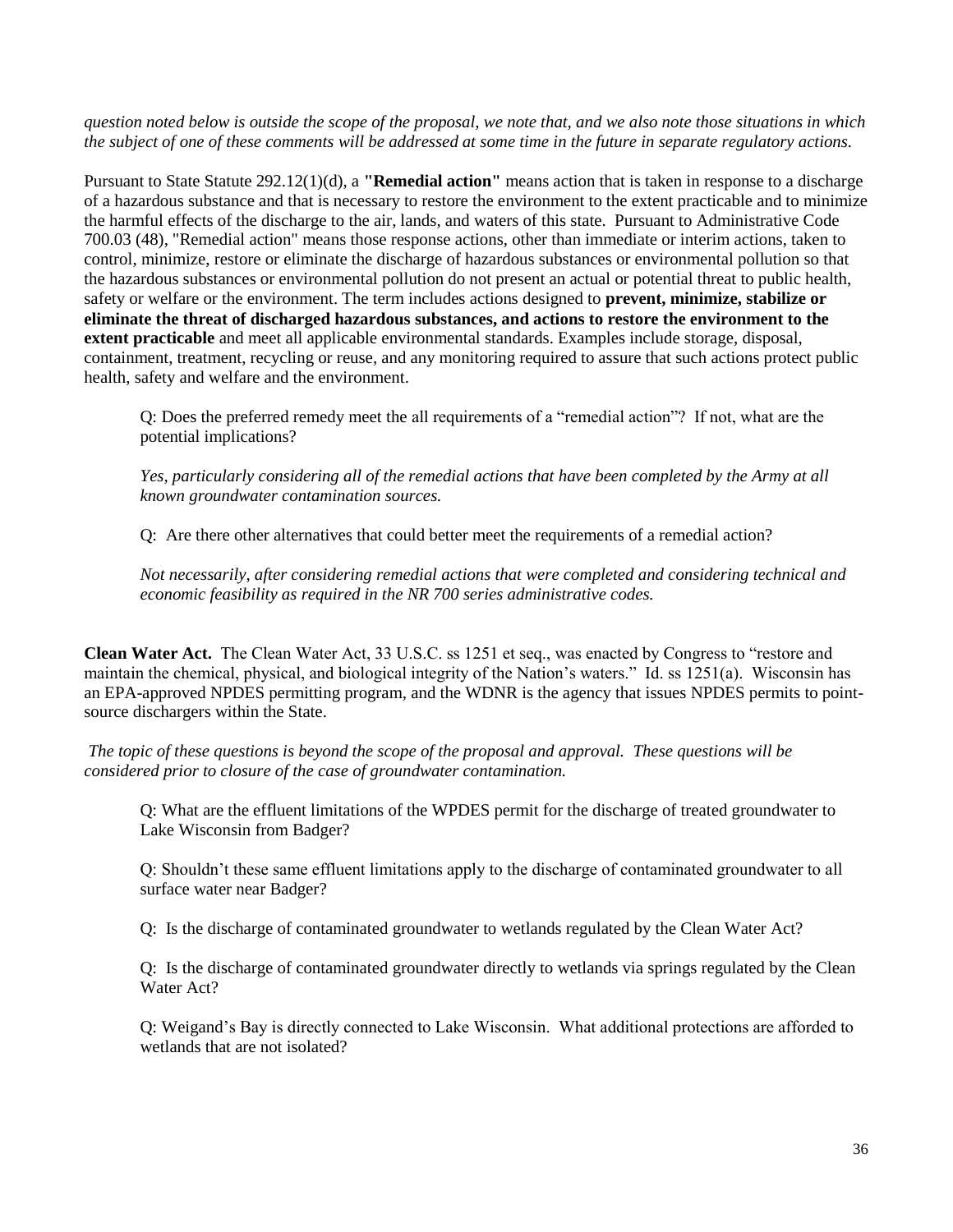*question noted below is outside the scope of the proposal, we note that, and we also note those situations in which the subject of one of these comments will be addressed at some time in the future in separate regulatory actions.*

Pursuant to State Statute 292.12(1)(d), a **"Remedial action"** means action that is taken in response to a discharge of a hazardous substance and that is necessary to restore the environment to the extent practicable and to minimize the harmful effects of the discharge to the air, lands, and waters of this state. Pursuant to Administrative Code 700.03 (48), "Remedial action" means those response actions, other than immediate or interim actions, taken to control, minimize, restore or eliminate the discharge of hazardous substances or environmental pollution so that the hazardous substances or environmental pollution do not present an actual or potential threat to public health, safety or welfare or the environment. The term includes actions designed to **prevent, minimize, stabilize or eliminate the threat of discharged hazardous substances, and actions to restore the environment to the extent practicable** and meet all applicable environmental standards. Examples include storage, disposal, containment, treatment, recycling or reuse, and any monitoring required to assure that such actions protect public health, safety and welfare and the environment.

> Q: Does the preferred remedy meet the all requirements of a "remedial action"? If not, what are the potential implications?
>
> *Yes, particularly considering all of the remedial actions that have been completed by the Army at all known groundwater contamination sources.*
>
> Q: Are there other alternatives that could better meet the requirements of a remedial action?
>
> *Not necessarily, after considering remedial actions that were completed and considering technical and economic feasibility as required in the NR 700 series administrative codes.*

**Clean Water Act.** The Clean Water Act, 33 U.S.C. ss 1251 et seq., was enacted by Congress to "restore and maintain the chemical, physical, and biological integrity of the Nation's waters." Id. ss 1251(a). Wisconsin has an EPA-approved NPDES permitting program, and the WDNR is the agency that issues NPDES permits to point-source dischargers within the State.

*The topic of these questions is beyond the scope of the proposal and approval. These questions will be considered prior to closure of the case of groundwater contamination.*

> Q: What are the effluent limitations of the WPDES permit for the discharge of treated groundwater to Lake Wisconsin from Badger?
>
> Q: Shouldn't these same effluent limitations apply to the discharge of contaminated groundwater to all surface water near Badger?
>
> Q: Is the discharge of contaminated groundwater to wetlands regulated by the Clean Water Act?
>
> Q: Is the discharge of contaminated groundwater directly to wetlands via springs regulated by the Clean Water Act?
>
> Q: Weigand's Bay is directly connected to Lake Wisconsin. What additional protections are afforded to wetlands that are not isolated?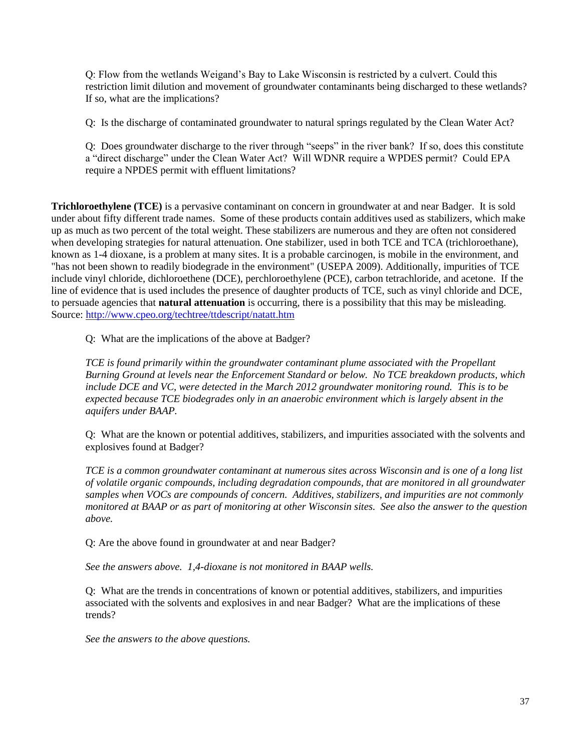Q: Flow from the wetlands Weigand's Bay to Lake Wisconsin is restricted by a culvert. Could this restriction limit dilution and movement of groundwater contaminants being discharged to these wetlands? If so, what are the implications?

Q: Is the discharge of contaminated groundwater to natural springs regulated by the Clean Water Act?

Q: Does groundwater discharge to the river through "seeps" in the river bank? If so, does this constitute a "direct discharge" under the Clean Water Act? Will WDNR require a WPDES permit? Could EPA require a NPDES permit with effluent limitations?

**Trichloroethylene (TCE)** is a pervasive contaminant on concern in groundwater at and near Badger. It is sold under about fifty different trade names. Some of these products contain additives used as stabilizers, which make up as much as two percent of the total weight. These stabilizers are numerous and they are often not considered when developing strategies for natural attenuation. One stabilizer, used in both TCE and TCA (trichloroethane), known as 1-4 dioxane, is a problem at many sites. It is a probable carcinogen, is mobile in the environment, and "has not been shown to readily biodegrade in the environment" (USEPA 2009). Additionally, impurities of TCE include vinyl chloride, dichloroethene (DCE), perchloroethylene (PCE), carbon tetrachloride, and acetone. If the line of evidence that is used includes the presence of daughter products of TCE, such as vinyl chloride and DCE, to persuade agencies that **natural attenuation** is occurring, there is a possibility that this may be misleading. Source: [http://www.cpeo.org/techtree/ttdescript/natatt.htm](http://www.cpeo.org/techtree/ttdescript/natatt.htm)

Q: What are the implications of the above at Badger?

*TCE is found primarily within the groundwater contaminant plume associated with the Propellant Burning Ground at levels near the Enforcement Standard or below. No TCE breakdown products, which include DCE and VC, were detected in the March 2012 groundwater monitoring round. This is to be expected because TCE biodegrades only in an anaerobic environment which is largely absent in the aquifers under BAAP.*

Q: What are the known or potential additives, stabilizers, and impurities associated with the solvents and explosives found at Badger?

*TCE is a common groundwater contaminant at numerous sites across Wisconsin and is one of a long list of volatile organic compounds, including degradation compounds, that are monitored in all groundwater samples when VOCs are compounds of concern. Additives, stabilizers, and impurities are not commonly monitored at BAAP or as part of monitoring at other Wisconsin sites. See also the answer to the question above.*

Q: Are the above found in groundwater at and near Badger?

*See the answers above. 1,4-dioxane is not monitored in BAAP wells.*

Q: What are the trends in concentrations of known or potential additives, stabilizers, and impurities associated with the solvents and explosives in and near Badger? What are the implications of these trends?

*See the answers to the above questions.*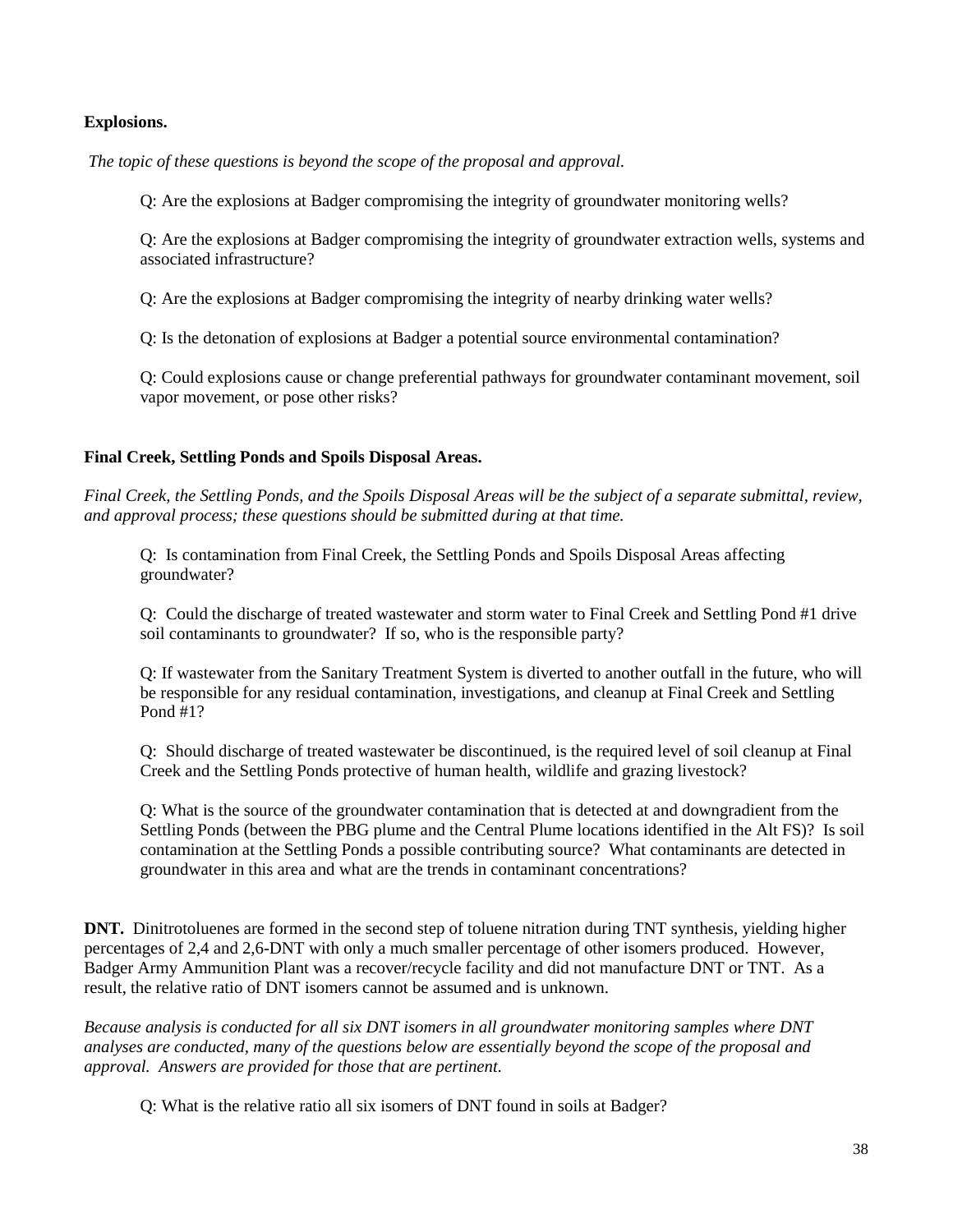**Explosions.**

*The topic of these questions is beyond the scope of the proposal and approval.*

Q: Are the explosions at Badger compromising the integrity of groundwater monitoring wells?

Q: Are the explosions at Badger compromising the integrity of groundwater extraction wells, systems and associated infrastructure?

Q: Are the explosions at Badger compromising the integrity of nearby drinking water wells?

Q: Is the detonation of explosions at Badger a potential source environmental contamination?

Q: Could explosions cause or change preferential pathways for groundwater contaminant movement, soil vapor movement, or pose other risks?

**Final Creek, Settling Ponds and Spoils Disposal Areas.**

*Final Creek, the Settling Ponds, and the Spoils Disposal Areas will be the subject of a separate submittal, review, and approval process; these questions should be submitted during at that time.*

Q: Is contamination from Final Creek, the Settling Ponds and Spoils Disposal Areas affecting groundwater?

Q: Could the discharge of treated wastewater and storm water to Final Creek and Settling Pond #1 drive soil contaminants to groundwater? If so, who is the responsible party?

Q: If wastewater from the Sanitary Treatment System is diverted to another outfall in the future, who will be responsible for any residual contamination, investigations, and cleanup at Final Creek and Settling Pond #1?

Q: Should discharge of treated wastewater be discontinued, is the required level of soil cleanup at Final Creek and the Settling Ponds protective of human health, wildlife and grazing livestock?

Q: What is the source of the groundwater contamination that is detected at and downgradient from the Settling Ponds (between the PBG plume and the Central Plume locations identified in the Alt FS)? Is soil contamination at the Settling Ponds a possible contributing source? What contaminants are detected in groundwater in this area and what are the trends in contaminant concentrations?

**DNT.** Dinitrotoluenes are formed in the second step of toluene nitration during TNT synthesis, yielding higher percentages of 2,4 and 2,6-DNT with only a much smaller percentage of other isomers produced. However, Badger Army Ammunition Plant was a recover/recycle facility and did not manufacture DNT or TNT. As a result, the relative ratio of DNT isomers cannot be assumed and is unknown.

*Because analysis is conducted for all six DNT isomers in all groundwater monitoring samples where DNT analyses are conducted, many of the questions below are essentially beyond the scope of the proposal and approval. Answers are provided for those that are pertinent.*

Q: What is the relative ratio all six isomers of DNT found in soils at Badger?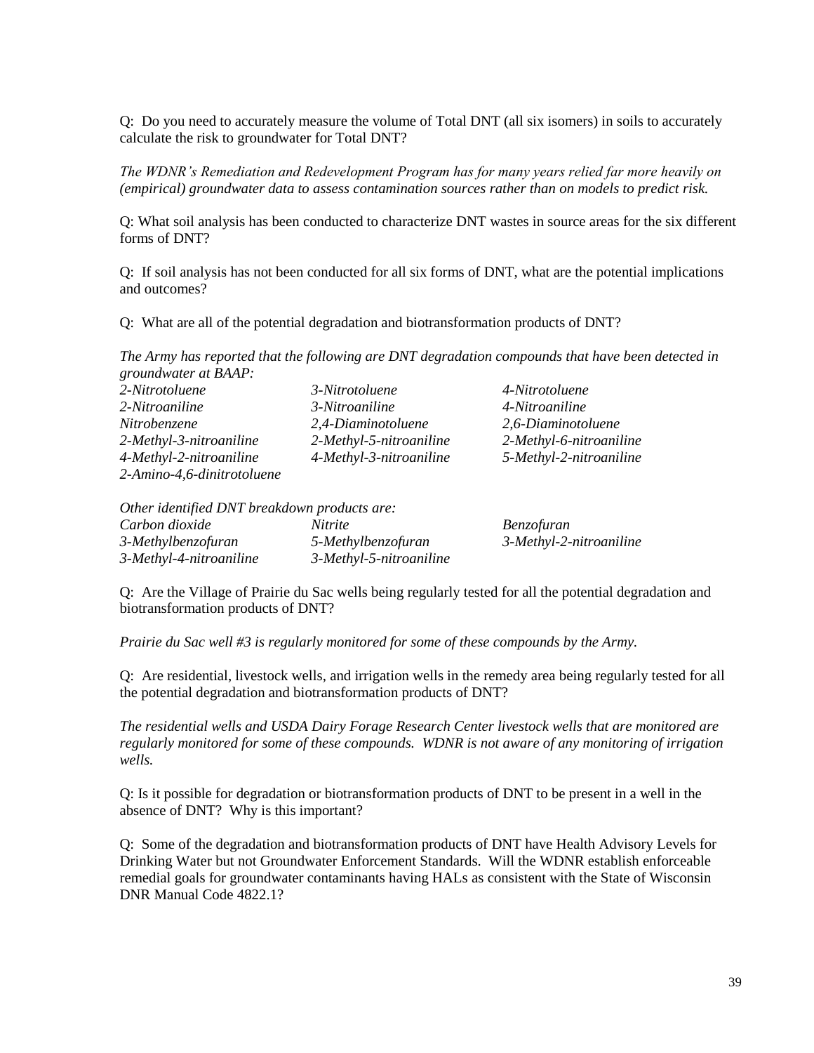Q: Do you need to accurately measure the volume of Total DNT (all six isomers) in soils to accurately calculate the risk to groundwater for Total DNT?

*The WDNR's Remediation and Redevelopment Program has for many years relied far more heavily on (empirical) groundwater data to assess contamination sources rather than on models to predict risk.*

Q: What soil analysis has been conducted to characterize DNT wastes in source areas for the six different forms of DNT?

Q: If soil analysis has not been conducted for all six forms of DNT, what are the potential implications and outcomes?

Q: What are all of the potential degradation and biotransformation products of DNT?

*The Army has reported that the following are DNT degradation compounds that have been detected in groundwater at BAAP:*

| | | |
|---|---|---|
| *2-Nitrotoluene* | *3-Nitrotoluene* | *4-Nitrotoluene* |
| *2-Nitroaniline* | *3-Nitroaniline* | *4-Nitroaniline* |
| *Nitrobenzene* | *2,4-Diaminotoluene* | *2,6-Diaminotoluene* |
| *2-Methyl-3-nitroaniline* | *2-Methyl-5-nitroaniline* | *2-Methyl-6-nitroaniline* |
| *4-Methyl-2-nitroaniline* | *4-Methyl-3-nitroaniline* | *5-Methyl-2-nitroaniline* |
| *2-Amino-4,6-dinitrotoluene* | | |

*Other identified DNT breakdown products are:*

| | | |
|---|---|---|
| *Carbon dioxide* | *Nitrite* | *Benzofuran* |
| *3-Methylbenzofuran* | *5-Methylbenzofuran* | *3-Methyl-2-nitroaniline* |
| *3-Methyl-4-nitroaniline* | *3-Methyl-5-nitroaniline* | |

Q: Are the Village of Prairie du Sac wells being regularly tested for all the potential degradation and biotransformation products of DNT?

*Prairie du Sac well #3 is regularly monitored for some of these compounds by the Army.*

Q: Are residential, livestock wells, and irrigation wells in the remedy area being regularly tested for all the potential degradation and biotransformation products of DNT?

*The residential wells and USDA Dairy Forage Research Center livestock wells that are monitored are regularly monitored for some of these compounds. WDNR is not aware of any monitoring of irrigation wells.*

Q: Is it possible for degradation or biotransformation products of DNT to be present in a well in the absence of DNT? Why is this important?

Q: Some of the degradation and biotransformation products of DNT have Health Advisory Levels for Drinking Water but not Groundwater Enforcement Standards. Will the WDNR establish enforceable remedial goals for groundwater contaminants having HALs as consistent with the State of Wisconsin DNR Manual Code 4822.1?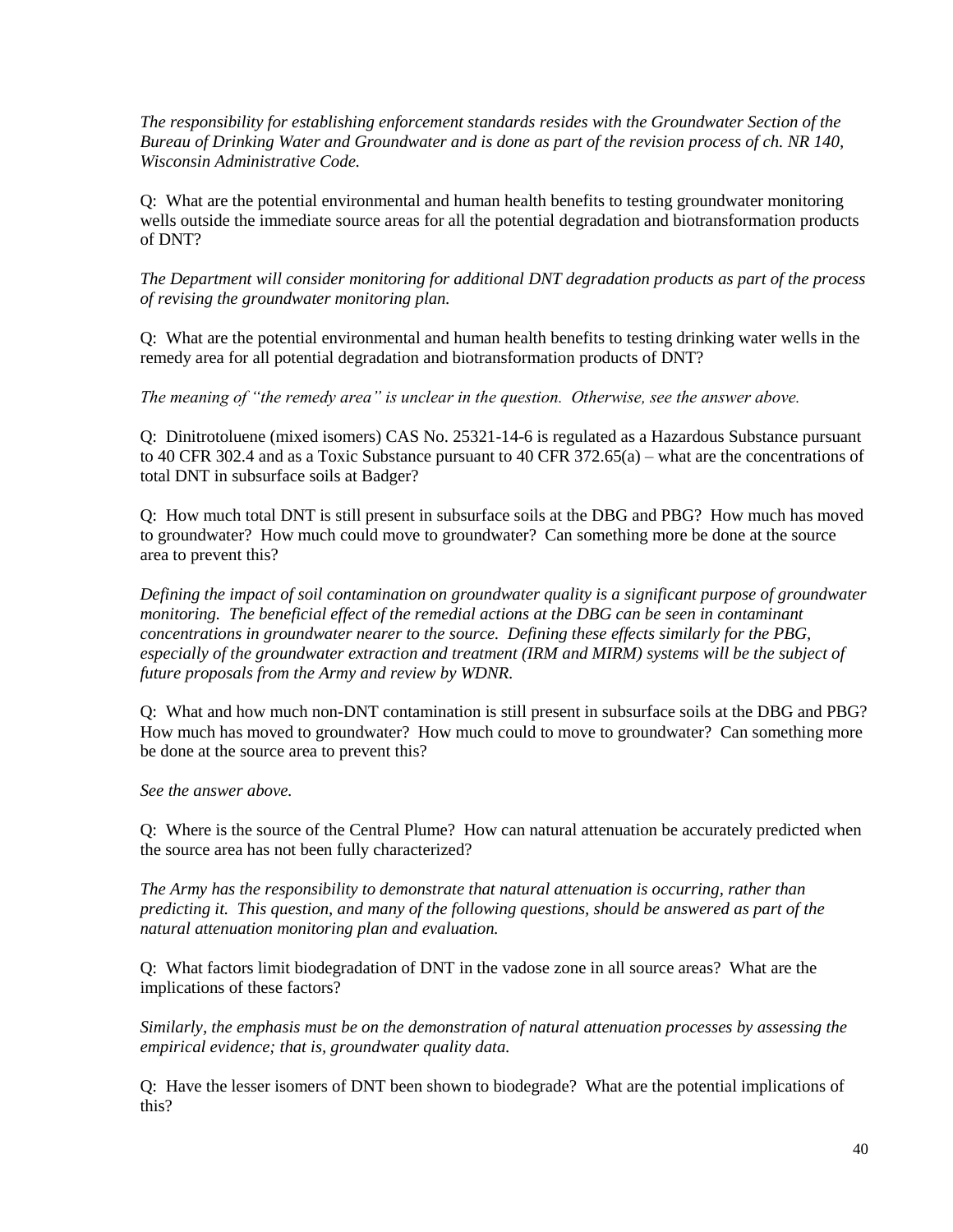*The responsibility for establishing enforcement standards resides with the Groundwater Section of the Bureau of Drinking Water and Groundwater and is done as part of the revision process of ch. NR 140, Wisconsin Administrative Code.*

Q: What are the potential environmental and human health benefits to testing groundwater monitoring wells outside the immediate source areas for all the potential degradation and biotransformation products of DNT?

*The Department will consider monitoring for additional DNT degradation products as part of the process of revising the groundwater monitoring plan.*

Q: What are the potential environmental and human health benefits to testing drinking water wells in the remedy area for all potential degradation and biotransformation products of DNT?

*The meaning of "the remedy area" is unclear in the question. Otherwise, see the answer above.*

Q: Dinitrotoluene (mixed isomers) CAS No. 25321-14-6 is regulated as a Hazardous Substance pursuant to 40 CFR 302.4 and as a Toxic Substance pursuant to 40 CFR 372.65(a) – what are the concentrations of total DNT in subsurface soils at Badger?

Q: How much total DNT is still present in subsurface soils at the DBG and PBG? How much has moved to groundwater? How much could move to groundwater? Can something more be done at the source area to prevent this?

*Defining the impact of soil contamination on groundwater quality is a significant purpose of groundwater monitoring. The beneficial effect of the remedial actions at the DBG can be seen in contaminant concentrations in groundwater nearer to the source. Defining these effects similarly for the PBG, especially of the groundwater extraction and treatment (IRM and MIRM) systems will be the subject of future proposals from the Army and review by WDNR.*

Q: What and how much non-DNT contamination is still present in subsurface soils at the DBG and PBG? How much has moved to groundwater? How much could to move to groundwater? Can something more be done at the source area to prevent this?

*See the answer above.*

Q: Where is the source of the Central Plume? How can natural attenuation be accurately predicted when the source area has not been fully characterized?

*The Army has the responsibility to demonstrate that natural attenuation is occurring, rather than predicting it. This question, and many of the following questions, should be answered as part of the natural attenuation monitoring plan and evaluation.*

Q: What factors limit biodegradation of DNT in the vadose zone in all source areas? What are the implications of these factors?

*Similarly, the emphasis must be on the demonstration of natural attenuation processes by assessing the empirical evidence; that is, groundwater quality data.*

Q: Have the lesser isomers of DNT been shown to biodegrade? What are the potential implications of this?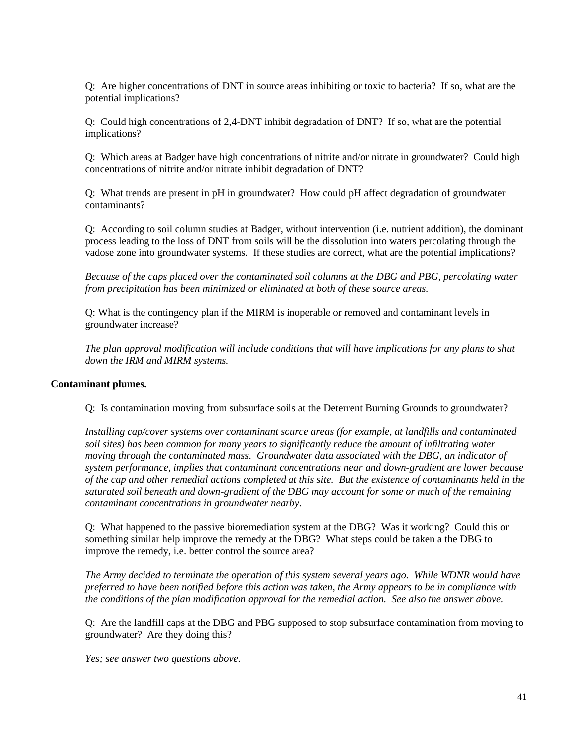Q: Are higher concentrations of DNT in source areas inhibiting or toxic to bacteria? If so, what are the potential implications?

Q: Could high concentrations of 2,4-DNT inhibit degradation of DNT? If so, what are the potential implications?

Q: Which areas at Badger have high concentrations of nitrite and/or nitrate in groundwater? Could high concentrations of nitrite and/or nitrate inhibit degradation of DNT?

Q: What trends are present in pH in groundwater? How could pH affect degradation of groundwater contaminants?

Q: According to soil column studies at Badger, without intervention (i.e. nutrient addition), the dominant process leading to the loss of DNT from soils will be the dissolution into waters percolating through the vadose zone into groundwater systems. If these studies are correct, what are the potential implications?

*Because of the caps placed over the contaminated soil columns at the DBG and PBG, percolating water from precipitation has been minimized or eliminated at both of these source areas.*

Q: What is the contingency plan if the MIRM is inoperable or removed and contaminant levels in groundwater increase?

*The plan approval modification will include conditions that will have implications for any plans to shut down the IRM and MIRM systems.*

**Contaminant plumes.**

Q: Is contamination moving from subsurface soils at the Deterrent Burning Grounds to groundwater?

*Installing cap/cover systems over contaminant source areas (for example, at landfills and contaminated soil sites) has been common for many years to significantly reduce the amount of infiltrating water moving through the contaminated mass. Groundwater data associated with the DBG, an indicator of system performance, implies that contaminant concentrations near and down-gradient are lower because of the cap and other remedial actions completed at this site. But the existence of contaminants held in the saturated soil beneath and down-gradient of the DBG may account for some or much of the remaining contaminant concentrations in groundwater nearby.*

Q: What happened to the passive bioremediation system at the DBG? Was it working? Could this or something similar help improve the remedy at the DBG? What steps could be taken a the DBG to improve the remedy, i.e. better control the source area?

*The Army decided to terminate the operation of this system several years ago. While WDNR would have preferred to have been notified before this action was taken, the Army appears to be in compliance with the conditions of the plan modification approval for the remedial action. See also the answer above.*

Q: Are the landfill caps at the DBG and PBG supposed to stop subsurface contamination from moving to groundwater? Are they doing this?

*Yes; see answer two questions above.*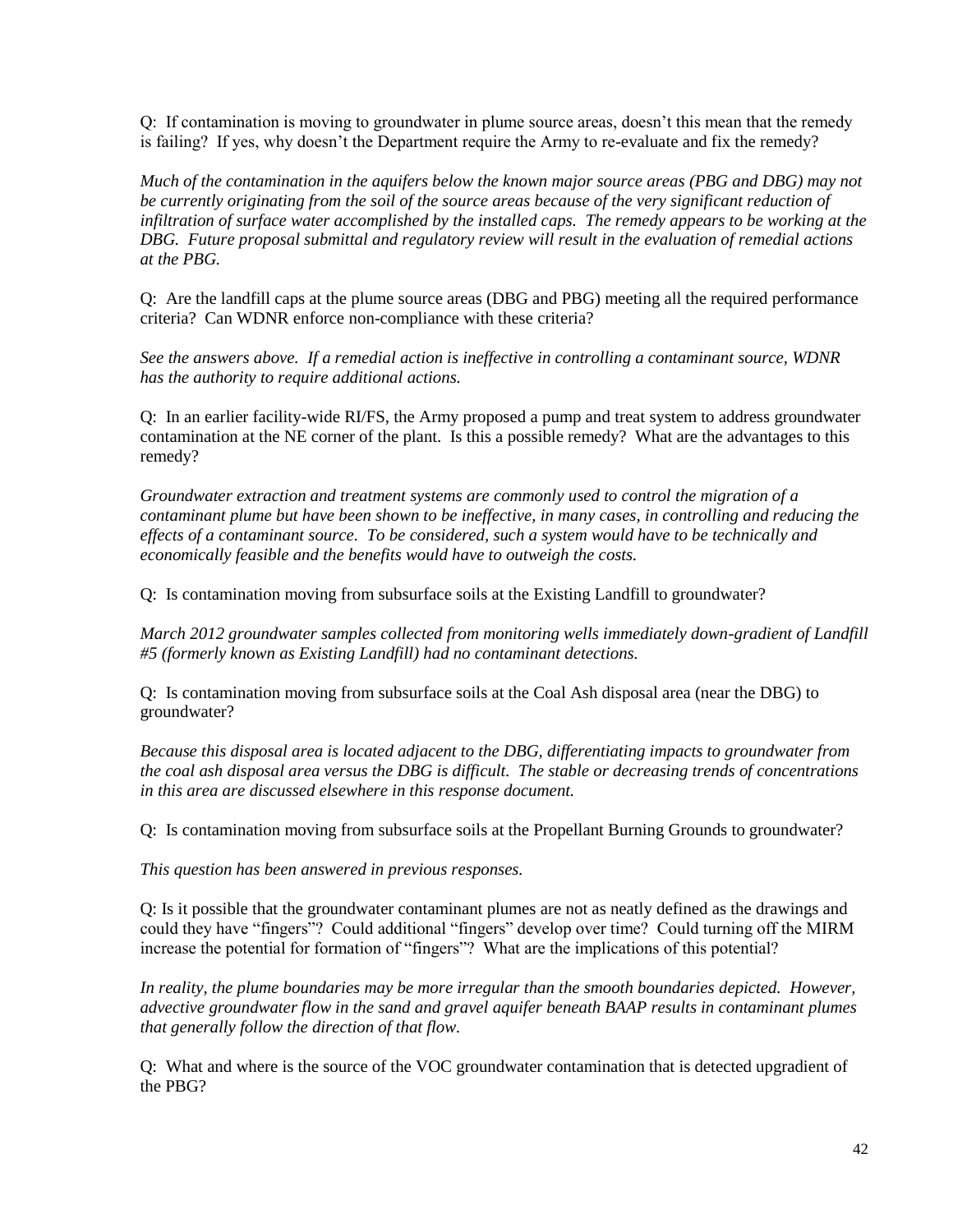Q: If contamination is moving to groundwater in plume source areas, doesn't this mean that the remedy is failing? If yes, why doesn't the Department require the Army to re-evaluate and fix the remedy?

*Much of the contamination in the aquifers below the known major source areas (PBG and DBG) may not be currently originating from the soil of the source areas because of the very significant reduction of infiltration of surface water accomplished by the installed caps. The remedy appears to be working at the DBG. Future proposal submittal and regulatory review will result in the evaluation of remedial actions at the PBG.*

Q: Are the landfill caps at the plume source areas (DBG and PBG) meeting all the required performance criteria? Can WDNR enforce non-compliance with these criteria?

*See the answers above. If a remedial action is ineffective in controlling a contaminant source, WDNR has the authority to require additional actions.*

Q: In an earlier facility-wide RI/FS, the Army proposed a pump and treat system to address groundwater contamination at the NE corner of the plant. Is this a possible remedy? What are the advantages to this remedy?

*Groundwater extraction and treatment systems are commonly used to control the migration of a contaminant plume but have been shown to be ineffective, in many cases, in controlling and reducing the effects of a contaminant source. To be considered, such a system would have to be technically and economically feasible and the benefits would have to outweigh the costs.*

Q: Is contamination moving from subsurface soils at the Existing Landfill to groundwater?

*March 2012 groundwater samples collected from monitoring wells immediately down-gradient of Landfill #5 (formerly known as Existing Landfill) had no contaminant detections.*

Q: Is contamination moving from subsurface soils at the Coal Ash disposal area (near the DBG) to groundwater?

*Because this disposal area is located adjacent to the DBG, differentiating impacts to groundwater from the coal ash disposal area versus the DBG is difficult. The stable or decreasing trends of concentrations in this area are discussed elsewhere in this response document.*

Q: Is contamination moving from subsurface soils at the Propellant Burning Grounds to groundwater?

*This question has been answered in previous responses.*

Q: Is it possible that the groundwater contaminant plumes are not as neatly defined as the drawings and could they have "fingers"? Could additional "fingers" develop over time? Could turning off the MIRM increase the potential for formation of "fingers"? What are the implications of this potential?

*In reality, the plume boundaries may be more irregular than the smooth boundaries depicted. However, advective groundwater flow in the sand and gravel aquifer beneath BAAP results in contaminant plumes that generally follow the direction of that flow.*

Q: What and where is the source of the VOC groundwater contamination that is detected upgradient of the PBG?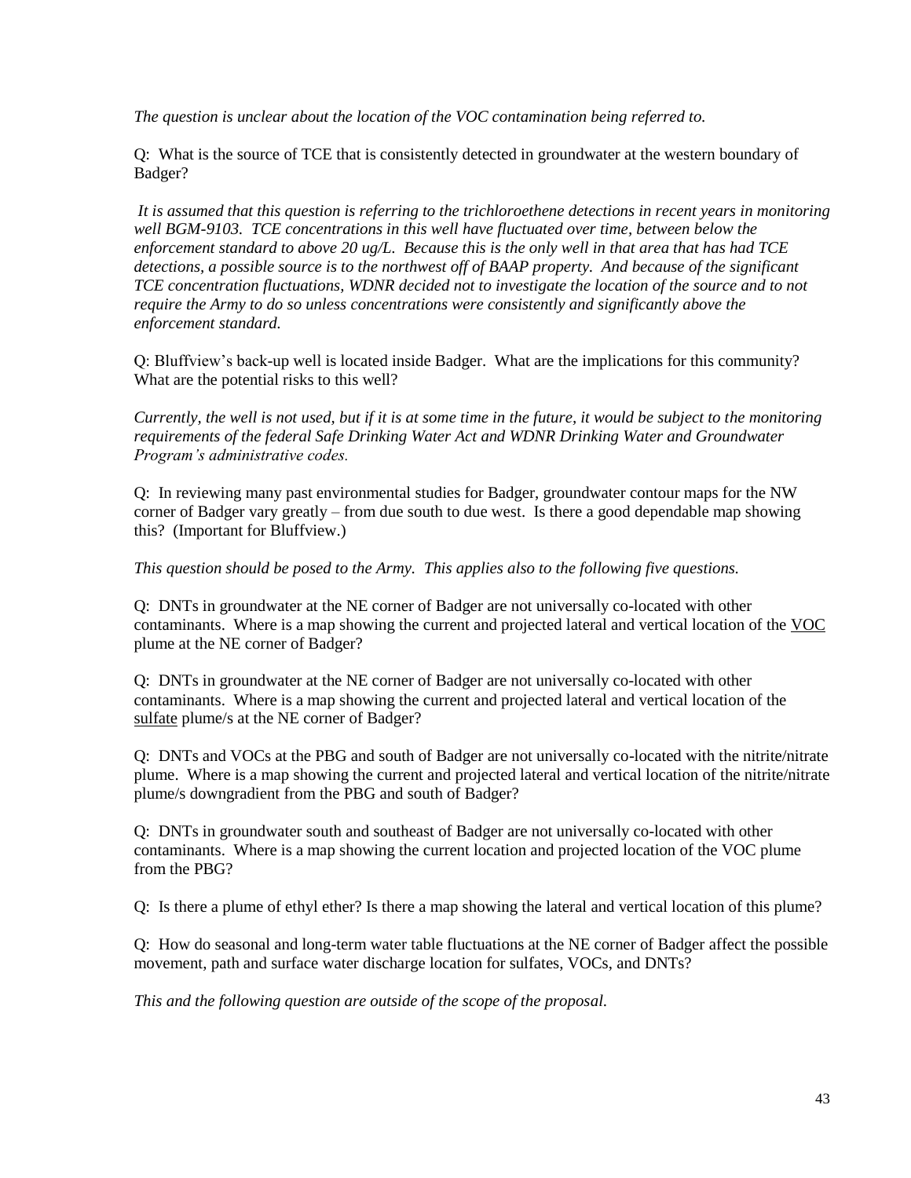*The question is unclear about the location of the VOC contamination being referred to.*

Q: What is the source of TCE that is consistently detected in groundwater at the western boundary of Badger?

*It is assumed that this question is referring to the trichloroethene detections in recent years in monitoring well BGM-9103. TCE concentrations in this well have fluctuated over time, between below the enforcement standard to above 20 ug/L. Because this is the only well in that area that has had TCE detections, a possible source is to the northwest off of BAAP property. And because of the significant TCE concentration fluctuations, WDNR decided not to investigate the location of the source and to not require the Army to do so unless concentrations were consistently and significantly above the enforcement standard.*

Q: Bluffview's back-up well is located inside Badger. What are the implications for this community? What are the potential risks to this well?

*Currently, the well is not used, but if it is at some time in the future, it would be subject to the monitoring requirements of the federal Safe Drinking Water Act and WDNR Drinking Water and Groundwater Program's administrative codes.*

Q: In reviewing many past environmental studies for Badger, groundwater contour maps for the NW corner of Badger vary greatly – from due south to due west. Is there a good dependable map showing this? (Important for Bluffview.)

*This question should be posed to the Army. This applies also to the following five questions.*

Q: DNTs in groundwater at the NE corner of Badger are not universally co-located with other contaminants. Where is a map showing the current and projected lateral and vertical location of the <u>VOC</u> plume at the NE corner of Badger?

Q: DNTs in groundwater at the NE corner of Badger are not universally co-located with other contaminants. Where is a map showing the current and projected lateral and vertical location of the <u>sulfate</u> plume/s at the NE corner of Badger?

Q: DNTs and VOCs at the PBG and south of Badger are not universally co-located with the nitrite/nitrate plume. Where is a map showing the current and projected lateral and vertical location of the nitrite/nitrate plume/s downgradient from the PBG and south of Badger?

Q: DNTs in groundwater south and southeast of Badger are not universally co-located with other contaminants. Where is a map showing the current location and projected location of the VOC plume from the PBG?

Q: Is there a plume of ethyl ether? Is there a map showing the lateral and vertical location of this plume?

Q: How do seasonal and long-term water table fluctuations at the NE corner of Badger affect the possible movement, path and surface water discharge location for sulfates, VOCs, and DNTs?

*This and the following question are outside of the scope of the proposal.*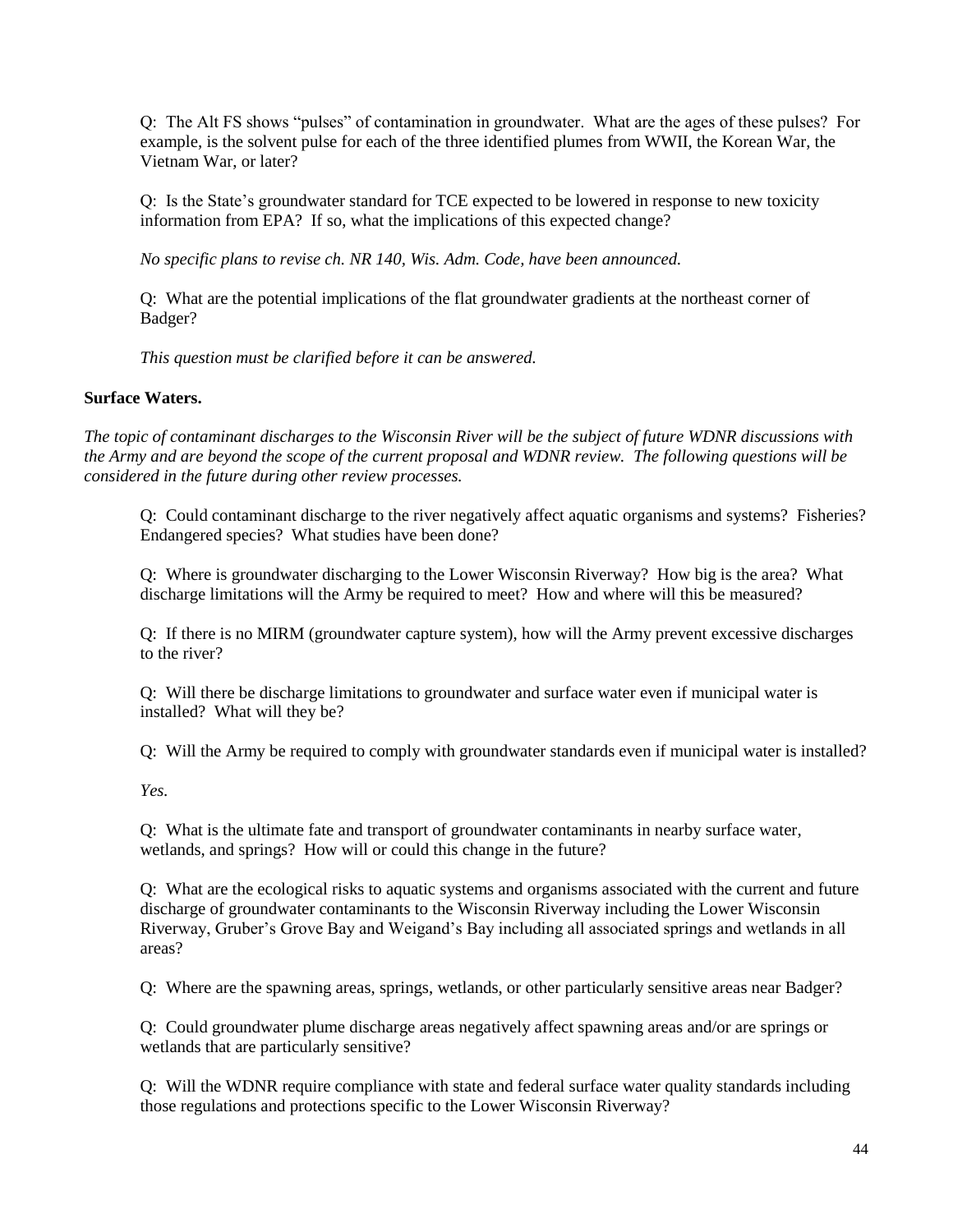Q: The Alt FS shows "pulses" of contamination in groundwater. What are the ages of these pulses? For example, is the solvent pulse for each of the three identified plumes from WWII, the Korean War, the Vietnam War, or later?

Q: Is the State's groundwater standard for TCE expected to be lowered in response to new toxicity information from EPA? If so, what the implications of this expected change?

*No specific plans to revise ch. NR 140, Wis. Adm. Code, have been announced.*

Q: What are the potential implications of the flat groundwater gradients at the northeast corner of Badger?

*This question must be clarified before it can be answered.*

**Surface Waters.**

*The topic of contaminant discharges to the Wisconsin River will be the subject of future WDNR discussions with the Army and are beyond the scope of the current proposal and WDNR review. The following questions will be considered in the future during other review processes.*

Q: Could contaminant discharge to the river negatively affect aquatic organisms and systems? Fisheries? Endangered species? What studies have been done?

Q: Where is groundwater discharging to the Lower Wisconsin Riverway? How big is the area? What discharge limitations will the Army be required to meet? How and where will this be measured?

Q: If there is no MIRM (groundwater capture system), how will the Army prevent excessive discharges to the river?

Q: Will there be discharge limitations to groundwater and surface water even if municipal water is installed? What will they be?

Q: Will the Army be required to comply with groundwater standards even if municipal water is installed?

*Yes.*

Q: What is the ultimate fate and transport of groundwater contaminants in nearby surface water, wetlands, and springs? How will or could this change in the future?

Q: What are the ecological risks to aquatic systems and organisms associated with the current and future discharge of groundwater contaminants to the Wisconsin Riverway including the Lower Wisconsin Riverway, Gruber's Grove Bay and Weigand's Bay including all associated springs and wetlands in all areas?

Q: Where are the spawning areas, springs, wetlands, or other particularly sensitive areas near Badger?

Q: Could groundwater plume discharge areas negatively affect spawning areas and/or are springs or wetlands that are particularly sensitive?

Q: Will the WDNR require compliance with state and federal surface water quality standards including those regulations and protections specific to the Lower Wisconsin Riverway?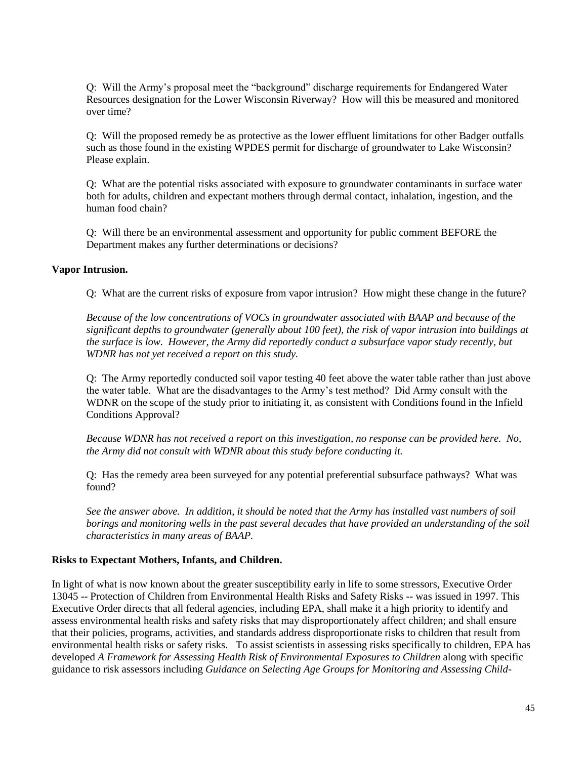Q: Will the Army's proposal meet the "background" discharge requirements for Endangered Water Resources designation for the Lower Wisconsin Riverway? How will this be measured and monitored over time?

Q: Will the proposed remedy be as protective as the lower effluent limitations for other Badger outfalls such as those found in the existing WPDES permit for discharge of groundwater to Lake Wisconsin? Please explain.

Q: What are the potential risks associated with exposure to groundwater contaminants in surface water both for adults, children and expectant mothers through dermal contact, inhalation, ingestion, and the human food chain?

Q: Will there be an environmental assessment and opportunity for public comment BEFORE the Department makes any further determinations or decisions?

**Vapor Intrusion.**

Q: What are the current risks of exposure from vapor intrusion? How might these change in the future?

*Because of the low concentrations of VOCs in groundwater associated with BAAP and because of the significant depths to groundwater (generally about 100 feet), the risk of vapor intrusion into buildings at the surface is low. However, the Army did reportedly conduct a subsurface vapor study recently, but WDNR has not yet received a report on this study.*

Q: The Army reportedly conducted soil vapor testing 40 feet above the water table rather than just above the water table. What are the disadvantages to the Army's test method? Did Army consult with the WDNR on the scope of the study prior to initiating it, as consistent with Conditions found in the Infield Conditions Approval?

*Because WDNR has not received a report on this investigation, no response can be provided here. No, the Army did not consult with WDNR about this study before conducting it.*

Q: Has the remedy area been surveyed for any potential preferential subsurface pathways? What was found?

*See the answer above. In addition, it should be noted that the Army has installed vast numbers of soil borings and monitoring wells in the past several decades that have provided an understanding of the soil characteristics in many areas of BAAP.*

**Risks to Expectant Mothers, Infants, and Children.**

In light of what is now known about the greater susceptibility early in life to some stressors, Executive Order 13045 -- Protection of Children from Environmental Health Risks and Safety Risks -- was issued in 1997. This Executive Order directs that all federal agencies, including EPA, shall make it a high priority to identify and assess environmental health risks and safety risks that may disproportionately affect children; and shall ensure that their policies, programs, activities, and standards address disproportionate risks to children that result from environmental health risks or safety risks. To assist scientists in assessing risks specifically to children, EPA has developed *A Framework for Assessing Health Risk of Environmental Exposures to Children* along with specific guidance to risk assessors including *Guidance on Selecting Age Groups for Monitoring and Assessing Child-*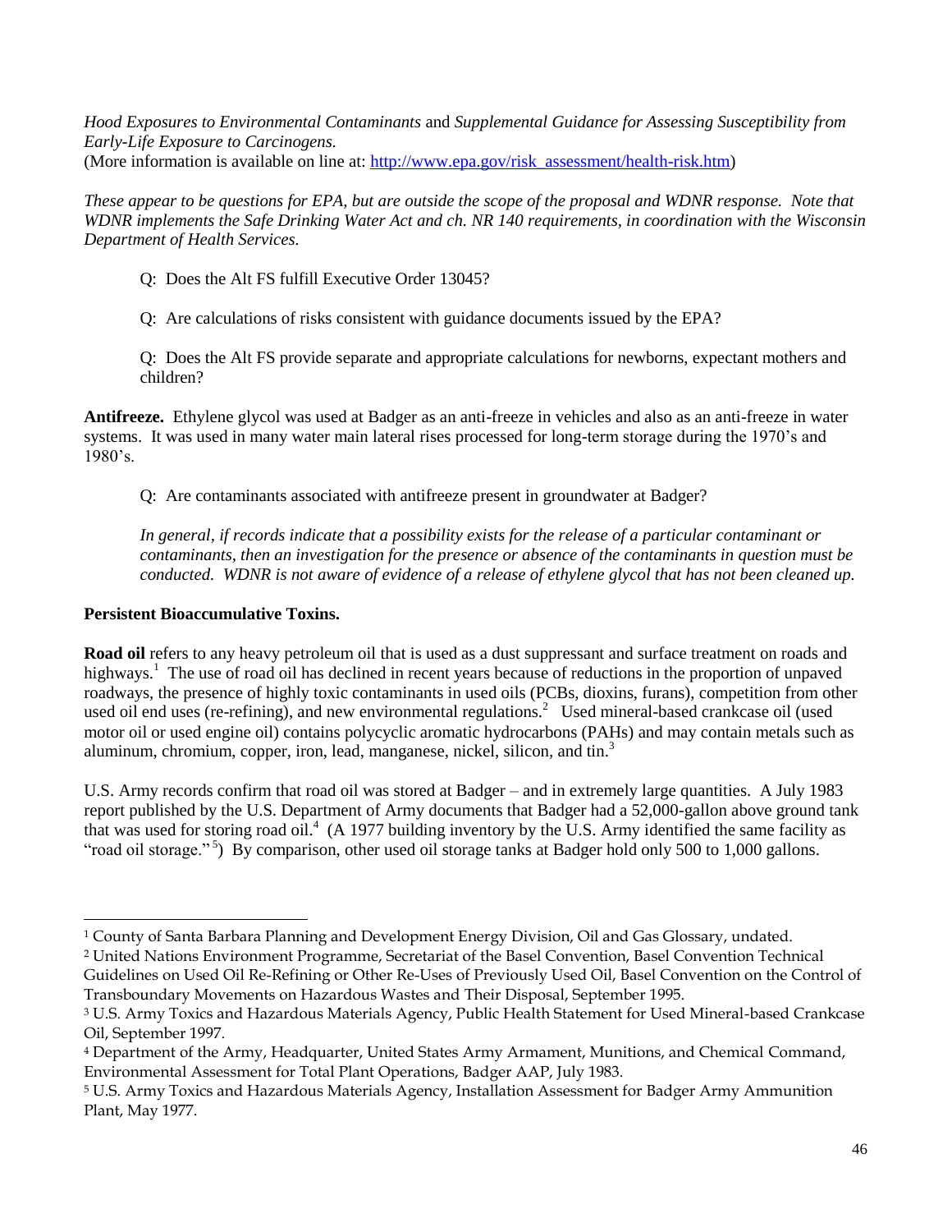*Hood Exposures to Environmental Contaminants* and *Supplemental Guidance for Assessing Susceptibility from Early-Life Exposure to Carcinogens.*
(More information is available on line at: http://www.epa.gov/risk_assessment/health-risk.htm)

*These appear to be questions for EPA, but are outside the scope of the proposal and WDNR response. Note that WDNR implements the Safe Drinking Water Act and ch. NR 140 requirements, in coordination with the Wisconsin Department of Health Services.*

> Q: Does the Alt FS fulfill Executive Order 13045?
>
> Q: Are calculations of risks consistent with guidance documents issued by the EPA?
>
> Q: Does the Alt FS provide separate and appropriate calculations for newborns, expectant mothers and children?

**Antifreeze.** Ethylene glycol was used at Badger as an anti-freeze in vehicles and also as an anti-freeze in water systems. It was used in many water main lateral rises processed for long-term storage during the 1970's and 1980's.

> Q: Are contaminants associated with antifreeze present in groundwater at Badger?
>
> *In general, if records indicate that a possibility exists for the release of a particular contaminant or contaminants, then an investigation for the presence or absence of the contaminants in question must be conducted. WDNR is not aware of evidence of a release of ethylene glycol that has not been cleaned up.*

**Persistent Bioaccumulative Toxins.**

**Road oil** refers to any heavy petroleum oil that is used as a dust suppressant and surface treatment on roads and highways.[1] The use of road oil has declined in recent years because of reductions in the proportion of unpaved roadways, the presence of highly toxic contaminants in used oils (PCBs, dioxins, furans), competition from other used oil end uses (re-refining), and new environmental regulations.[2] Used mineral-based crankcase oil (used motor oil or used engine oil) contains polycyclic aromatic hydrocarbons (PAHs) and may contain metals such as aluminum, chromium, copper, iron, lead, manganese, nickel, silicon, and tin.[3]

U.S. Army records confirm that road oil was stored at Badger – and in extremely large quantities. A July 1983 report published by the U.S. Department of Army documents that Badger had a 52,000-gallon above ground tank that was used for storing road oil.[4] (A 1977 building inventory by the U.S. Army identified the same facility as "road oil storage."[5]) By comparison, other used oil storage tanks at Badger hold only 500 to 1,000 gallons.

---

[1] County of Santa Barbara Planning and Development Energy Division, Oil and Gas Glossary, undated.

[2] United Nations Environment Programme, Secretariat of the Basel Convention, Basel Convention Technical Guidelines on Used Oil Re-Refining or Other Re-Uses of Previously Used Oil, Basel Convention on the Control of Transboundary Movements on Hazardous Wastes and Their Disposal, September 1995.

[3] U.S. Army Toxics and Hazardous Materials Agency, Public Health Statement for Used Mineral-based Crankcase Oil, September 1997.

[4] Department of the Army, Headquarter, United States Army Armament, Munitions, and Chemical Command, Environmental Assessment for Total Plant Operations, Badger AAP, July 1983.

[5] U.S. Army Toxics and Hazardous Materials Agency, Installation Assessment for Badger Army Ammunition Plant, May 1977.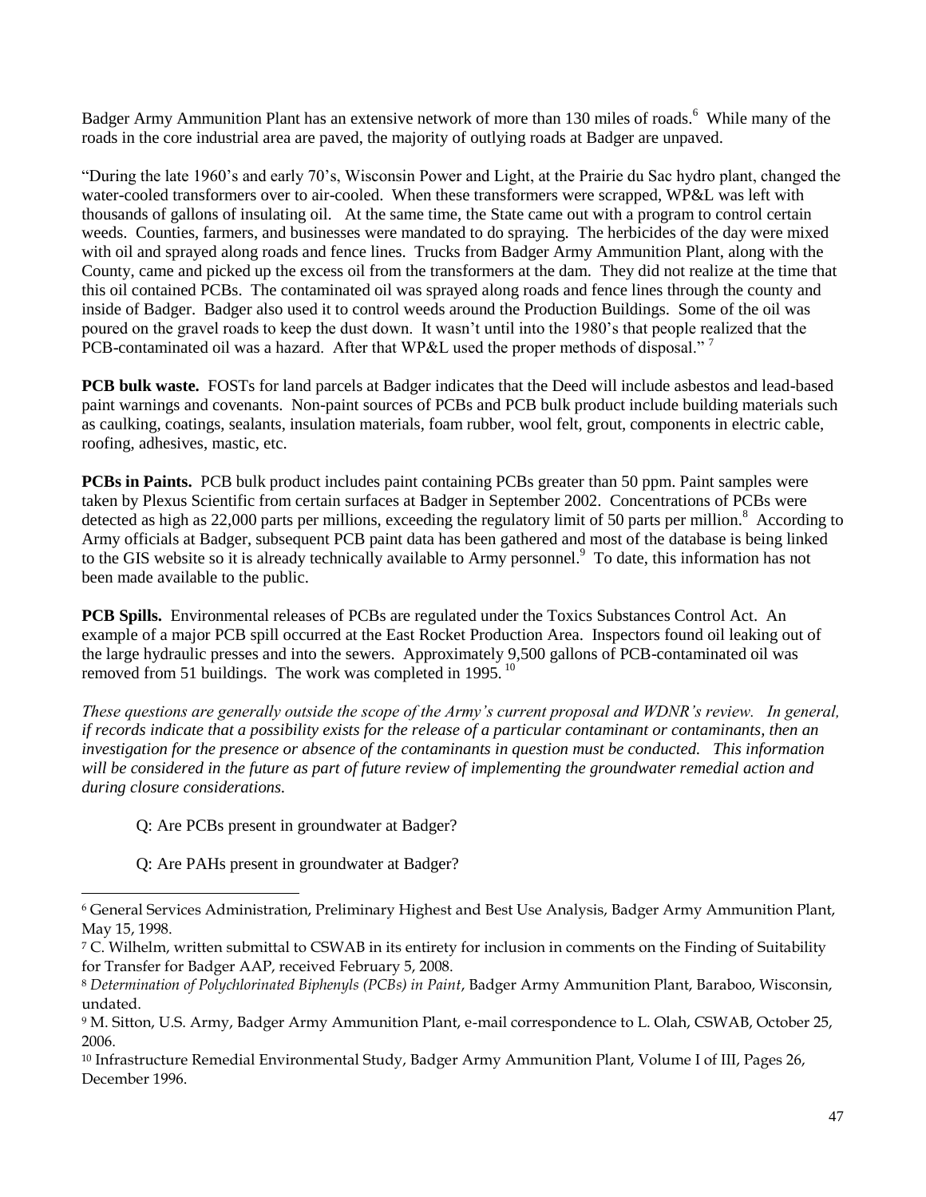Badger Army Ammunition Plant has an extensive network of more than 130 miles of roads.[6] While many of the roads in the core industrial area are paved, the majority of outlying roads at Badger are unpaved.

"During the late 1960's and early 70's, Wisconsin Power and Light, at the Prairie du Sac hydro plant, changed the water-cooled transformers over to air-cooled. When these transformers were scrapped, WP&L was left with thousands of gallons of insulating oil. At the same time, the State came out with a program to control certain weeds. Counties, farmers, and businesses were mandated to do spraying. The herbicides of the day were mixed with oil and sprayed along roads and fence lines. Trucks from Badger Army Ammunition Plant, along with the County, came and picked up the excess oil from the transformers at the dam. They did not realize at the time that this oil contained PCBs. The contaminated oil was sprayed along roads and fence lines through the county and inside of Badger. Badger also used it to control weeds around the Production Buildings. Some of the oil was poured on the gravel roads to keep the dust down. It wasn't until into the 1980's that people realized that the PCB-contaminated oil was a hazard. After that WP&L used the proper methods of disposal."[7]

**PCB bulk waste.** FOSTs for land parcels at Badger indicates that the Deed will include asbestos and lead-based paint warnings and covenants. Non-paint sources of PCBs and PCB bulk product include building materials such as caulking, coatings, sealants, insulation materials, foam rubber, wool felt, grout, components in electric cable, roofing, adhesives, mastic, etc.

**PCBs in Paints.** PCB bulk product includes paint containing PCBs greater than 50 ppm. Paint samples were taken by Plexus Scientific from certain surfaces at Badger in September 2002. Concentrations of PCBs were detected as high as 22,000 parts per millions, exceeding the regulatory limit of 50 parts per million.[8] According to Army officials at Badger, subsequent PCB paint data has been gathered and most of the database is being linked to the GIS website so it is already technically available to Army personnel.[9] To date, this information has not been made available to the public.

**PCB Spills.** Environmental releases of PCBs are regulated under the Toxics Substances Control Act. An example of a major PCB spill occurred at the East Rocket Production Area. Inspectors found oil leaking out of the large hydraulic presses and into the sewers. Approximately 9,500 gallons of PCB-contaminated oil was removed from 51 buildings. The work was completed in 1995.[10]

*These questions are generally outside the scope of the Army's current proposal and WDNR's review. In general, if records indicate that a possibility exists for the release of a particular contaminant or contaminants, then an investigation for the presence or absence of the contaminants in question must be conducted. This information will be considered in the future as part of future review of implementing the groundwater remedial action and during closure considerations.*

Q: Are PCBs present in groundwater at Badger?

Q: Are PAHs present in groundwater at Badger?

---

[6] General Services Administration, Preliminary Highest and Best Use Analysis, Badger Army Ammunition Plant, May 15, 1998.

[7] C. Wilhelm, written submittal to CSWAB in its entirety for inclusion in comments on the Finding of Suitability for Transfer for Badger AAP, received February 5, 2008.

[8] *Determination of Polychlorinated Biphenyls (PCBs) in Paint*, Badger Army Ammunition Plant, Baraboo, Wisconsin, undated.

[9] M. Sitton, U.S. Army, Badger Army Ammunition Plant, e-mail correspondence to L. Olah, CSWAB, October 25, 2006.

[10] Infrastructure Remedial Environmental Study, Badger Army Ammunition Plant, Volume I of III, Pages 26, December 1996.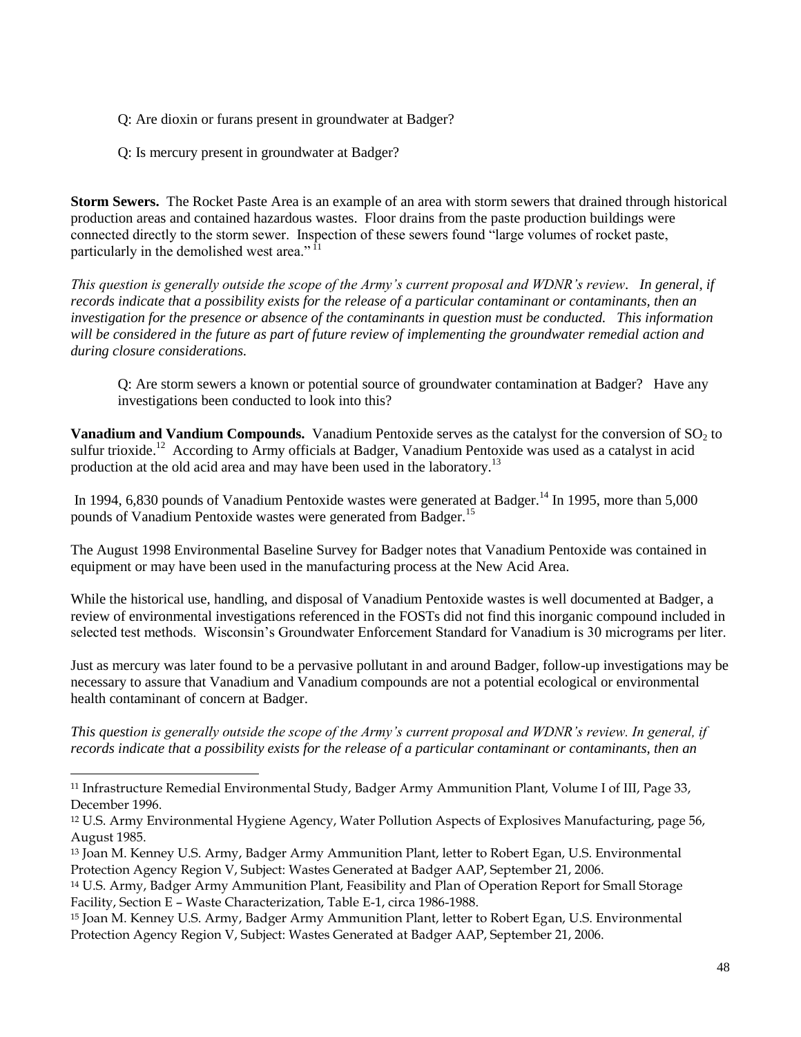Q: Are dioxin or furans present in groundwater at Badger?

Q: Is mercury present in groundwater at Badger?

**Storm Sewers.** The Rocket Paste Area is an example of an area with storm sewers that drained through historical production areas and contained hazardous wastes. Floor drains from the paste production buildings were connected directly to the storm sewer. Inspection of these sewers found "large volumes of rocket paste, particularly in the demolished west area." [11]

*This question is generally outside the scope of the Army's current proposal and WDNR's review. In general, if records indicate that a possibility exists for the release of a particular contaminant or contaminants, then an investigation for the presence or absence of the contaminants in question must be conducted. This information will be considered in the future as part of future review of implementing the groundwater remedial action and during closure considerations.*

Q: Are storm sewers a known or potential source of groundwater contamination at Badger? Have any investigations been conducted to look into this?

**Vanadium and Vandium Compounds.** Vanadium Pentoxide serves as the catalyst for the conversion of $SO_2$ to sulfur trioxide.[12] According to Army officials at Badger, Vanadium Pentoxide was used as a catalyst in acid production at the old acid area and may have been used in the laboratory.[13]

In 1994, 6,830 pounds of Vanadium Pentoxide wastes were generated at Badger.[14] In 1995, more than 5,000 pounds of Vanadium Pentoxide wastes were generated from Badger.[15]

The August 1998 Environmental Baseline Survey for Badger notes that Vanadium Pentoxide was contained in equipment or may have been used in the manufacturing process at the New Acid Area.

While the historical use, handling, and disposal of Vanadium Pentoxide wastes is well documented at Badger, a review of environmental investigations referenced in the FOSTs did not find this inorganic compound included in selected test methods. Wisconsin's Groundwater Enforcement Standard for Vanadium is 30 micrograms per liter.

Just as mercury was later found to be a pervasive pollutant in and around Badger, follow-up investigations may be necessary to assure that Vanadium and Vanadium compounds are not a potential ecological or environmental health contaminant of concern at Badger.

*This question is generally outside the scope of the Army's current proposal and WDNR's review. In general, if records indicate that a possibility exists for the release of a particular contaminant or contaminants, then an*

---

[11] Infrastructure Remedial Environmental Study, Badger Army Ammunition Plant, Volume I of III, Page 33, December 1996.

[12] U.S. Army Environmental Hygiene Agency, Water Pollution Aspects of Explosives Manufacturing, page 56, August 1985.

[13] Joan M. Kenney U.S. Army, Badger Army Ammunition Plant, letter to Robert Egan, U.S. Environmental Protection Agency Region V, Subject: Wastes Generated at Badger AAP, September 21, 2006.

[14] U.S. Army, Badger Army Ammunition Plant, Feasibility and Plan of Operation Report for Small Storage Facility, Section E – Waste Characterization, Table E-1, circa 1986-1988.

[15] Joan M. Kenney U.S. Army, Badger Army Ammunition Plant, letter to Robert Egan, U.S. Environmental Protection Agency Region V, Subject: Wastes Generated at Badger AAP, September 21, 2006.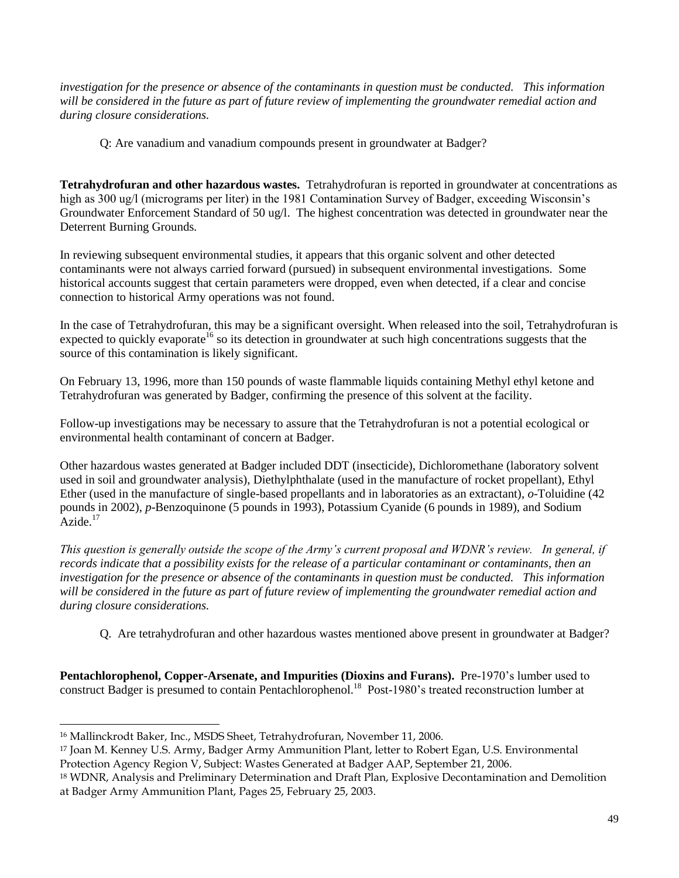*investigation for the presence or absence of the contaminants in question must be conducted. This information will be considered in the future as part of future review of implementing the groundwater remedial action and during closure considerations.*

Q: Are vanadium and vanadium compounds present in groundwater at Badger?

**Tetrahydrofuran and other hazardous wastes.** Tetrahydrofuran is reported in groundwater at concentrations as high as 300 ug/l (micrograms per liter) in the 1981 Contamination Survey of Badger, exceeding Wisconsin's Groundwater Enforcement Standard of 50 ug/l. The highest concentration was detected in groundwater near the Deterrent Burning Grounds.

In reviewing subsequent environmental studies, it appears that this organic solvent and other detected contaminants were not always carried forward (pursued) in subsequent environmental investigations. Some historical accounts suggest that certain parameters were dropped, even when detected, if a clear and concise connection to historical Army operations was not found.

In the case of Tetrahydrofuran, this may be a significant oversight. When released into the soil, Tetrahydrofuran is expected to quickly evaporate[16] so its detection in groundwater at such high concentrations suggests that the source of this contamination is likely significant.

On February 13, 1996, more than 150 pounds of waste flammable liquids containing Methyl ethyl ketone and Tetrahydrofuran was generated by Badger, confirming the presence of this solvent at the facility.

Follow-up investigations may be necessary to assure that the Tetrahydrofuran is not a potential ecological or environmental health contaminant of concern at Badger.

Other hazardous wastes generated at Badger included DDT (insecticide), Dichloromethane (laboratory solvent used in soil and groundwater analysis), Diethylphthalate (used in the manufacture of rocket propellant), Ethyl Ether (used in the manufacture of single-based propellants and in laboratories as an extractant), *o*-Toluidine (42 pounds in 2002), *p*-Benzoquinone (5 pounds in 1993), Potassium Cyanide (6 pounds in 1989), and Sodium Azide.[17]

*This question is generally outside the scope of the Army's current proposal and WDNR's review. In general, if records indicate that a possibility exists for the release of a particular contaminant or contaminants, then an investigation for the presence or absence of the contaminants in question must be conducted. This information will be considered in the future as part of future review of implementing the groundwater remedial action and during closure considerations.*

Q. Are tetrahydrofuran and other hazardous wastes mentioned above present in groundwater at Badger?

**Pentachlorophenol, Copper-Arsenate, and Impurities (Dioxins and Furans).** Pre-1970's lumber used to construct Badger is presumed to contain Pentachlorophenol.[18] Post-1980's treated reconstruction lumber at

---

[16] Mallinckrodt Baker, Inc., MSDS Sheet, Tetrahydrofuran, November 11, 2006.

[17] Joan M. Kenney U.S. Army, Badger Army Ammunition Plant, letter to Robert Egan, U.S. Environmental Protection Agency Region V, Subject: Wastes Generated at Badger AAP, September 21, 2006.

[18] WDNR, Analysis and Preliminary Determination and Draft Plan, Explosive Decontamination and Demolition at Badger Army Ammunition Plant, Pages 25, February 25, 2003.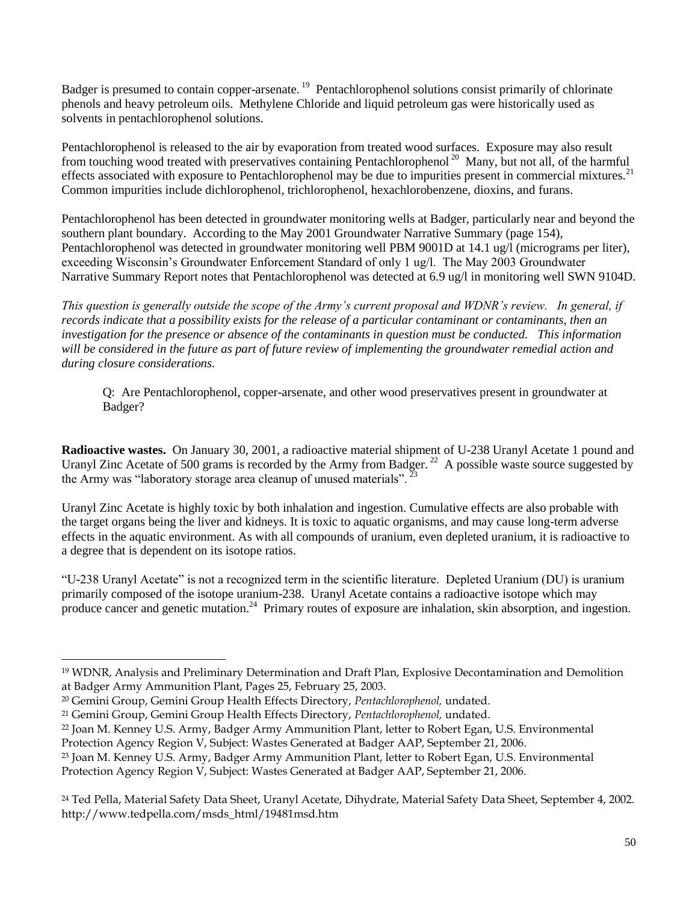Badger is presumed to contain copper-arsenate.[19] Pentachlorophenol solutions consist primarily of chlorinate phenols and heavy petroleum oils. Methylene Chloride and liquid petroleum gas were historically used as solvents in pentachlorophenol solutions.

Pentachlorophenol is released to the air by evaporation from treated wood surfaces. Exposure may also result from touching wood treated with preservatives containing Pentachlorophenol[20] Many, but not all, of the harmful effects associated with exposure to Pentachlorophenol may be due to impurities present in commercial mixtures.[21] Common impurities include dichlorophenol, trichlorophenol, hexachlorobenzene, dioxins, and furans.

Pentachlorophenol has been detected in groundwater monitoring wells at Badger, particularly near and beyond the southern plant boundary. According to the May 2001 Groundwater Narrative Summary (page 154), Pentachlorophenol was detected in groundwater monitoring well PBM 9001D at 14.1 ug/l (micrograms per liter), exceeding Wisconsin's Groundwater Enforcement Standard of only 1 ug/l. The May 2003 Groundwater Narrative Summary Report notes that Pentachlorophenol was detected at 6.9 ug/l in monitoring well SWN 9104D.

*This question is generally outside the scope of the Army's current proposal and WDNR's review. In general, if records indicate that a possibility exists for the release of a particular contaminant or contaminants, then an investigation for the presence or absence of the contaminants in question must be conducted. This information will be considered in the future as part of future review of implementing the groundwater remedial action and during closure considerations.*

> Q: Are Pentachlorophenol, copper-arsenate, and other wood preservatives present in groundwater at Badger?

**Radioactive wastes.** On January 30, 2001, a radioactive material shipment of U-238 Uranyl Acetate 1 pound and Uranyl Zinc Acetate of 500 grams is recorded by the Army from Badger.[22] A possible waste source suggested by the Army was "laboratory storage area cleanup of unused materials".[23]

Uranyl Zinc Acetate is highly toxic by both inhalation and ingestion. Cumulative effects are also probable with the target organs being the liver and kidneys. It is toxic to aquatic organisms, and may cause long-term adverse effects in the aquatic environment. As with all compounds of uranium, even depleted uranium, it is radioactive to a degree that is dependent on its isotope ratios.

"U-238 Uranyl Acetate" is not a recognized term in the scientific literature. Depleted Uranium (DU) is uranium primarily composed of the isotope uranium-238. Uranyl Acetate contains a radioactive isotope which may produce cancer and genetic mutation.[24] Primary routes of exposure are inhalation, skin absorption, and ingestion.

---

[19] WDNR, Analysis and Preliminary Determination and Draft Plan, Explosive Decontamination and Demolition at Badger Army Ammunition Plant, Pages 25, February 25, 2003.

[20] Gemini Group, Gemini Group Health Effects Directory, *Pentachlorophenol,* undated.

[21] Gemini Group, Gemini Group Health Effects Directory, *Pentachlorophenol,* undated.

[22] Joan M. Kenney U.S. Army, Badger Army Ammunition Plant, letter to Robert Egan, U.S. Environmental Protection Agency Region V, Subject: Wastes Generated at Badger AAP, September 21, 2006.

[23] Joan M. Kenney U.S. Army, Badger Army Ammunition Plant, letter to Robert Egan, U.S. Environmental Protection Agency Region V, Subject: Wastes Generated at Badger AAP, September 21, 2006.

[24] Ted Pella, Material Safety Data Sheet, Uranyl Acetate, Dihydrate, Material Safety Data Sheet, September 4, 2002. http://www.tedpella.com/msds_html/19481msd.htm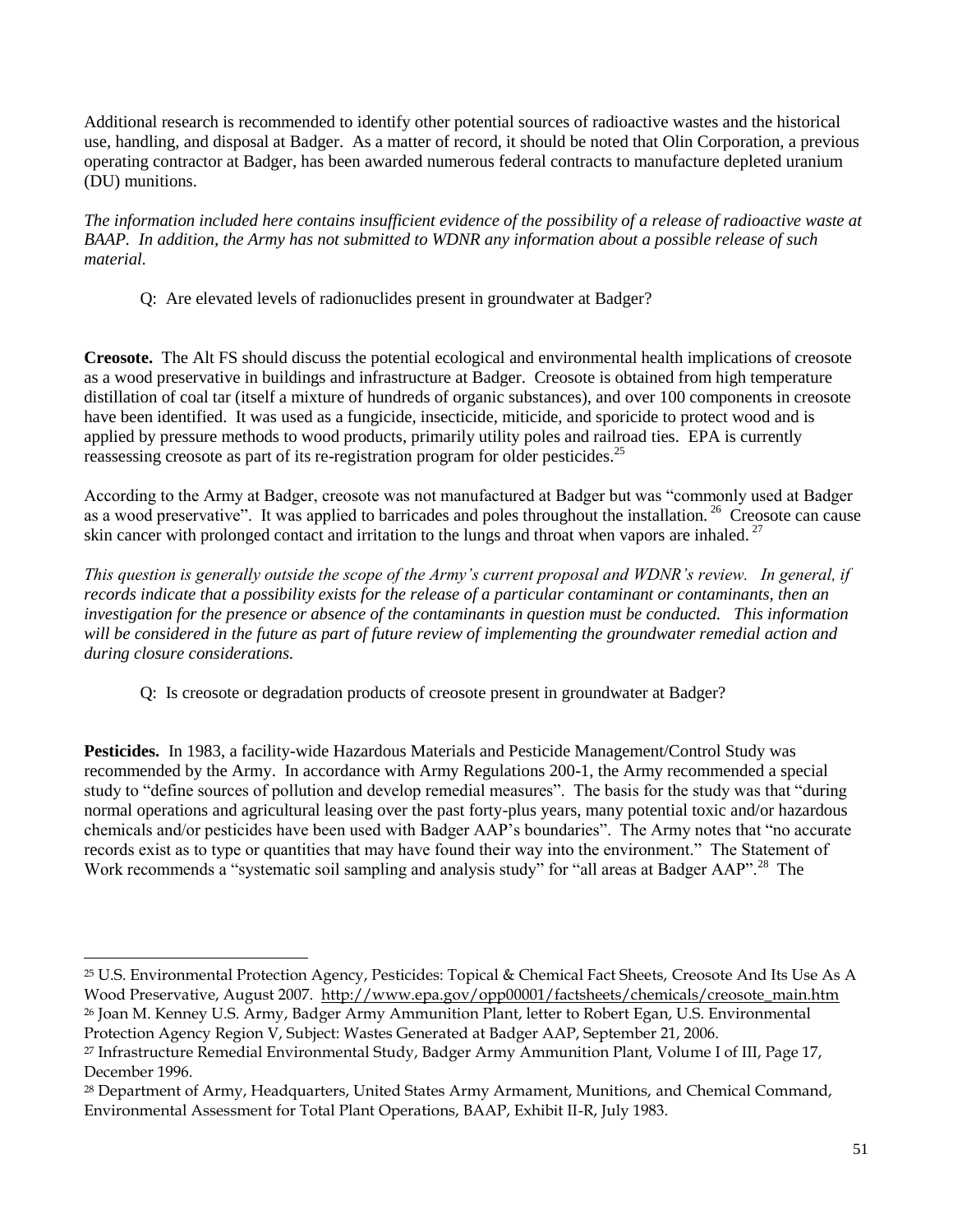Additional research is recommended to identify other potential sources of radioactive wastes and the historical use, handling, and disposal at Badger. As a matter of record, it should be noted that Olin Corporation, a previous operating contractor at Badger, has been awarded numerous federal contracts to manufacture depleted uranium (DU) munitions.

*The information included here contains insufficient evidence of the possibility of a release of radioactive waste at BAAP. In addition, the Army has not submitted to WDNR any information about a possible release of such material.*

Q: Are elevated levels of radionuclides present in groundwater at Badger?

**Creosote.** The Alt FS should discuss the potential ecological and environmental health implications of creosote as a wood preservative in buildings and infrastructure at Badger. Creosote is obtained from high temperature distillation of coal tar (itself a mixture of hundreds of organic substances), and over 100 components in creosote have been identified. It was used as a fungicide, insecticide, miticide, and sporicide to protect wood and is applied by pressure methods to wood products, primarily utility poles and railroad ties. EPA is currently reassessing creosote as part of its re-registration program for older pesticides.[25]

According to the Army at Badger, creosote was not manufactured at Badger but was "commonly used at Badger as a wood preservative". It was applied to barricades and poles throughout the installation.[26] Creosote can cause skin cancer with prolonged contact and irritation to the lungs and throat when vapors are inhaled.[27]

*This question is generally outside the scope of the Army's current proposal and WDNR's review. In general, if records indicate that a possibility exists for the release of a particular contaminant or contaminants, then an investigation for the presence or absence of the contaminants in question must be conducted. This information will be considered in the future as part of future review of implementing the groundwater remedial action and during closure considerations.*

Q: Is creosote or degradation products of creosote present in groundwater at Badger?

**Pesticides.** In 1983, a facility-wide Hazardous Materials and Pesticide Management/Control Study was recommended by the Army. In accordance with Army Regulations 200-1, the Army recommended a special study to "define sources of pollution and develop remedial measures". The basis for the study was that "during normal operations and agricultural leasing over the past forty-plus years, many potential toxic and/or hazardous chemicals and/or pesticides have been used with Badger AAP's boundaries". The Army notes that "no accurate records exist as to type or quantities that may have found their way into the environment." The Statement of Work recommends a "systematic soil sampling and analysis study" for "all areas at Badger AAP".[28] The

---

[25] U.S. Environmental Protection Agency, Pesticides: Topical & Chemical Fact Sheets, Creosote And Its Use As A Wood Preservative, August 2007. http://www.epa.gov/opp00001/factsheets/chemicals/creosote_main.htm

[26] Joan M. Kenney U.S. Army, Badger Army Ammunition Plant, letter to Robert Egan, U.S. Environmental Protection Agency Region V, Subject: Wastes Generated at Badger AAP, September 21, 2006.

[27] Infrastructure Remedial Environmental Study, Badger Army Ammunition Plant, Volume I of III, Page 17, December 1996.

[28] Department of Army, Headquarters, United States Army Armament, Munitions, and Chemical Command, Environmental Assessment for Total Plant Operations, BAAP, Exhibit II-R, July 1983.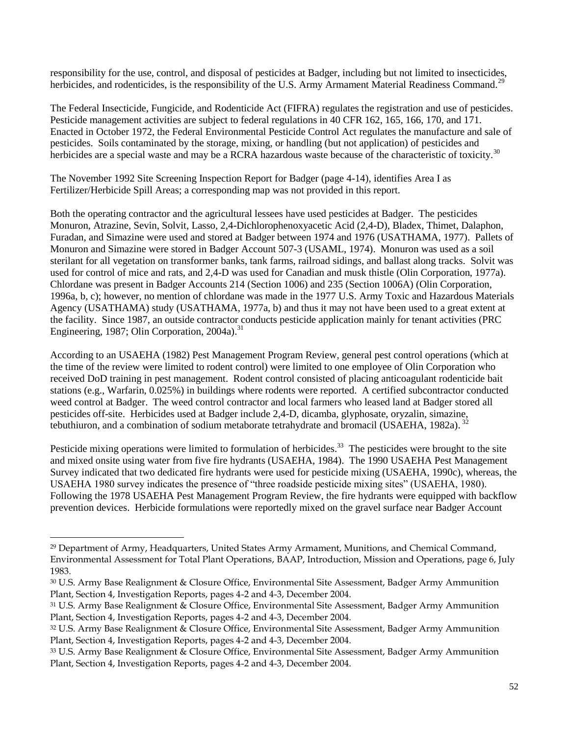responsibility for the use, control, and disposal of pesticides at Badger, including but not limited to insecticides, herbicides, and rodenticides, is the responsibility of the U.S. Army Armament Material Readiness Command.[29]

The Federal Insecticide, Fungicide, and Rodenticide Act (FIFRA) regulates the registration and use of pesticides. Pesticide management activities are subject to federal regulations in 40 CFR 162, 165, 166, 170, and 171. Enacted in October 1972, the Federal Environmental Pesticide Control Act regulates the manufacture and sale of pesticides. Soils contaminated by the storage, mixing, or handling (but not application) of pesticides and herbicides are a special waste and may be a RCRA hazardous waste because of the characteristic of toxicity.[30]

The November 1992 Site Screening Inspection Report for Badger (page 4-14), identifies Area I as Fertilizer/Herbicide Spill Areas; a corresponding map was not provided in this report.

Both the operating contractor and the agricultural lessees have used pesticides at Badger. The pesticides Monuron, Atrazine, Sevin, Solvit, Lasso, 2,4-Dichlorophenoxyacetic Acid (2,4-D), Bladex, Thimet, Dalaphon, Furadan, and Simazine were used and stored at Badger between 1974 and 1976 (USATHAMA, 1977). Pallets of Monuron and Simazine were stored in Badger Account 507-3 (USAML, 1974). Monuron was used as a soil sterilant for all vegetation on transformer banks, tank farms, railroad sidings, and ballast along tracks. Solvit was used for control of mice and rats, and 2,4-D was used for Canadian and musk thistle (Olin Corporation, 1977a). Chlordane was present in Badger Accounts 214 (Section 1006) and 235 (Section 1006A) (Olin Corporation, 1996a, b, c); however, no mention of chlordane was made in the 1977 U.S. Army Toxic and Hazardous Materials Agency (USATHAMA) study (USATHAMA, 1977a, b) and thus it may not have been used to a great extent at the facility. Since 1987, an outside contractor conducts pesticide application mainly for tenant activities (PRC Engineering, 1987; Olin Corporation, 2004a).[31]

According to an USAEHA (1982) Pest Management Program Review, general pest control operations (which at the time of the review were limited to rodent control) were limited to one employee of Olin Corporation who received DoD training in pest management. Rodent control consisted of placing anticoagulant rodenticide bait stations (e.g., Warfarin, 0.025%) in buildings where rodents were reported. A certified subcontractor conducted weed control at Badger. The weed control contractor and local farmers who leased land at Badger stored all pesticides off-site. Herbicides used at Badger include 2,4-D, dicamba, glyphosate, oryzalin, simazine, tebuthiuron, and a combination of sodium metaborate tetrahydrate and bromacil (USAEHA, 1982a).[32]

Pesticide mixing operations were limited to formulation of herbicides.[33] The pesticides were brought to the site and mixed onsite using water from five fire hydrants (USAEHA, 1984). The 1990 USAEHA Pest Management Survey indicated that two dedicated fire hydrants were used for pesticide mixing (USAEHA, 1990c), whereas, the USAEHA 1980 survey indicates the presence of "three roadside pesticide mixing sites" (USAEHA, 1980). Following the 1978 USAEHA Pest Management Program Review, the fire hydrants were equipped with backflow prevention devices. Herbicide formulations were reportedly mixed on the gravel surface near Badger Account

---

[29] Department of Army, Headquarters, United States Army Armament, Munitions, and Chemical Command, Environmental Assessment for Total Plant Operations, BAAP, Introduction, Mission and Operations, page 6, July 1983.

[30] U.S. Army Base Realignment & Closure Office, Environmental Site Assessment, Badger Army Ammunition Plant, Section 4, Investigation Reports, pages 4-2 and 4-3, December 2004.

[31] U.S. Army Base Realignment & Closure Office, Environmental Site Assessment, Badger Army Ammunition Plant, Section 4, Investigation Reports, pages 4-2 and 4-3, December 2004.

[32] U.S. Army Base Realignment & Closure Office, Environmental Site Assessment, Badger Army Ammunition Plant, Section 4, Investigation Reports, pages 4-2 and 4-3, December 2004.

[33] U.S. Army Base Realignment & Closure Office, Environmental Site Assessment, Badger Army Ammunition Plant, Section 4, Investigation Reports, pages 4-2 and 4-3, December 2004.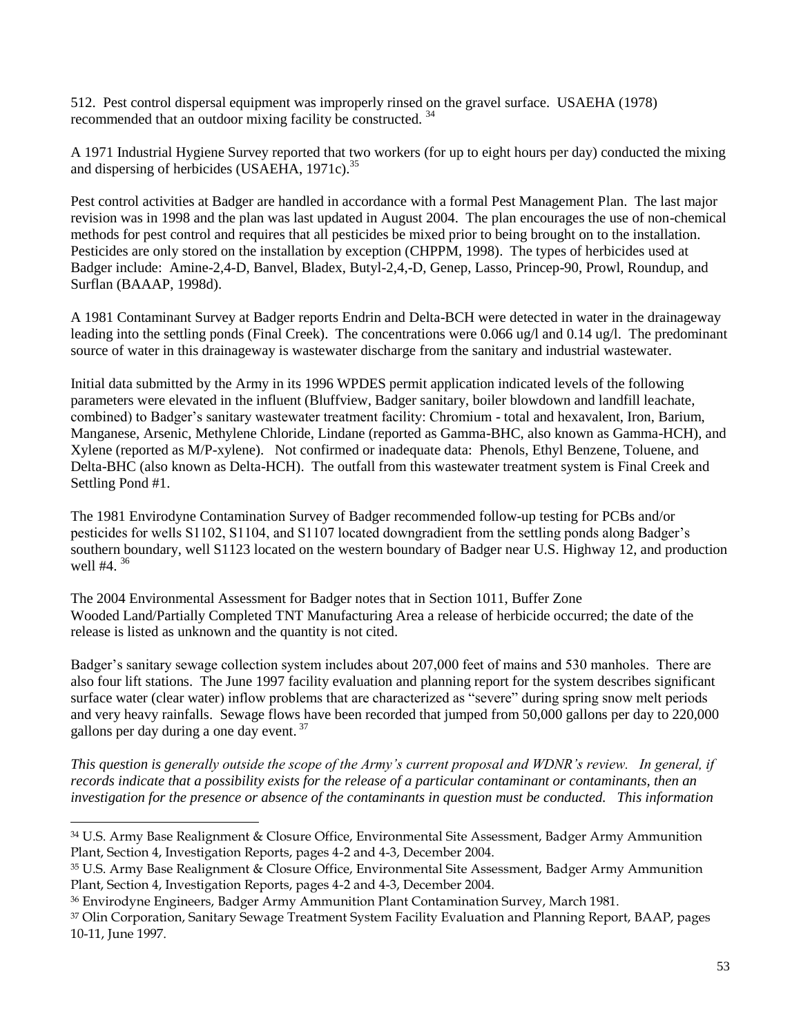512. Pest control dispersal equipment was improperly rinsed on the gravel surface. USAEHA (1978) recommended that an outdoor mixing facility be constructed. [34]

A 1971 Industrial Hygiene Survey reported that two workers (for up to eight hours per day) conducted the mixing and dispersing of herbicides (USAEHA, 1971c).[35]

Pest control activities at Badger are handled in accordance with a formal Pest Management Plan. The last major revision was in 1998 and the plan was last updated in August 2004. The plan encourages the use of non-chemical methods for pest control and requires that all pesticides be mixed prior to being brought on to the installation. Pesticides are only stored on the installation by exception (CHPPM, 1998). The types of herbicides used at Badger include: Amine-2,4-D, Banvel, Bladex, Butyl-2,4,-D, Genep, Lasso, Princep-90, Prowl, Roundup, and Surflan (BAAAP, 1998d).

A 1981 Contaminant Survey at Badger reports Endrin and Delta-BCH were detected in water in the drainageway leading into the settling ponds (Final Creek). The concentrations were 0.066 ug/l and 0.14 ug/l. The predominant source of water in this drainageway is wastewater discharge from the sanitary and industrial wastewater.

Initial data submitted by the Army in its 1996 WPDES permit application indicated levels of the following parameters were elevated in the influent (Bluffview, Badger sanitary, boiler blowdown and landfill leachate, combined) to Badger's sanitary wastewater treatment facility: Chromium - total and hexavalent, Iron, Barium, Manganese, Arsenic, Methylene Chloride, Lindane (reported as Gamma-BHC, also known as Gamma-HCH), and Xylene (reported as M/P-xylene). Not confirmed or inadequate data: Phenols, Ethyl Benzene, Toluene, and Delta-BHC (also known as Delta-HCH). The outfall from this wastewater treatment system is Final Creek and Settling Pond #1.

The 1981 Envirodyne Contamination Survey of Badger recommended follow-up testing for PCBs and/or pesticides for wells S1102, S1104, and S1107 located downgradient from the settling ponds along Badger's southern boundary, well S1123 located on the western boundary of Badger near U.S. Highway 12, and production well #4. [36]

The 2004 Environmental Assessment for Badger notes that in Section 1011, Buffer Zone Wooded Land/Partially Completed TNT Manufacturing Area a release of herbicide occurred; the date of the release is listed as unknown and the quantity is not cited.

Badger's sanitary sewage collection system includes about 207,000 feet of mains and 530 manholes. There are also four lift stations. The June 1997 facility evaluation and planning report for the system describes significant surface water (clear water) inflow problems that are characterized as "severe" during spring snow melt periods and very heavy rainfalls. Sewage flows have been recorded that jumped from 50,000 gallons per day to 220,000 gallons per day during a one day event. [37]

*This question is generally outside the scope of the Army's current proposal and WDNR's review. In general, if records indicate that a possibility exists for the release of a particular contaminant or contaminants, then an investigation for the presence or absence of the contaminants in question must be conducted. This information*

---

[34] U.S. Army Base Realignment & Closure Office, Environmental Site Assessment, Badger Army Ammunition Plant, Section 4, Investigation Reports, pages 4-2 and 4-3, December 2004.

[35] U.S. Army Base Realignment & Closure Office, Environmental Site Assessment, Badger Army Ammunition Plant, Section 4, Investigation Reports, pages 4-2 and 4-3, December 2004.

[36] Envirodyne Engineers, Badger Army Ammunition Plant Contamination Survey, March 1981.

[37] Olin Corporation, Sanitary Sewage Treatment System Facility Evaluation and Planning Report, BAAP, pages 10-11, June 1997.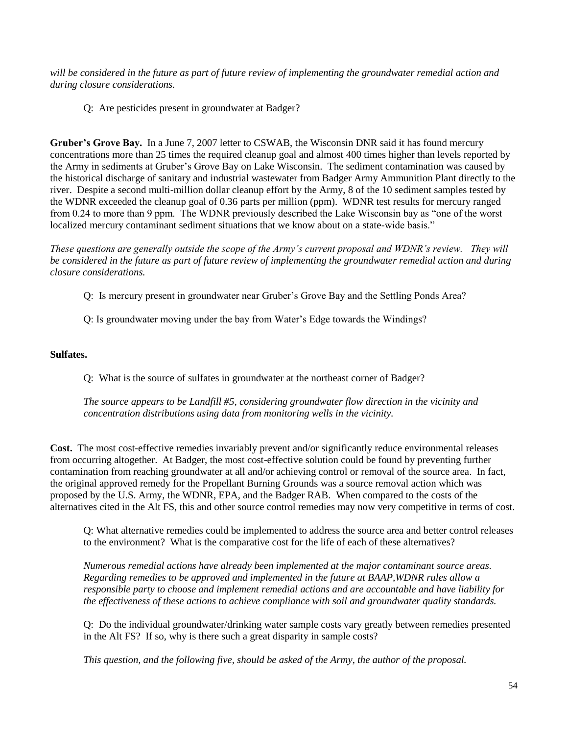*will be considered in the future as part of future review of implementing the groundwater remedial action and during closure considerations.*

Q: Are pesticides present in groundwater at Badger?

**Gruber's Grove Bay.** In a June 7, 2007 letter to CSWAB, the Wisconsin DNR said it has found mercury concentrations more than 25 times the required cleanup goal and almost 400 times higher than levels reported by the Army in sediments at Gruber's Grove Bay on Lake Wisconsin. The sediment contamination was caused by the historical discharge of sanitary and industrial wastewater from Badger Army Ammunition Plant directly to the river. Despite a second multi-million dollar cleanup effort by the Army, 8 of the 10 sediment samples tested by the WDNR exceeded the cleanup goal of 0.36 parts per million (ppm). WDNR test results for mercury ranged from 0.24 to more than 9 ppm. The WDNR previously described the Lake Wisconsin bay as "one of the worst localized mercury contaminant sediment situations that we know about on a state-wide basis."

*These questions are generally outside the scope of the Army's current proposal and WDNR's review. They will be considered in the future as part of future review of implementing the groundwater remedial action and during closure considerations.*

Q: Is mercury present in groundwater near Gruber's Grove Bay and the Settling Ponds Area?

Q: Is groundwater moving under the bay from Water's Edge towards the Windings?

**Sulfates.**

Q: What is the source of sulfates in groundwater at the northeast corner of Badger?

*The source appears to be Landfill #5, considering groundwater flow direction in the vicinity and concentration distributions using data from monitoring wells in the vicinity.*

**Cost.** The most cost-effective remedies invariably prevent and/or significantly reduce environmental releases from occurring altogether. At Badger, the most cost-effective solution could be found by preventing further contamination from reaching groundwater at all and/or achieving control or removal of the source area. In fact, the original approved remedy for the Propellant Burning Grounds was a source removal action which was proposed by the U.S. Army, the WDNR, EPA, and the Badger RAB. When compared to the costs of the alternatives cited in the Alt FS, this and other source control remedies may now very competitive in terms of cost.

Q: What alternative remedies could be implemented to address the source area and better control releases to the environment? What is the comparative cost for the life of each of these alternatives?

*Numerous remedial actions have already been implemented at the major contaminant source areas. Regarding remedies to be approved and implemented in the future at BAAP,WDNR rules allow a responsible party to choose and implement remedial actions and are accountable and have liability for the effectiveness of these actions to achieve compliance with soil and groundwater quality standards.*

Q: Do the individual groundwater/drinking water sample costs vary greatly between remedies presented in the Alt FS? If so, why is there such a great disparity in sample costs?

*This question, and the following five, should be asked of the Army, the author of the proposal.*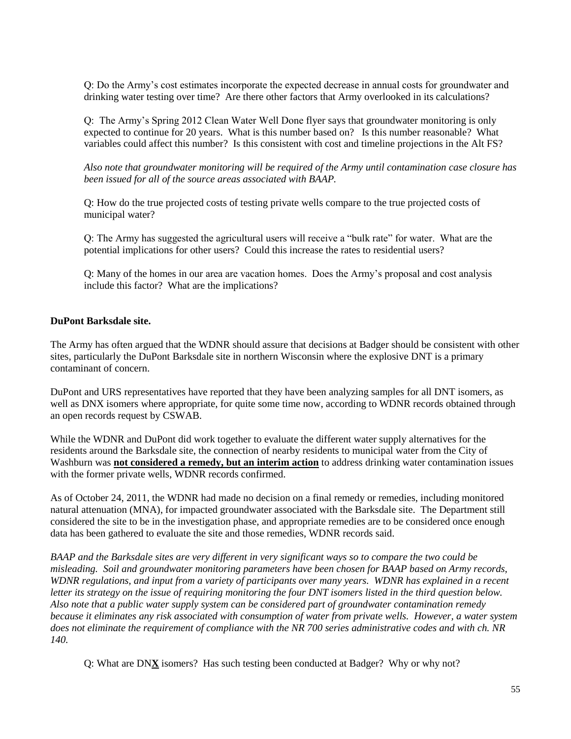Q: Do the Army's cost estimates incorporate the expected decrease in annual costs for groundwater and drinking water testing over time? Are there other factors that Army overlooked in its calculations?

Q: The Army's Spring 2012 Clean Water Well Done flyer says that groundwater monitoring is only expected to continue for 20 years. What is this number based on? Is this number reasonable? What variables could affect this number? Is this consistent with cost and timeline projections in the Alt FS?

*Also note that groundwater monitoring will be required of the Army until contamination case closure has been issued for all of the source areas associated with BAAP.*

Q: How do the true projected costs of testing private wells compare to the true projected costs of municipal water?

Q: The Army has suggested the agricultural users will receive a "bulk rate" for water. What are the potential implications for other users? Could this increase the rates to residential users?

Q: Many of the homes in our area are vacation homes. Does the Army's proposal and cost analysis include this factor? What are the implications?

**DuPont Barksdale site.**

The Army has often argued that the WDNR should assure that decisions at Badger should be consistent with other sites, particularly the DuPont Barksdale site in northern Wisconsin where the explosive DNT is a primary contaminant of concern.

DuPont and URS representatives have reported that they have been analyzing samples for all DNT isomers, as well as DNX isomers where appropriate, for quite some time now, according to WDNR records obtained through an open records request by CSWAB.

While the WDNR and DuPont did work together to evaluate the different water supply alternatives for the residents around the Barksdale site, the connection of nearby residents to municipal water from the City of Washburn was <u>**not considered a remedy, but an interim action**</u> to address drinking water contamination issues with the former private wells, WDNR records confirmed.

As of October 24, 2011, the WDNR had made no decision on a final remedy or remedies, including monitored natural attenuation (MNA), for impacted groundwater associated with the Barksdale site. The Department still considered the site to be in the investigation phase, and appropriate remedies are to be considered once enough data has been gathered to evaluate the site and those remedies, WDNR records said.

*BAAP and the Barksdale sites are very different in very significant ways so to compare the two could be misleading. Soil and groundwater monitoring parameters have been chosen for BAAP based on Army records, WDNR regulations, and input from a variety of participants over many years. WDNR has explained in a recent letter its strategy on the issue of requiring monitoring the four DNT isomers listed in the third question below. Also note that a public water supply system can be considered part of groundwater contamination remedy because it eliminates any risk associated with consumption of water from private wells. However, a water system does not eliminate the requirement of compliance with the NR 700 series administrative codes and with ch. NR 140.*

Q: What are DN<u>**X**</u> isomers? Has such testing been conducted at Badger? Why or why not?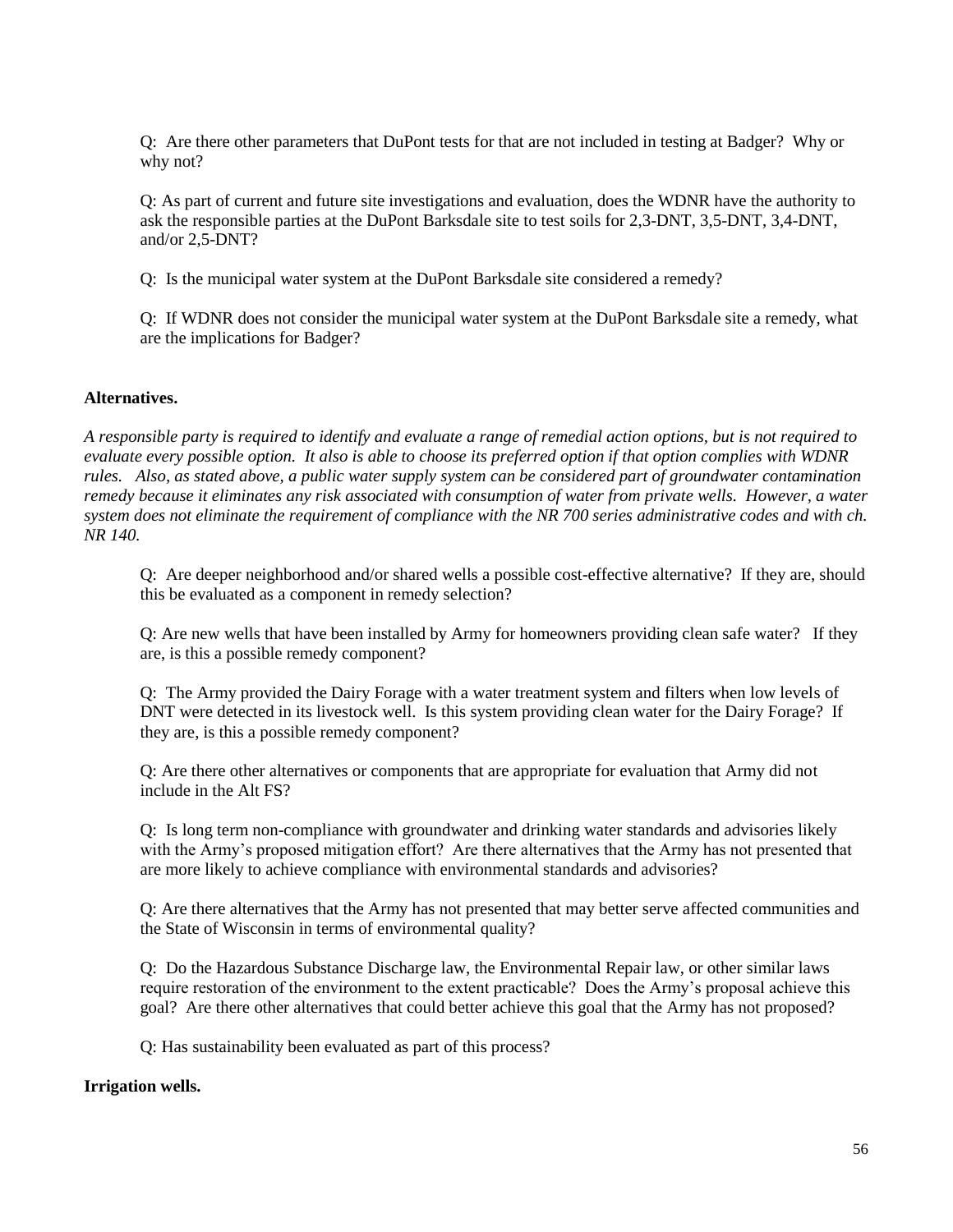Q: Are there other parameters that DuPont tests for that are not included in testing at Badger? Why or why not?

Q: As part of current and future site investigations and evaluation, does the WDNR have the authority to ask the responsible parties at the DuPont Barksdale site to test soils for 2,3-DNT, 3,5-DNT, 3,4-DNT, and/or 2,5-DNT?

Q: Is the municipal water system at the DuPont Barksdale site considered a remedy?

Q: If WDNR does not consider the municipal water system at the DuPont Barksdale site a remedy, what are the implications for Badger?

**Alternatives.**

*A responsible party is required to identify and evaluate a range of remedial action options, but is not required to evaluate every possible option. It also is able to choose its preferred option if that option complies with WDNR rules. Also, as stated above, a public water supply system can be considered part of groundwater contamination remedy because it eliminates any risk associated with consumption of water from private wells. However, a water system does not eliminate the requirement of compliance with the NR 700 series administrative codes and with ch. NR 140.*

Q: Are deeper neighborhood and/or shared wells a possible cost-effective alternative? If they are, should this be evaluated as a component in remedy selection?

Q: Are new wells that have been installed by Army for homeowners providing clean safe water? If they are, is this a possible remedy component?

Q: The Army provided the Dairy Forage with a water treatment system and filters when low levels of DNT were detected in its livestock well. Is this system providing clean water for the Dairy Forage? If they are, is this a possible remedy component?

Q: Are there other alternatives or components that are appropriate for evaluation that Army did not include in the Alt FS?

Q: Is long term non-compliance with groundwater and drinking water standards and advisories likely with the Army's proposed mitigation effort? Are there alternatives that the Army has not presented that are more likely to achieve compliance with environmental standards and advisories?

Q: Are there alternatives that the Army has not presented that may better serve affected communities and the State of Wisconsin in terms of environmental quality?

Q: Do the Hazardous Substance Discharge law, the Environmental Repair law, or other similar laws require restoration of the environment to the extent practicable? Does the Army's proposal achieve this goal? Are there other alternatives that could better achieve this goal that the Army has not proposed?

Q: Has sustainability been evaluated as part of this process?

**Irrigation wells.**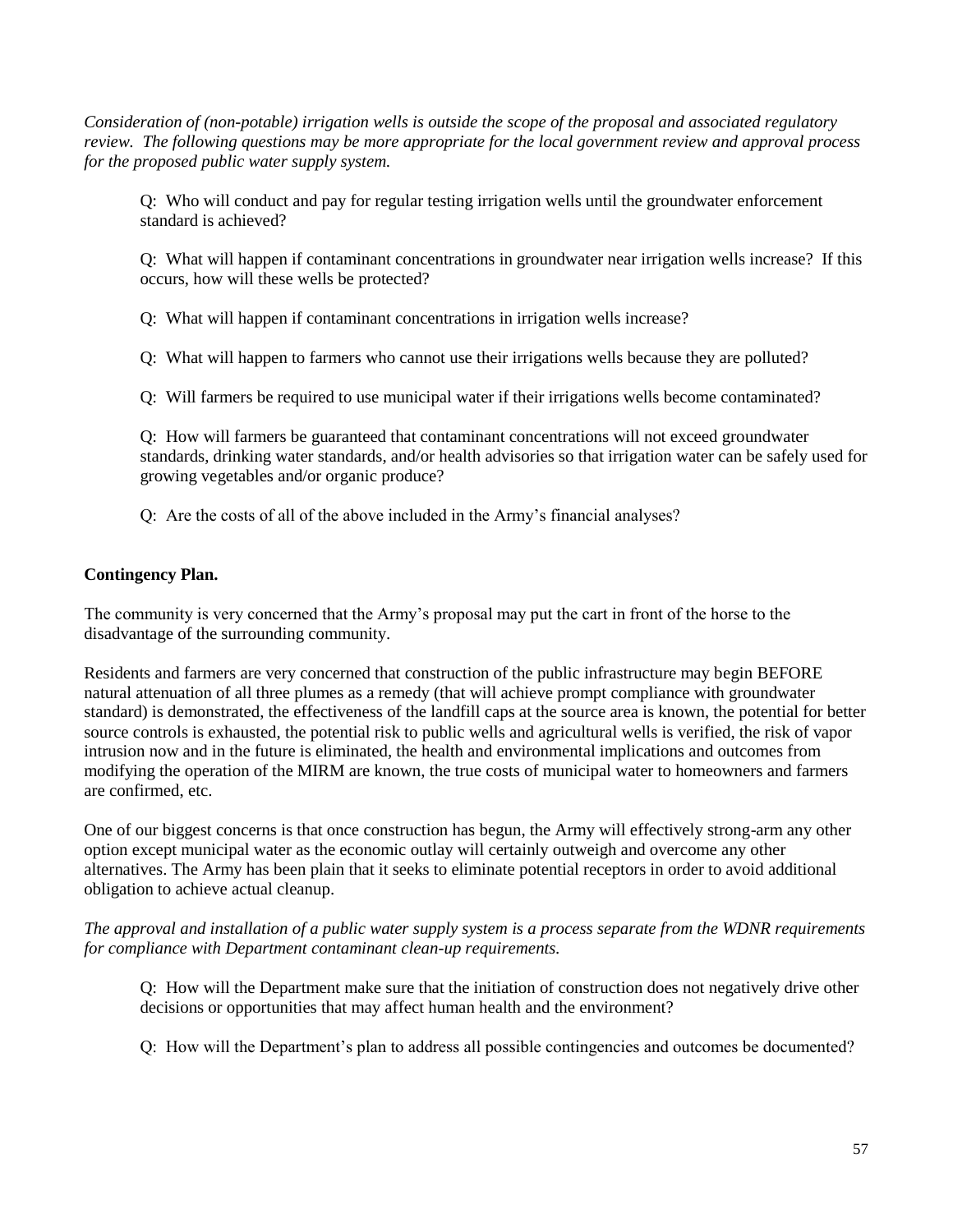*Consideration of (non-potable) irrigation wells is outside the scope of the proposal and associated regulatory review. The following questions may be more appropriate for the local government review and approval process for the proposed public water supply system.*

> Q: Who will conduct and pay for regular testing irrigation wells until the groundwater enforcement standard is achieved?
>
> Q: What will happen if contaminant concentrations in groundwater near irrigation wells increase? If this occurs, how will these wells be protected?
>
> Q: What will happen if contaminant concentrations in irrigation wells increase?
>
> Q: What will happen to farmers who cannot use their irrigations wells because they are polluted?
>
> Q: Will farmers be required to use municipal water if their irrigations wells become contaminated?
>
> Q: How will farmers be guaranteed that contaminant concentrations will not exceed groundwater standards, drinking water standards, and/or health advisories so that irrigation water can be safely used for growing vegetables and/or organic produce?
>
> Q: Are the costs of all of the above included in the Army's financial analyses?

**Contingency Plan.**

The community is very concerned that the Army's proposal may put the cart in front of the horse to the disadvantage of the surrounding community.

Residents and farmers are very concerned that construction of the public infrastructure may begin BEFORE natural attenuation of all three plumes as a remedy (that will achieve prompt compliance with groundwater standard) is demonstrated, the effectiveness of the landfill caps at the source area is known, the potential for better source controls is exhausted, the potential risk to public wells and agricultural wells is verified, the risk of vapor intrusion now and in the future is eliminated, the health and environmental implications and outcomes from modifying the operation of the MIRM are known, the true costs of municipal water to homeowners and farmers are confirmed, etc.

One of our biggest concerns is that once construction has begun, the Army will effectively strong-arm any other option except municipal water as the economic outlay will certainly outweigh and overcome any other alternatives. The Army has been plain that it seeks to eliminate potential receptors in order to avoid additional obligation to achieve actual cleanup.

*The approval and installation of a public water supply system is a process separate from the WDNR requirements for compliance with Department contaminant clean-up requirements.*

> Q: How will the Department make sure that the initiation of construction does not negatively drive other decisions or opportunities that may affect human health and the environment?
>
> Q: How will the Department's plan to address all possible contingencies and outcomes be documented?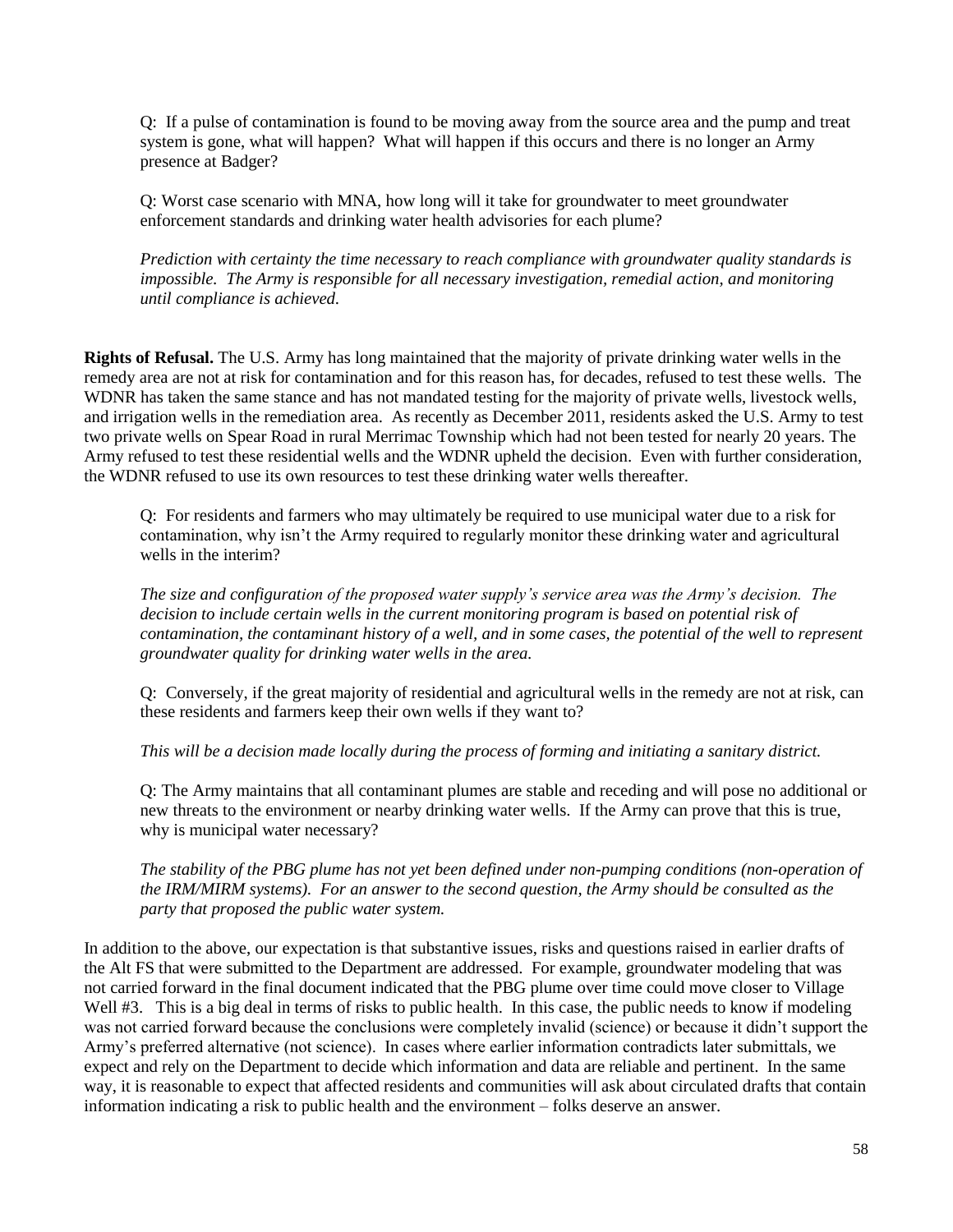Q: If a pulse of contamination is found to be moving away from the source area and the pump and treat system is gone, what will happen? What will happen if this occurs and there is no longer an Army presence at Badger?

Q: Worst case scenario with MNA, how long will it take for groundwater to meet groundwater enforcement standards and drinking water health advisories for each plume?

*Prediction with certainty the time necessary to reach compliance with groundwater quality standards is impossible. The Army is responsible for all necessary investigation, remedial action, and monitoring until compliance is achieved.*

**Rights of Refusal.** The U.S. Army has long maintained that the majority of private drinking water wells in the remedy area are not at risk for contamination and for this reason has, for decades, refused to test these wells. The WDNR has taken the same stance and has not mandated testing for the majority of private wells, livestock wells, and irrigation wells in the remediation area. As recently as December 2011, residents asked the U.S. Army to test two private wells on Spear Road in rural Merrimac Township which had not been tested for nearly 20 years. The Army refused to test these residential wells and the WDNR upheld the decision. Even with further consideration, the WDNR refused to use its own resources to test these drinking water wells thereafter.

Q: For residents and farmers who may ultimately be required to use municipal water due to a risk for contamination, why isn't the Army required to regularly monitor these drinking water and agricultural wells in the interim?

*The size and configuration of the proposed water supply's service area was the Army's decision. The decision to include certain wells in the current monitoring program is based on potential risk of contamination, the contaminant history of a well, and in some cases, the potential of the well to represent groundwater quality for drinking water wells in the area.*

Q: Conversely, if the great majority of residential and agricultural wells in the remedy are not at risk, can these residents and farmers keep their own wells if they want to?

*This will be a decision made locally during the process of forming and initiating a sanitary district.*

Q: The Army maintains that all contaminant plumes are stable and receding and will pose no additional or new threats to the environment or nearby drinking water wells. If the Army can prove that this is true, why is municipal water necessary?

*The stability of the PBG plume has not yet been defined under non-pumping conditions (non-operation of the IRM/MIRM systems). For an answer to the second question, the Army should be consulted as the party that proposed the public water system.*

In addition to the above, our expectation is that substantive issues, risks and questions raised in earlier drafts of the Alt FS that were submitted to the Department are addressed. For example, groundwater modeling that was not carried forward in the final document indicated that the PBG plume over time could move closer to Village Well #3. This is a big deal in terms of risks to public health. In this case, the public needs to know if modeling was not carried forward because the conclusions were completely invalid (science) or because it didn't support the Army's preferred alternative (not science). In cases where earlier information contradicts later submittals, we expect and rely on the Department to decide which information and data are reliable and pertinent. In the same way, it is reasonable to expect that affected residents and communities will ask about circulated drafts that contain information indicating a risk to public health and the environment – folks deserve an answer.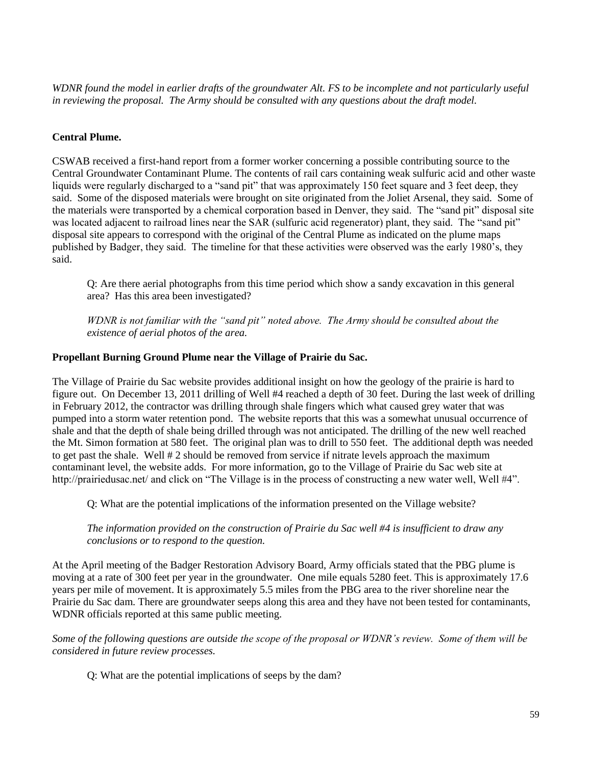*WDNR found the model in earlier drafts of the groundwater Alt. FS to be incomplete and not particularly useful in reviewing the proposal. The Army should be consulted with any questions about the draft model.*

**Central Plume.**

CSWAB received a first-hand report from a former worker concerning a possible contributing source to the Central Groundwater Contaminant Plume. The contents of rail cars containing weak sulfuric acid and other waste liquids were regularly discharged to a "sand pit" that was approximately 150 feet square and 3 feet deep, they said. Some of the disposed materials were brought on site originated from the Joliet Arsenal, they said. Some of the materials were transported by a chemical corporation based in Denver, they said. The "sand pit" disposal site was located adjacent to railroad lines near the SAR (sulfuric acid regenerator) plant, they said. The "sand pit" disposal site appears to correspond with the original of the Central Plume as indicated on the plume maps published by Badger, they said. The timeline for that these activities were observed was the early 1980's, they said.

> Q: Are there aerial photographs from this time period which show a sandy excavation in this general area? Has this area been investigated?
>
> *WDNR is not familiar with the "sand pit" noted above. The Army should be consulted about the existence of aerial photos of the area.*

**Propellant Burning Ground Plume near the Village of Prairie du Sac.**

The Village of Prairie du Sac website provides additional insight on how the geology of the prairie is hard to figure out. On December 13, 2011 drilling of Well #4 reached a depth of 30 feet. During the last week of drilling in February 2012, the contractor was drilling through shale fingers which what caused grey water that was pumped into a storm water retention pond. The website reports that this was a somewhat unusual occurrence of shale and that the depth of shale being drilled through was not anticipated. The drilling of the new well reached the Mt. Simon formation at 580 feet. The original plan was to drill to 550 feet. The additional depth was needed to get past the shale. Well # 2 should be removed from service if nitrate levels approach the maximum contaminant level, the website adds. For more information, go to the Village of Prairie du Sac web site at http://prairiedusac.net/ and click on "The Village is in the process of constructing a new water well, Well #4".

> Q: What are the potential implications of the information presented on the Village website?
>
> *The information provided on the construction of Prairie du Sac well #4 is insufficient to draw any conclusions or to respond to the question.*

At the April meeting of the Badger Restoration Advisory Board, Army officials stated that the PBG plume is moving at a rate of 300 feet per year in the groundwater. One mile equals 5280 feet. This is approximately 17.6 years per mile of movement. It is approximately 5.5 miles from the PBG area to the river shoreline near the Prairie du Sac dam. There are groundwater seeps along this area and they have not been tested for contaminants, WDNR officials reported at this same public meeting.

*Some of the following questions are outside the scope of the proposal or WDNR's review. Some of them will be considered in future review processes.*

> Q: What are the potential implications of seeps by the dam?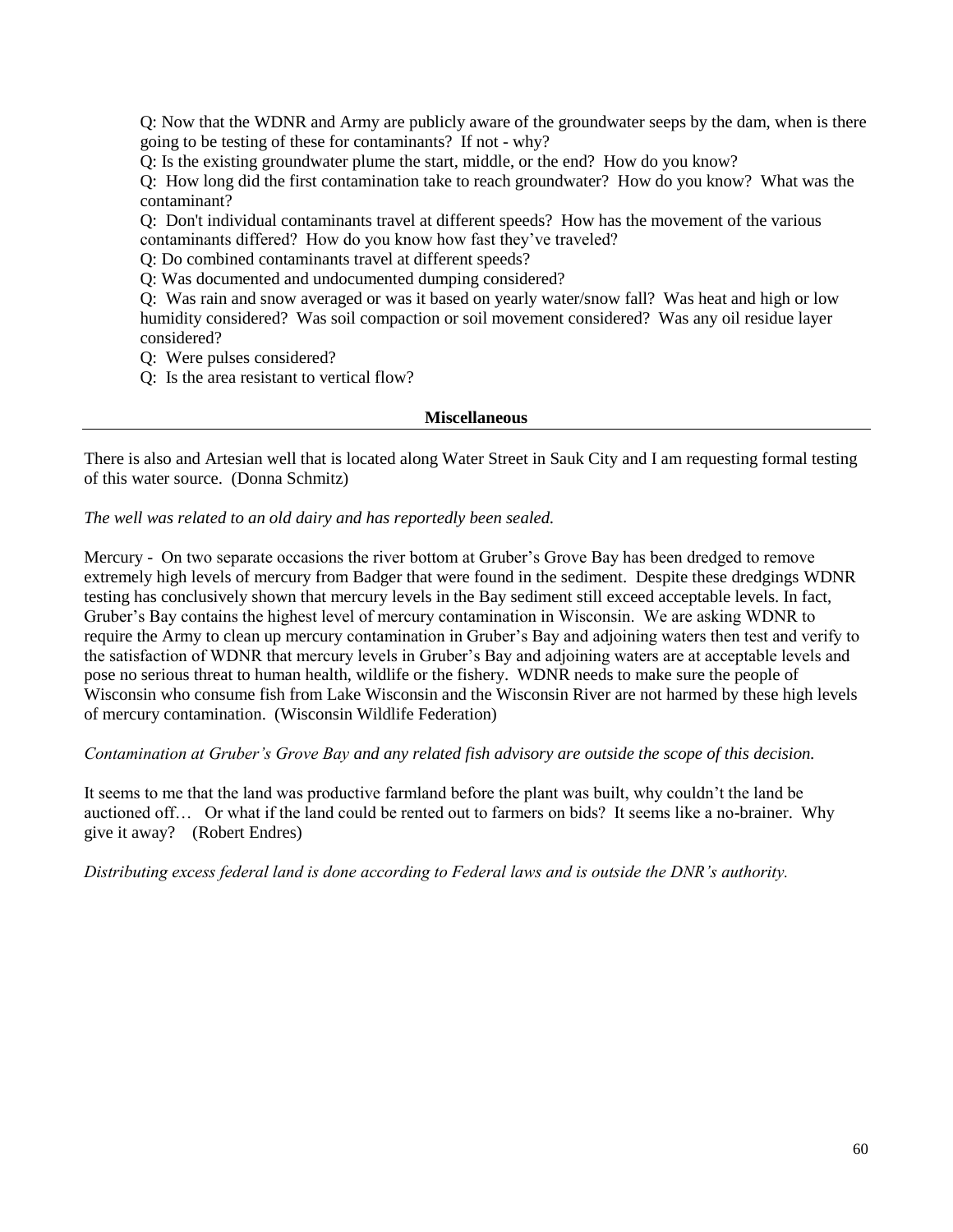Q: Now that the WDNR and Army are publicly aware of the groundwater seeps by the dam, when is there going to be testing of these for contaminants? If not - why?

Q: Is the existing groundwater plume the start, middle, or the end? How do you know?

Q: How long did the first contamination take to reach groundwater? How do you know? What was the contaminant?

Q: Don't individual contaminants travel at different speeds? How has the movement of the various contaminants differed? How do you know how fast they've traveled?

Q: Do combined contaminants travel at different speeds?

Q: Was documented and undocumented dumping considered?

Q: Was rain and snow averaged or was it based on yearly water/snow fall? Was heat and high or low humidity considered? Was soil compaction or soil movement considered? Was any oil residue layer considered?

Q: Were pulses considered?

Q: Is the area resistant to vertical flow?

## Miscellaneous

There is also and Artesian well that is located along Water Street in Sauk City and I am requesting formal testing of this water source. (Donna Schmitz)

*The well was related to an old dairy and has reportedly been sealed.*

Mercury - On two separate occasions the river bottom at Gruber's Grove Bay has been dredged to remove extremely high levels of mercury from Badger that were found in the sediment. Despite these dredgings WDNR testing has conclusively shown that mercury levels in the Bay sediment still exceed acceptable levels. In fact, Gruber's Bay contains the highest level of mercury contamination in Wisconsin. We are asking WDNR to require the Army to clean up mercury contamination in Gruber's Bay and adjoining waters then test and verify to the satisfaction of WDNR that mercury levels in Gruber's Bay and adjoining waters are at acceptable levels and pose no serious threat to human health, wildlife or the fishery. WDNR needs to make sure the people of Wisconsin who consume fish from Lake Wisconsin and the Wisconsin River are not harmed by these high levels of mercury contamination. (Wisconsin Wildlife Federation)

*Contamination at Gruber's Grove Bay and any related fish advisory are outside the scope of this decision.*

It seems to me that the land was productive farmland before the plant was built, why couldn't the land be auctioned off… Or what if the land could be rented out to farmers on bids? It seems like a no-brainer. Why give it away? (Robert Endres)

*Distributing excess federal land is done according to Federal laws and is outside the DNR's authority.*